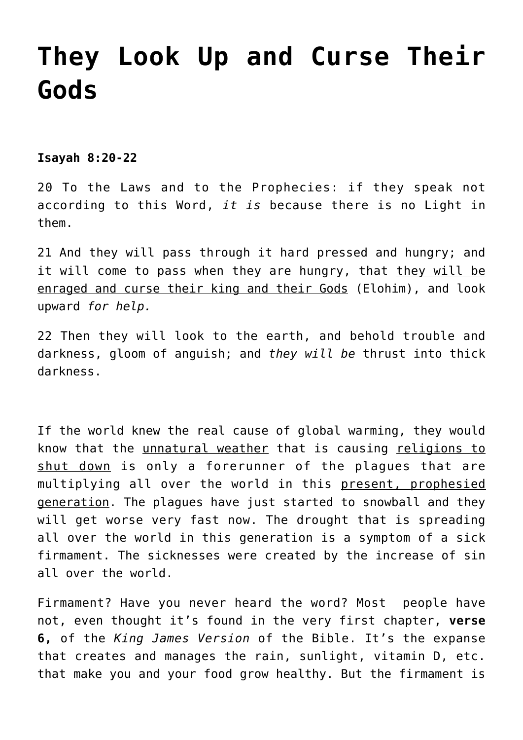# They Look Up and Curse Their Gods

**Isayah 8:20-22**

20 To the Laws and to the Prophecies: if they speak not according to this Word, *it is* because there is no Light in them.

21 And they will pass through it hard pressed and hungry; and it will come to pass when they are hungry, that <u>they will be enraged and curse their king and their Gods</u> (Elohim), and look upward *for help.*

22 Then they will look to the earth, and behold trouble and darkness, gloom of anguish; and *they will be* thrust into thick darkness.

If the world knew the real cause of global warming, they would know that the <u>unnatural weather</u> that is causing <u>religions to shut down</u> is only a forerunner of the plagues that are multiplying all over the world in this <u>present, prophesied generation</u>. The plagues have just started to snowball and they will get worse very fast now. The drought that is spreading all over the world in this generation is a symptom of a sick firmament. The sicknesses were created by the increase of sin all over the world.

Firmament? Have you never heard the word? Most people have not, even thought it's found in the very first chapter, **verse 6,** of the *King James Version* of the Bible. It's the expanse that creates and manages the rain, sunlight, vitamin D, etc. that make you and your food grow healthy. But the firmament is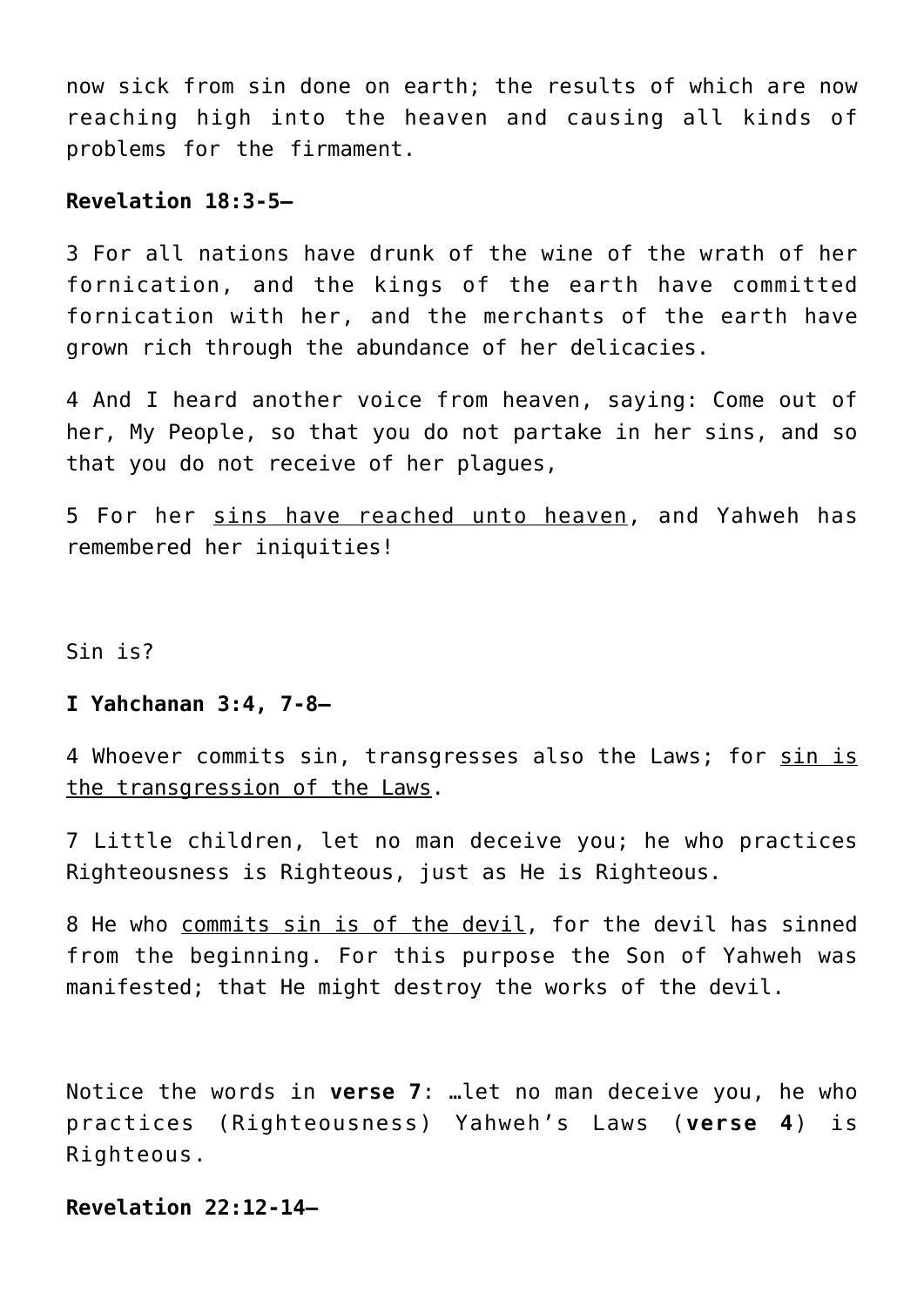now sick from sin done on earth; the results of which are now reaching high into the heaven and causing all kinds of problems for the firmament.

**Revelation 18:3-5–**

3 For all nations have drunk of the wine of the wrath of her fornication, and the kings of the earth have committed fornication with her, and the merchants of the earth have grown rich through the abundance of her delicacies.

4 And I heard another voice from heaven, saying: Come out of her, My People, so that you do not partake in her sins, and so that you do not receive of her plagues,

5 For her sins have reached unto heaven, and Yahweh has remembered her iniquities!

Sin is?

**I Yahchanan 3:4, 7-8–**

4 Whoever commits sin, transgresses also the Laws; for sin is the transgression of the Laws.

7 Little children, let no man deceive you; he who practices Righteousness is Righteous, just as He is Righteous.

8 He who commits sin is of the devil, for the devil has sinned from the beginning. For this purpose the Son of Yahweh was manifested; that He might destroy the works of the devil.

Notice the words in **verse 7**: …let no man deceive you, he who practices (Righteousness) Yahweh's Laws (**verse 4**) is Righteous.

**Revelation 22:12-14–**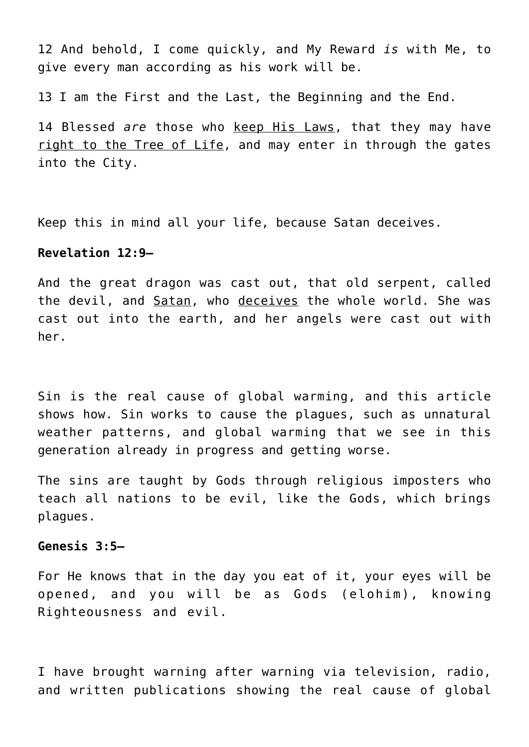12 And behold, I come quickly, and My Reward *is* with Me, to give every man according as his work will be.

13 I am the First and the Last, the Beginning and the End.

14 Blessed *are* those who keep His Laws, that they may have right to the Tree of Life, and may enter in through the gates into the City.

Keep this in mind all your life, because Satan deceives.

**Revelation 12:9–**

And the great dragon was cast out, that old serpent, called the devil, and Satan, who deceives the whole world. She was cast out into the earth, and her angels were cast out with her.

Sin is the real cause of global warming, and this article shows how. Sin works to cause the plagues, such as unnatural weather patterns, and global warming that we see in this generation already in progress and getting worse.

The sins are taught by Gods through religious imposters who teach all nations to be evil, like the Gods, which brings plagues.

**Genesis 3:5–**

For He knows that in the day you eat of it, your eyes will be opened, and you will be as Gods (elohim), knowing Righteousness and evil.

I have brought warning after warning via television, radio, and written publications showing the real cause of global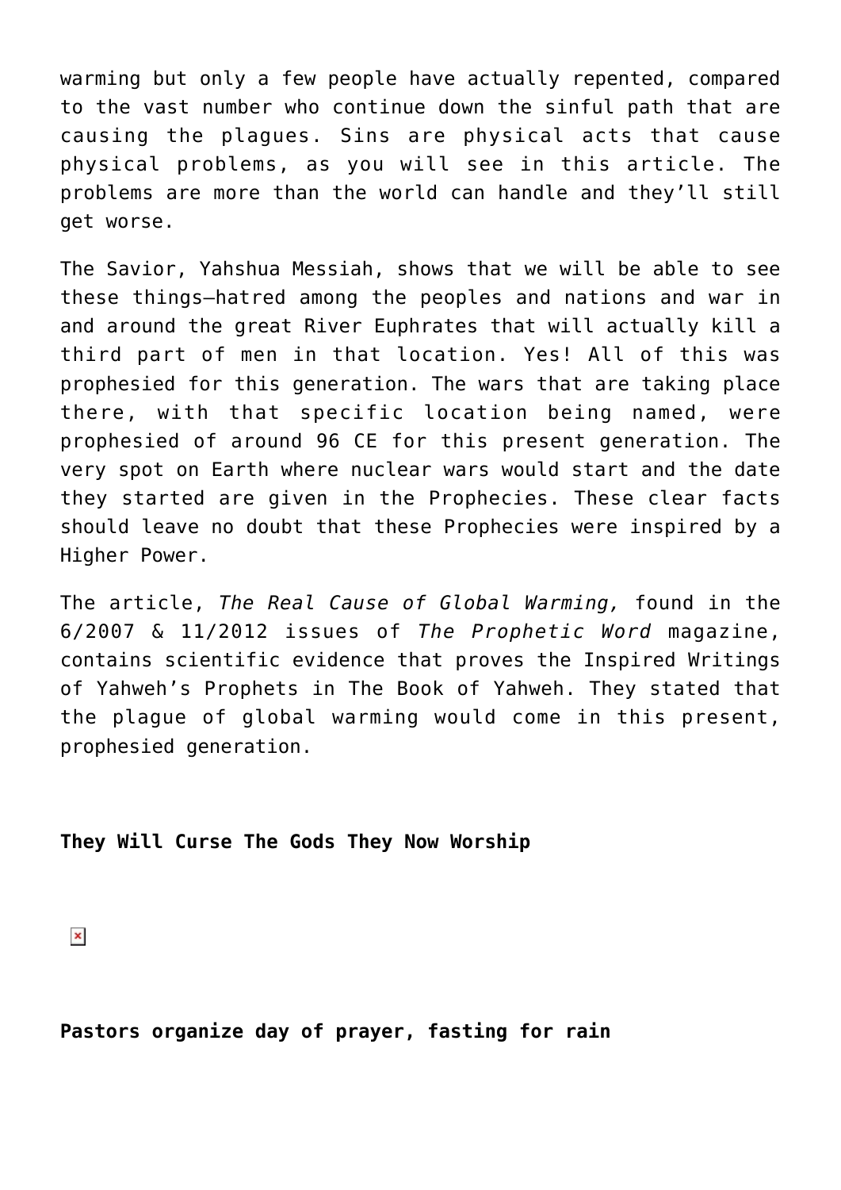warming but only a few people have actually repented, compared to the vast number who continue down the sinful path that are causing the plagues. Sins are physical acts that cause physical problems, as you will see in this article. The problems are more than the world can handle and they'll still get worse.

The Savior, Yahshua Messiah, shows that we will be able to see these things—hatred among the peoples and nations and war in and around the great River Euphrates that will actually kill a third part of men in that location. Yes! All of this was prophesied for this generation. The wars that are taking place there, with that specific location being named, were prophesied of around 96 CE for this present generation. The very spot on Earth where nuclear wars would start and the date they started are given in the Prophecies. These clear facts should leave no doubt that these Prophecies were inspired by a Higher Power.

The article, *The Real Cause of Global Warming,* found in the 6/2007 & 11/2012 issues of *The Prophetic Word* magazine, contains scientific evidence that proves the Inspired Writings of Yahweh's Prophets in The Book of Yahweh. They stated that the plague of global warming would come in this present, prophesied generation.

**They Will Curse The Gods They Now Worship**

**Pastors organize day of prayer, fasting for rain**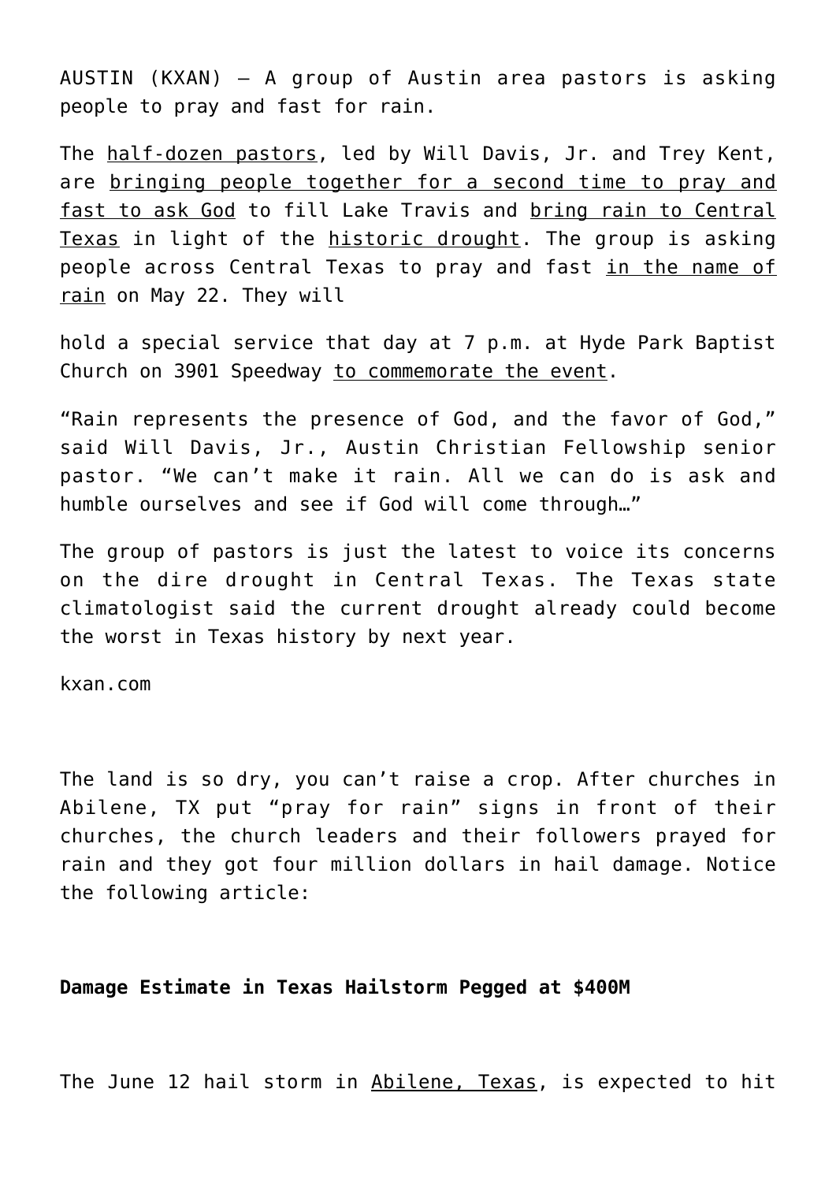AUSTIN (KXAN) — A group of Austin area pastors is asking people to pray and fast for rain.

The half-dozen pastors, led by Will Davis, Jr. and Trey Kent, are bringing people together for a second time to pray and fast to ask God to fill Lake Travis and bring rain to Central Texas in light of the historic drought. The group is asking people across Central Texas to pray and fast in the name of rain on May 22. They will

hold a special service that day at 7 p.m. at Hyde Park Baptist Church on 3901 Speedway to commemorate the event.

"Rain represents the presence of God, and the favor of God," said Will Davis, Jr., Austin Christian Fellowship senior pastor. "We can't make it rain. All we can do is ask and humble ourselves and see if God will come through…"

The group of pastors is just the latest to voice its concerns on the dire drought in Central Texas. The Texas state climatologist said the current drought already could become the worst in Texas history by next year.

kxan.com

The land is so dry, you can't raise a crop. After churches in Abilene, TX put "pray for rain" signs in front of their churches, the church leaders and their followers prayed for rain and they got four million dollars in hail damage. Notice the following article:

**Damage Estimate in Texas Hailstorm Pegged at $400M**

The June 12 hail storm in Abilene, Texas, is expected to hit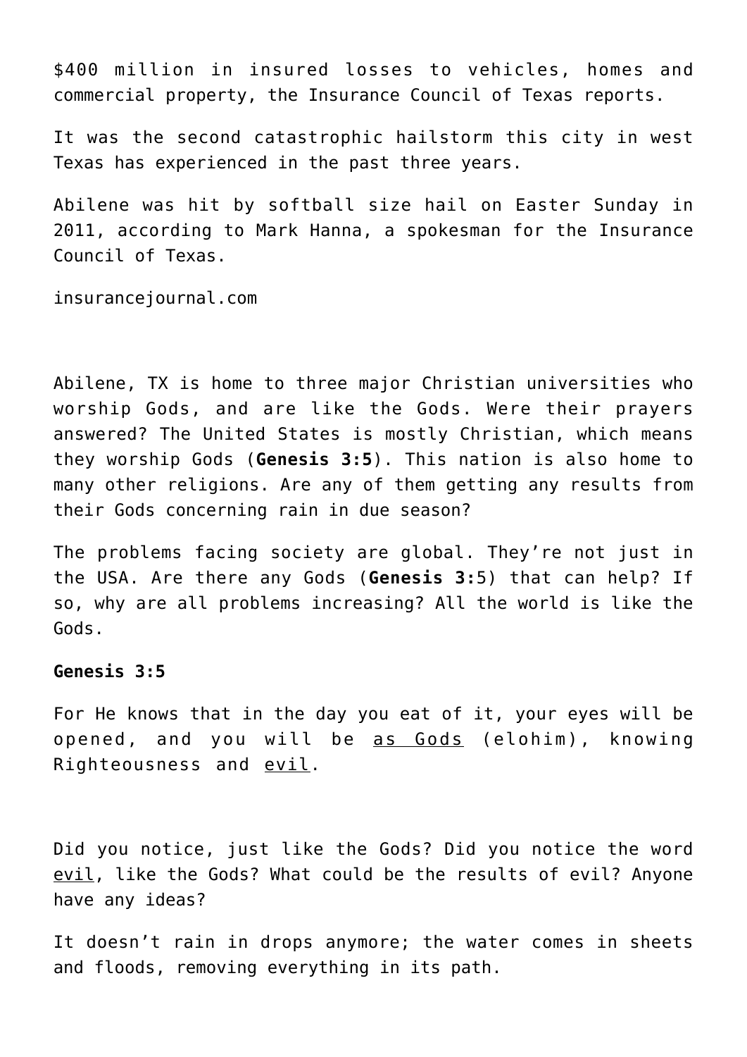$400 million in insured losses to vehicles, homes and commercial property, the Insurance Council of Texas reports.

It was the second catastrophic hailstorm this city in west Texas has experienced in the past three years.

Abilene was hit by softball size hail on Easter Sunday in 2011, according to Mark Hanna, a spokesman for the Insurance Council of Texas.

insurancejournal.com

Abilene, TX is home to three major Christian universities who worship Gods, and are like the Gods. Were their prayers answered? The United States is mostly Christian, which means they worship Gods (**Genesis 3:5**). This nation is also home to many other religions. Are any of them getting any results from their Gods concerning rain in due season?

The problems facing society are global. They're not just in the USA. Are there any Gods (**Genesis 3:**5) that can help? If so, why are all problems increasing? All the world is like the Gods.

**Genesis 3:5**

For He knows that in the day you eat of it, your eyes will be opened, and you will be as Gods (elohim), knowing Righteousness and evil.

Did you notice, just like the Gods? Did you notice the word evil, like the Gods? What could be the results of evil? Anyone have any ideas?

It doesn't rain in drops anymore; the water comes in sheets and floods, removing everything in its path.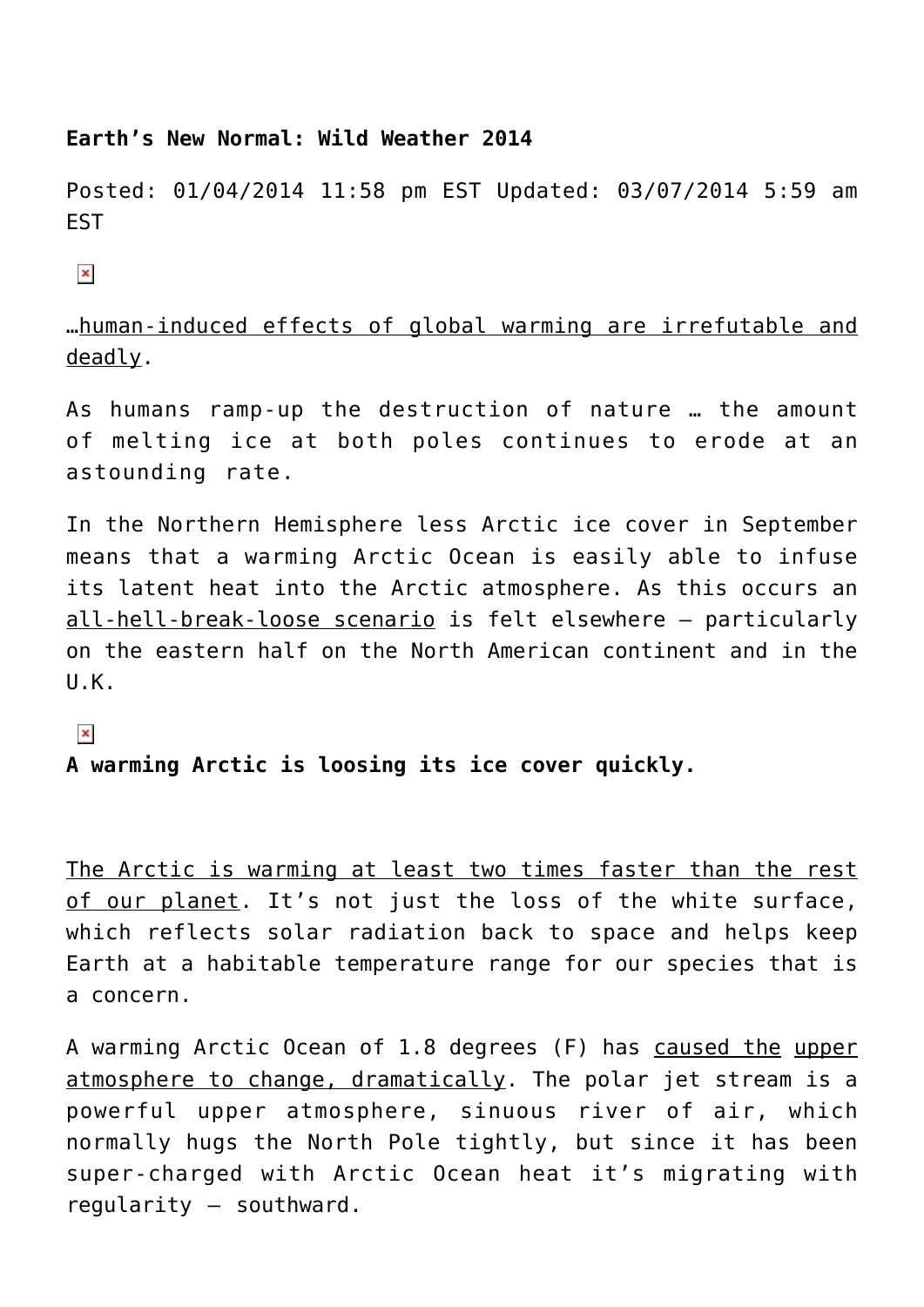**Earth's New Normal: Wild Weather 2014**

Posted: 01/04/2014 11:58 pm EST Updated: 03/07/2014 5:59 am EST

…human-induced effects of global warming are irrefutable and deadly.

As humans ramp-up the destruction of nature … the amount of melting ice at both poles continues to erode at an astounding rate.

In the Northern Hemisphere less Arctic ice cover in September means that a warming Arctic Ocean is easily able to infuse its latent heat into the Arctic atmosphere. As this occurs an all-hell-break-loose scenario is felt elsewhere – particularly on the eastern half on the North American continent and in the U.K.

**A warming Arctic is loosing its ice cover quickly.**

The Arctic is warming at least two times faster than the rest of our planet. It's not just the loss of the white surface, which reflects solar radiation back to space and helps keep Earth at a habitable temperature range for our species that is a concern.

A warming Arctic Ocean of 1.8 degrees (F) has caused the upper atmosphere to change, dramatically. The polar jet stream is a powerful upper atmosphere, sinuous river of air, which normally hugs the North Pole tightly, but since it has been super-charged with Arctic Ocean heat it's migrating with regularity – southward.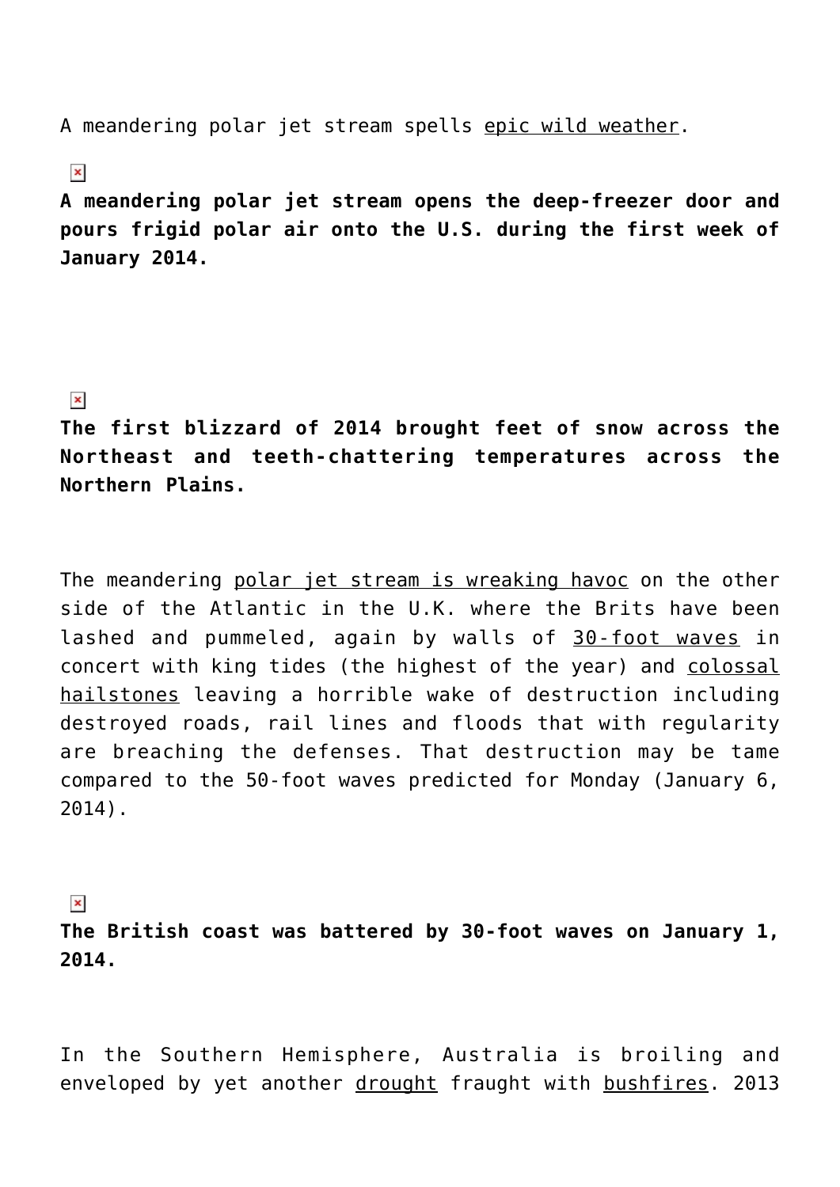A meandering polar jet stream spells epic wild weather.

**A meandering polar jet stream opens the deep-freezer door and pours frigid polar air onto the U.S. during the first week of January 2014.**

**The first blizzard of 2014 brought feet of snow across the Northeast and teeth-chattering temperatures across the Northern Plains.**

The meandering polar jet stream is wreaking havoc on the other side of the Atlantic in the U.K. where the Brits have been lashed and pummeled, again by walls of 30-foot waves in concert with king tides (the highest of the year) and colossal hailstones leaving a horrible wake of destruction including destroyed roads, rail lines and floods that with regularity are breaching the defenses. That destruction may be tame compared to the 50-foot waves predicted for Monday (January 6, 2014).

**The British coast was battered by 30-foot waves on January 1, 2014.**

In the Southern Hemisphere, Australia is broiling and enveloped by yet another drought fraught with bushfires. 2013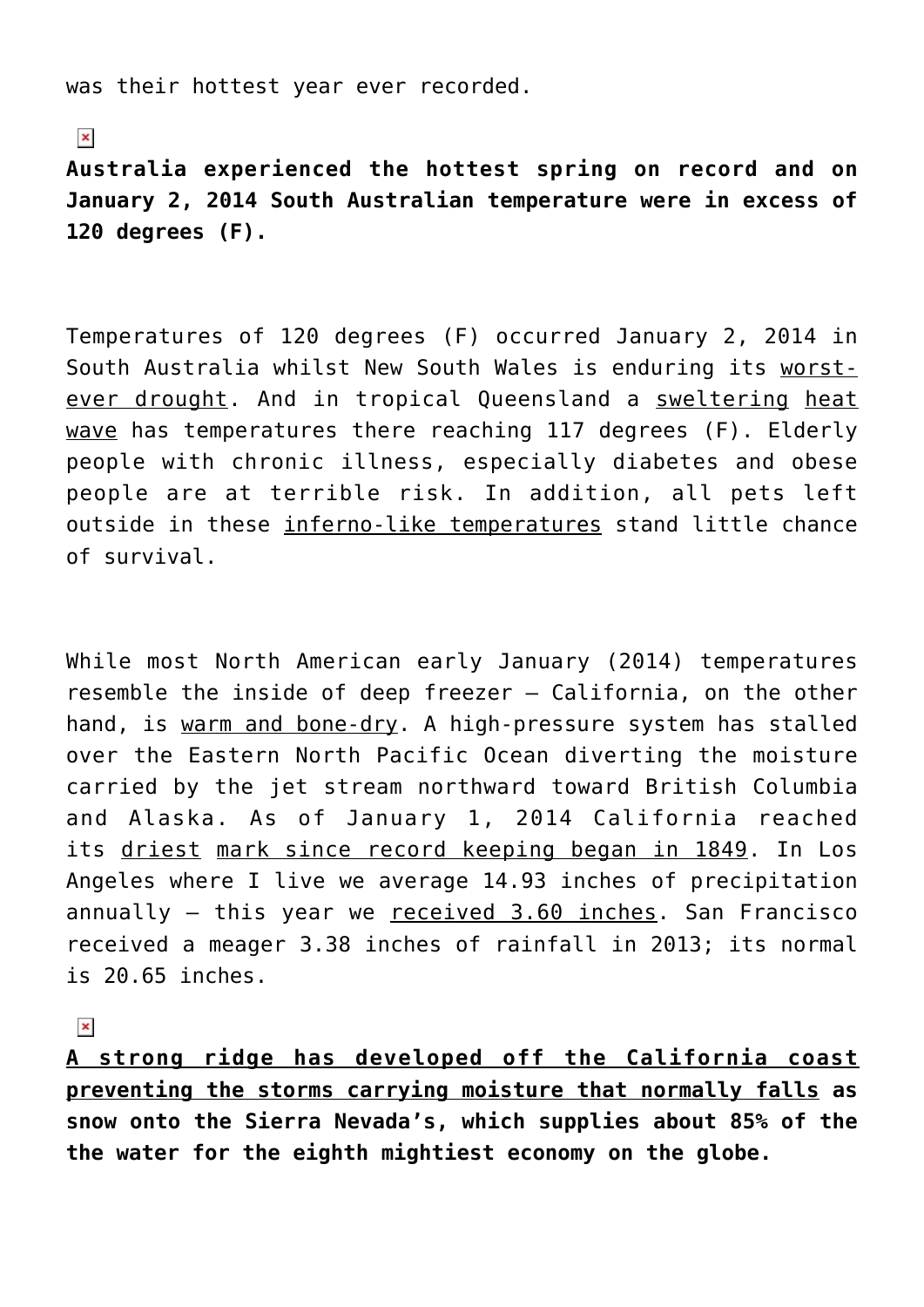was their hottest year ever recorded.

**Australia experienced the hottest spring on record and on January 2, 2014 South Australian temperature were in excess of 120 degrees (F).**

Temperatures of 120 degrees (F) occurred January 2, 2014 in South Australia whilst New South Wales is enduring its worst-ever drought. And in tropical Queensland a sweltering heat wave has temperatures there reaching 117 degrees (F). Elderly people with chronic illness, especially diabetes and obese people are at terrible risk. In addition, all pets left outside in these inferno-like temperatures stand little chance of survival.

While most North American early January (2014) temperatures resemble the inside of deep freezer – California, on the other hand, is warm and bone-dry. A high-pressure system has stalled over the Eastern North Pacific Ocean diverting the moisture carried by the jet stream northward toward British Columbia and Alaska. As of January 1, 2014 California reached its driest mark since record keeping began in 1849. In Los Angeles where I live we average 14.93 inches of precipitation annually – this year we received 3.60 inches. San Francisco received a meager 3.38 inches of rainfall in 2013; its normal is 20.65 inches.

**A strong ridge has developed off the California coast preventing the storms carrying moisture that normally falls as snow onto the Sierra Nevada's, which supplies about 85% of the the water for the eighth mightiest economy on the globe.**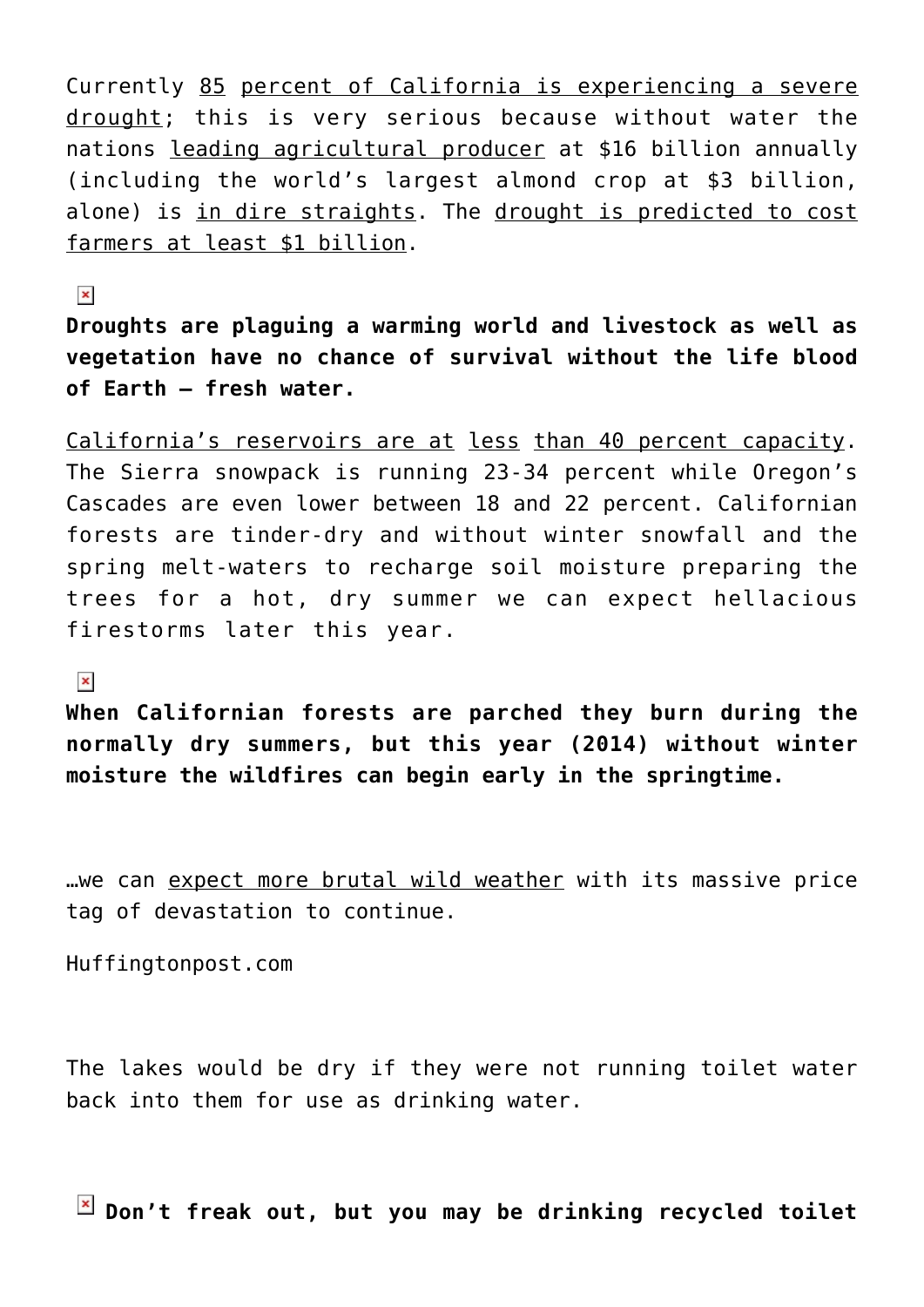Currently 85 percent of California is experiencing a severe drought; this is very serious because without water the nations leading agricultural producer at $16 billion annually (including the world's largest almond crop at $3 billion, alone) is in dire straights. The drought is predicted to cost farmers at least $1 billion.

**Droughts are plaguing a warming world and livestock as well as vegetation have no chance of survival without the life blood of Earth – fresh water.**

California's reservoirs are at less than 40 percent capacity. The Sierra snowpack is running 23-34 percent while Oregon's Cascades are even lower between 18 and 22 percent. Californian forests are tinder-dry and without winter snowfall and the spring melt-waters to recharge soil moisture preparing the trees for a hot, dry summer we can expect hellacious firestorms later this year.

**When Californian forests are parched they burn during the normally dry summers, but this year (2014) without winter moisture the wildfires can begin early in the springtime.**

…we can expect more brutal wild weather with its massive price tag of devastation to continue.

Huffingtonpost.com

The lakes would be dry if they were not running toilet water back into them for use as drinking water.

**Don't freak out, but you may be drinking recycled toilet**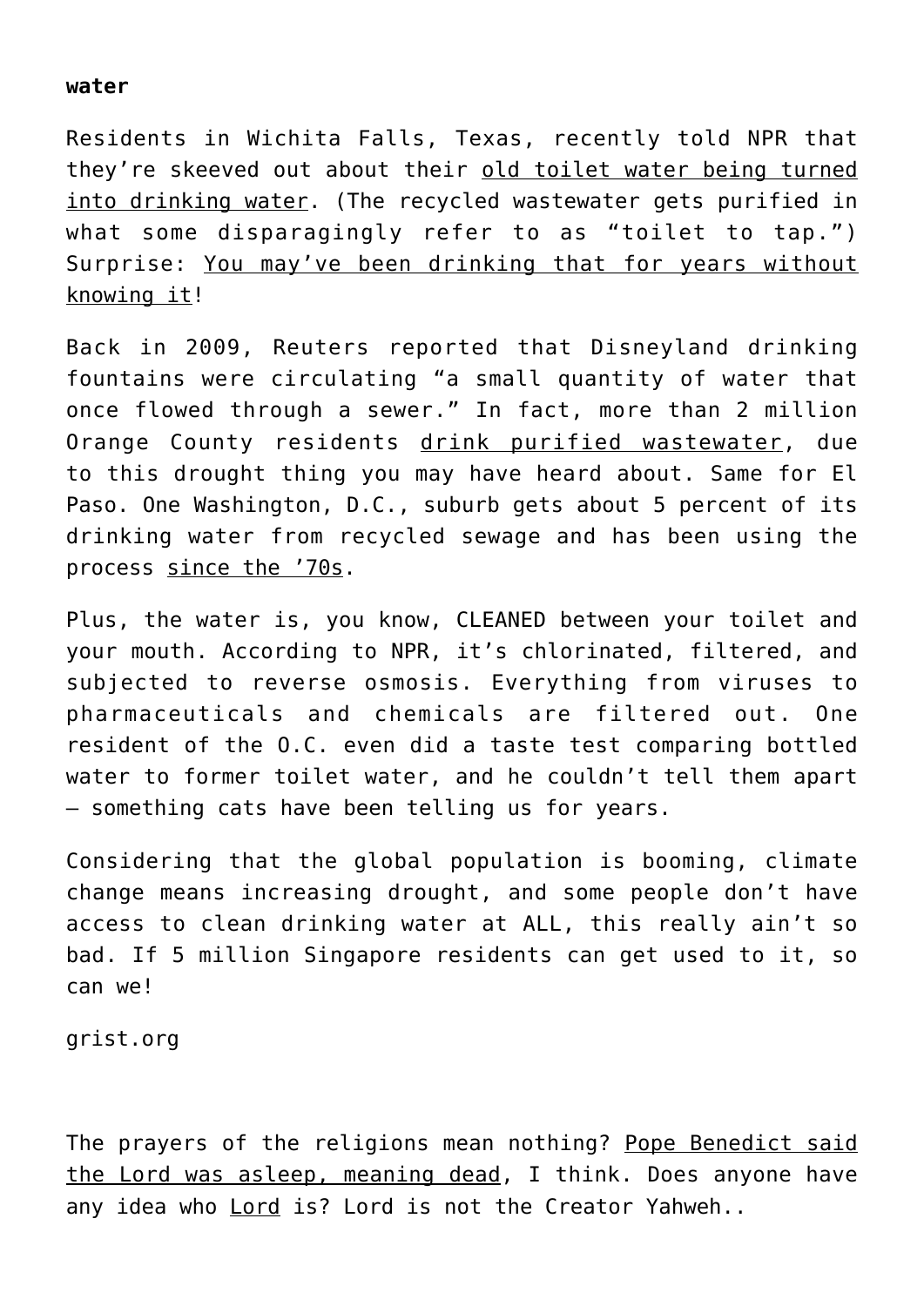**water**

Residents in Wichita Falls, Texas, recently told NPR that they're skeeved out about their old toilet water being turned into drinking water. (The recycled wastewater gets purified in what some disparagingly refer to as "toilet to tap.") Surprise: You may've been drinking that for years without knowing it!

Back in 2009, Reuters reported that Disneyland drinking fountains were circulating "a small quantity of water that once flowed through a sewer." In fact, more than 2 million Orange County residents drink purified wastewater, due to this drought thing you may have heard about. Same for El Paso. One Washington, D.C., suburb gets about 5 percent of its drinking water from recycled sewage and has been using the process since the '70s.

Plus, the water is, you know, CLEANED between your toilet and your mouth. According to NPR, it's chlorinated, filtered, and subjected to reverse osmosis. Everything from viruses to pharmaceuticals and chemicals are filtered out. One resident of the O.C. even did a taste test comparing bottled water to former toilet water, and he couldn't tell them apart — something cats have been telling us for years.

Considering that the global population is booming, climate change means increasing drought, and some people don't have access to clean drinking water at ALL, this really ain't so bad. If 5 million Singapore residents can get used to it, so can we!

grist.org

The prayers of the religions mean nothing? Pope Benedict said the Lord was asleep, meaning dead, I think. Does anyone have any idea who Lord is? Lord is not the Creator Yahweh..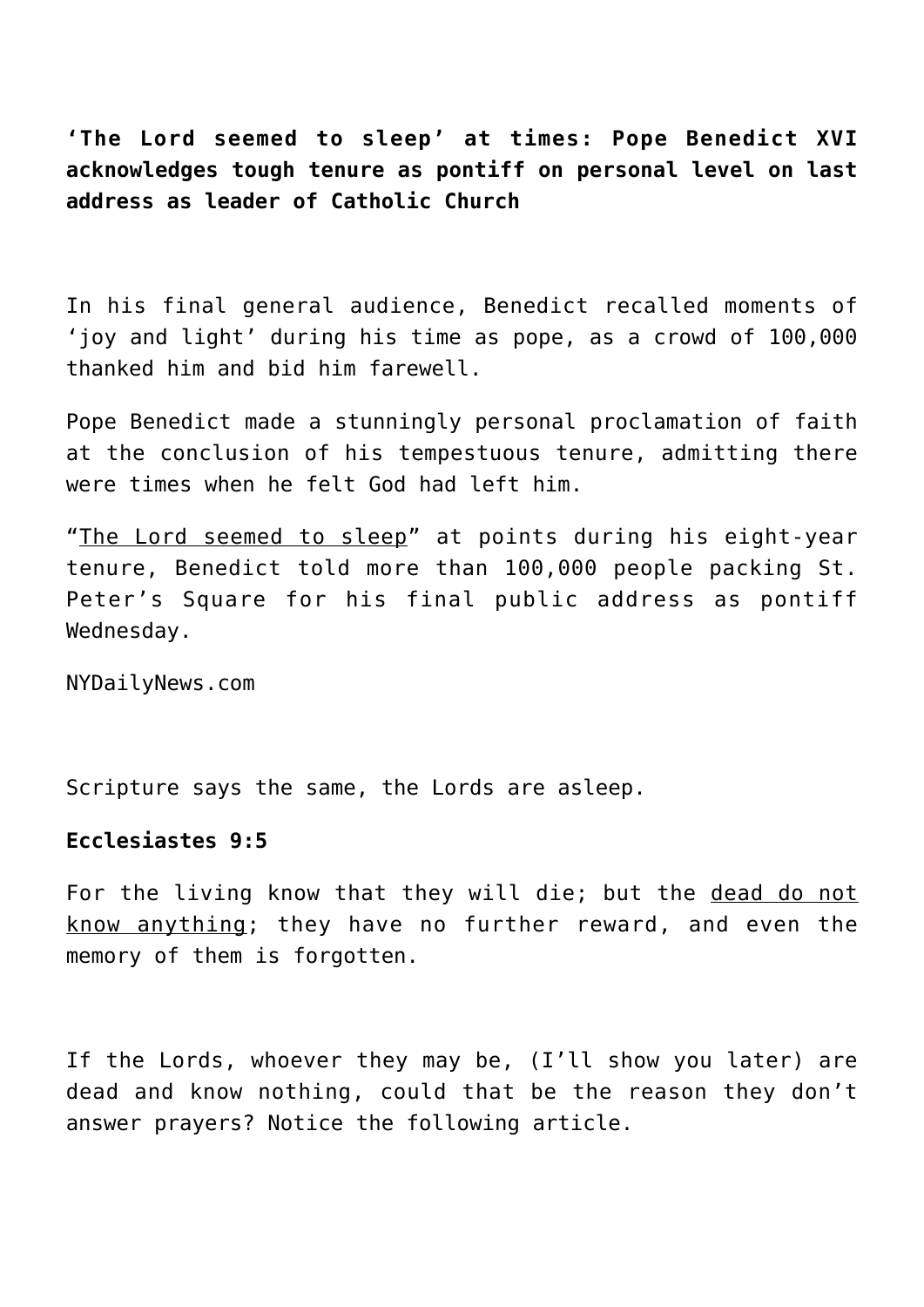**'The Lord seemed to sleep' at times: Pope Benedict XVI acknowledges tough tenure as pontiff on personal level on last address as leader of Catholic Church**

In his final general audience, Benedict recalled moments of 'joy and light' during his time as pope, as a crowd of 100,000 thanked him and bid him farewell.

Pope Benedict made a stunningly personal proclamation of faith at the conclusion of his tempestuous tenure, admitting there were times when he felt God had left him.

"The Lord seemed to sleep" at points during his eight-year tenure, Benedict told more than 100,000 people packing St. Peter's Square for his final public address as pontiff Wednesday.

NYDailyNews.com

Scripture says the same, the Lords are asleep.

**Ecclesiastes 9:5**

For the living know that they will die; but the dead do not know anything; they have no further reward, and even the memory of them is forgotten.

If the Lords, whoever they may be, (I'll show you later) are dead and know nothing, could that be the reason they don't answer prayers? Notice the following article.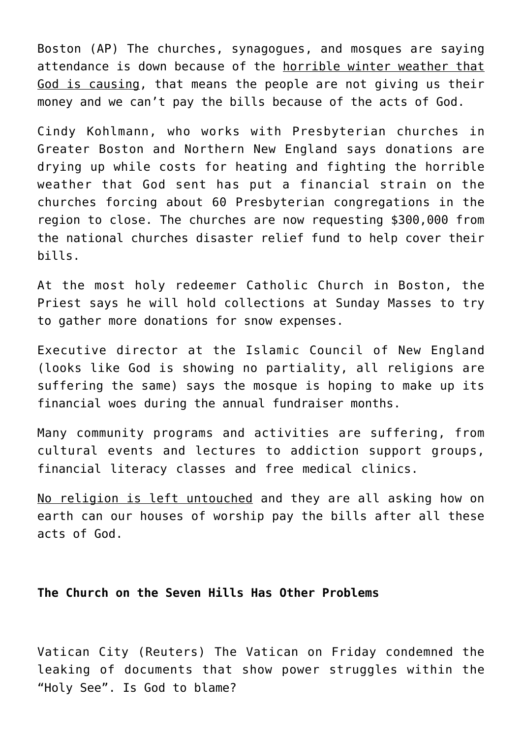Boston (AP) The churches, synagogues, and mosques are saying attendance is down because of the <u>horrible winter weather that God is causing</u>, that means the people are not giving us their money and we can't pay the bills because of the acts of God.

Cindy Kohlmann, who works with Presbyterian churches in Greater Boston and Northern New England says donations are drying up while costs for heating and fighting the horrible weather that God sent has put a financial strain on the churches forcing about 60 Presbyterian congregations in the region to close. The churches are now requesting $300,000 from the national churches disaster relief fund to help cover their bills.

At the most holy redeemer Catholic Church in Boston, the Priest says he will hold collections at Sunday Masses to try to gather more donations for snow expenses.

Executive director at the Islamic Council of New England (looks like God is showing no partiality, all religions are suffering the same) says the mosque is hoping to make up its financial woes during the annual fundraiser months.

Many community programs and activities are suffering, from cultural events and lectures to addiction support groups, financial literacy classes and free medical clinics.

<u>No religion is left untouched</u> and they are all asking how on earth can our houses of worship pay the bills after all these acts of God.

**The Church on the Seven Hills Has Other Problems**

Vatican City (Reuters) The Vatican on Friday condemned the leaking of documents that show power struggles within the "Holy See". Is God to blame?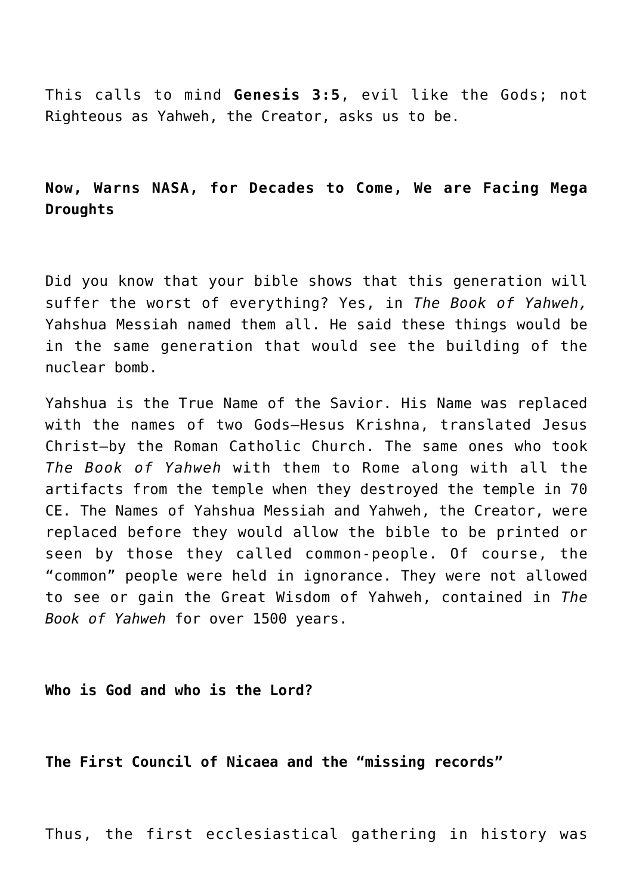This calls to mind **Genesis 3:5**, evil like the Gods; not Righteous as Yahweh, the Creator, asks us to be.

**Now, Warns NASA, for Decades to Come, We are Facing Mega Droughts**

Did you know that your bible shows that this generation will suffer the worst of everything? Yes, in *The Book of Yahweh,* Yahshua Messiah named them all. He said these things would be in the same generation that would see the building of the nuclear bomb.

Yahshua is the True Name of the Savior. His Name was replaced with the names of two Gods—Hesus Krishna, translated Jesus Christ—by the Roman Catholic Church. The same ones who took *The Book of Yahweh* with them to Rome along with all the artifacts from the temple when they destroyed the temple in 70 CE. The Names of Yahshua Messiah and Yahweh, the Creator, were replaced before they would allow the bible to be printed or seen by those they called common-people. Of course, the "common" people were held in ignorance. They were not allowed to see or gain the Great Wisdom of Yahweh, contained in *The Book of Yahweh* for over 1500 years.

**Who is God and who is the Lord?**

**The First Council of Nicaea and the "missing records"**

Thus, the first ecclesiastical gathering in history was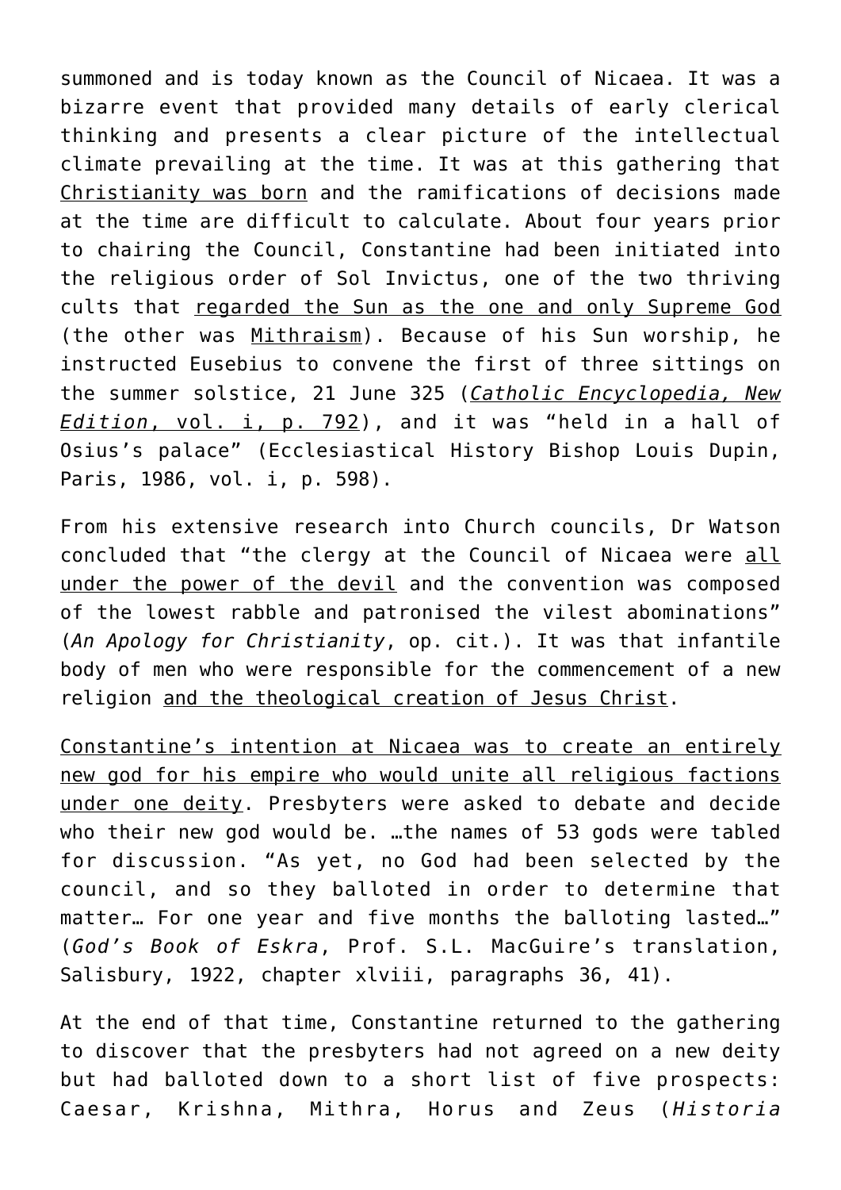summoned and is today known as the Council of Nicaea. It was a bizarre event that provided many details of early clerical thinking and presents a clear picture of the intellectual climate prevailing at the time. It was at this gathering that Christianity was born and the ramifications of decisions made at the time are difficult to calculate. About four years prior to chairing the Council, Constantine had been initiated into the religious order of Sol Invictus, one of the two thriving cults that regarded the Sun as the one and only Supreme God (the other was Mithraism). Because of his Sun worship, he instructed Eusebius to convene the first of three sittings on the summer solstice, 21 June 325 (*Catholic Encyclopedia, New Edition*, vol. i, p. 792), and it was "held in a hall of Osius's palace" (Ecclesiastical History Bishop Louis Dupin, Paris, 1986, vol. i, p. 598).

From his extensive research into Church councils, Dr Watson concluded that "the clergy at the Council of Nicaea were all under the power of the devil and the convention was composed of the lowest rabble and patronised the vilest abominations" (*An Apology for Christianity*, op. cit.). It was that infantile body of men who were responsible for the commencement of a new religion and the theological creation of Jesus Christ.

Constantine's intention at Nicaea was to create an entirely new god for his empire who would unite all religious factions under one deity. Presbyters were asked to debate and decide who their new god would be. …the names of 53 gods were tabled for discussion. "As yet, no God had been selected by the council, and so they balloted in order to determine that matter… For one year and five months the balloting lasted…" (*God's Book of Eskra*, Prof. S.L. MacGuire's translation, Salisbury, 1922, chapter xlviii, paragraphs 36, 41).

At the end of that time, Constantine returned to the gathering to discover that the presbyters had not agreed on a new deity but had balloted down to a short list of five prospects: Caesar, Krishna, Mithra, Horus and Zeus (*Historia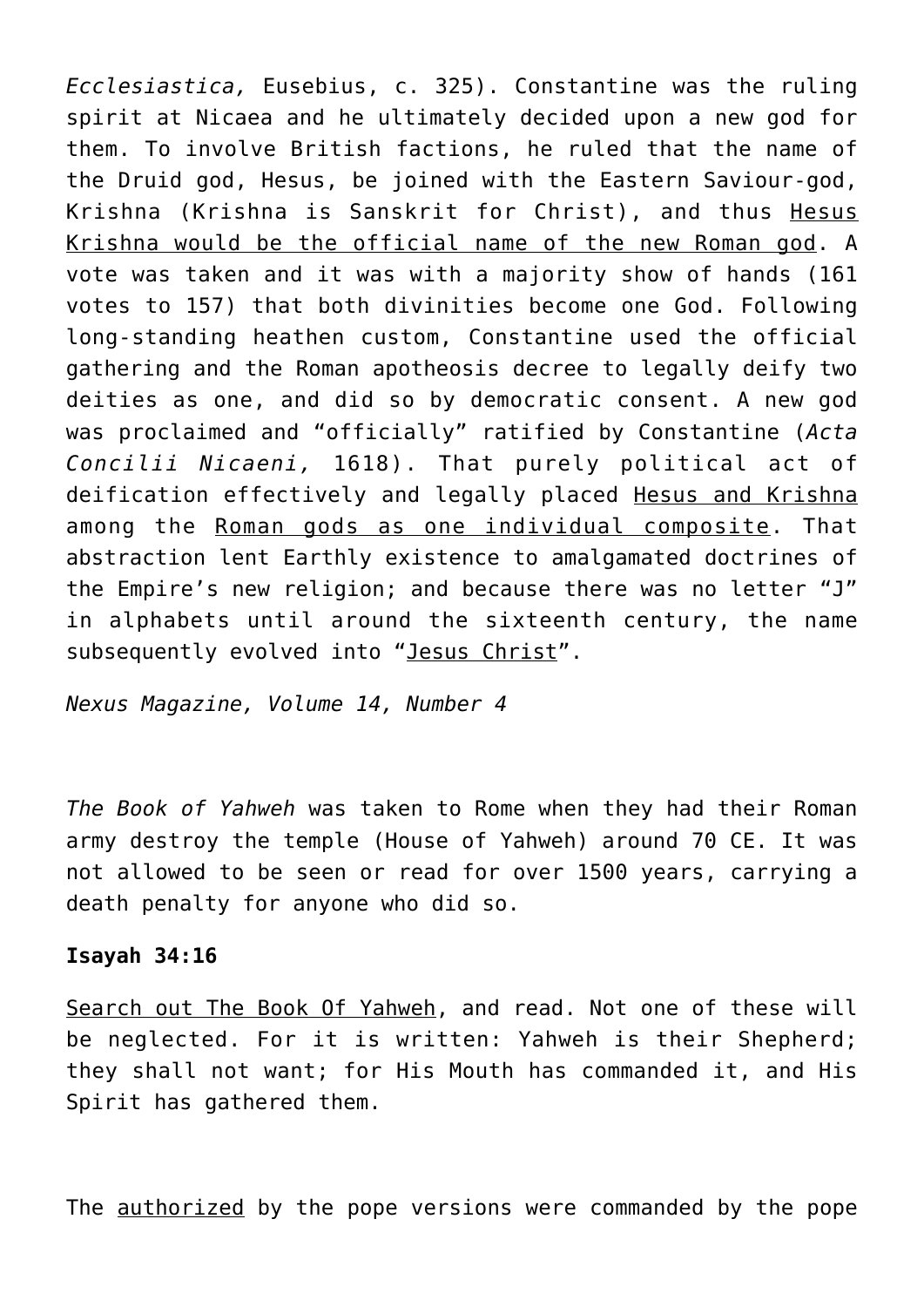*Ecclesiastica,* Eusebius, c. 325). Constantine was the ruling spirit at Nicaea and he ultimately decided upon a new god for them. To involve British factions, he ruled that the name of the Druid god, Hesus, be joined with the Eastern Saviour-god, Krishna (Krishna is Sanskrit for Christ), and thus <u>Hesus Krishna would be the official name of the new Roman god</u>. A vote was taken and it was with a majority show of hands (161 votes to 157) that both divinities become one God. Following long-standing heathen custom, Constantine used the official gathering and the Roman apotheosis decree to legally deify two deities as one, and did so by democratic consent. A new god was proclaimed and "officially" ratified by Constantine (*Acta Concilii Nicaeni,* 1618). That purely political act of deification effectively and legally placed <u>Hesus and Krishna</u> among the <u>Roman gods as one individual composite</u>. That abstraction lent Earthly existence to amalgamated doctrines of the Empire's new religion; and because there was no letter "J" in alphabets until around the sixteenth century, the name subsequently evolved into "<u>Jesus Christ</u>".

*Nexus Magazine, Volume 14, Number 4*

*The Book of Yahweh* was taken to Rome when they had their Roman army destroy the temple (House of Yahweh) around 70 CE. It was not allowed to be seen or read for over 1500 years, carrying a death penalty for anyone who did so.

**Isayah 34:16**

<u>Search out The Book Of Yahweh</u>, and read. Not one of these will be neglected. For it is written: Yahweh is their Shepherd; they shall not want; for His Mouth has commanded it, and His Spirit has gathered them.

The <u>authorized</u> by the pope versions were commanded by the pope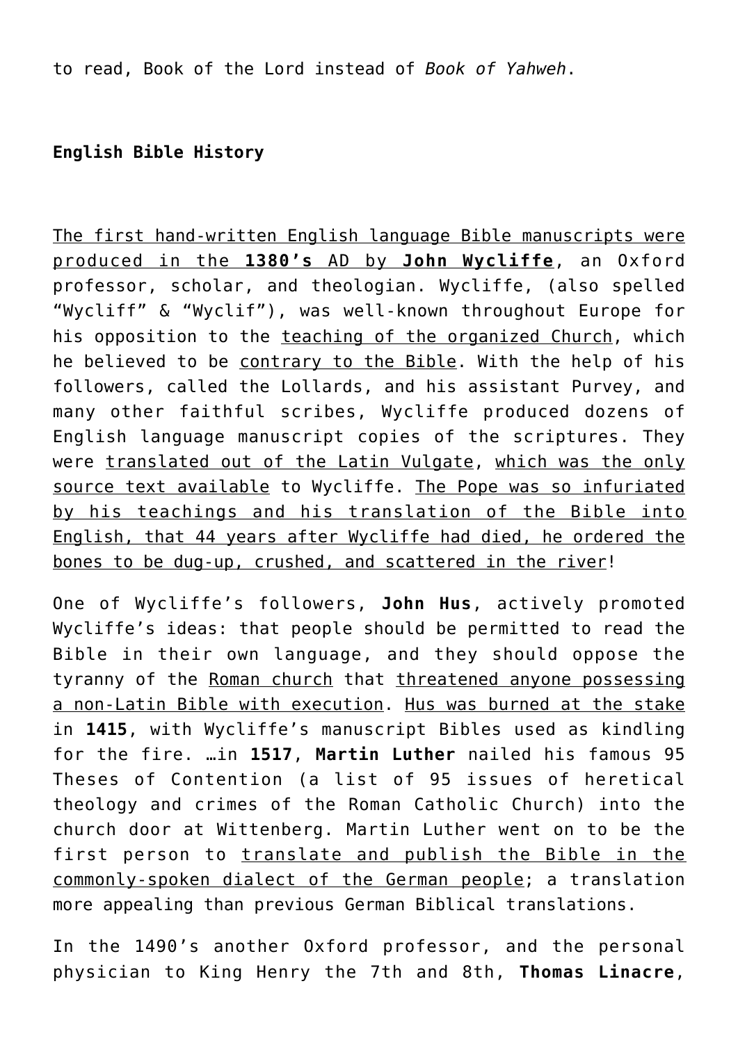to read, Book of the Lord instead of *Book of Yahweh*.

**English Bible History**

The first hand-written English language Bible manuscripts were produced in the **1380's** AD by **John Wycliffe**, an Oxford professor, scholar, and theologian. Wycliffe, (also spelled "Wycliff" & "Wyclif"), was well-known throughout Europe for his opposition to the teaching of the organized Church, which he believed to be contrary to the Bible. With the help of his followers, called the Lollards, and his assistant Purvey, and many other faithful scribes, Wycliffe produced dozens of English language manuscript copies of the scriptures. They were translated out of the Latin Vulgate, which was the only source text available to Wycliffe. The Pope was so infuriated by his teachings and his translation of the Bible into English, that 44 years after Wycliffe had died, he ordered the bones to be dug-up, crushed, and scattered in the river!

One of Wycliffe's followers, **John Hus**, actively promoted Wycliffe's ideas: that people should be permitted to read the Bible in their own language, and they should oppose the tyranny of the Roman church that threatened anyone possessing a non-Latin Bible with execution. Hus was burned at the stake in **1415**, with Wycliffe's manuscript Bibles used as kindling for the fire. …in **1517**, **Martin Luther** nailed his famous 95 Theses of Contention (a list of 95 issues of heretical theology and crimes of the Roman Catholic Church) into the church door at Wittenberg. Martin Luther went on to be the first person to translate and publish the Bible in the commonly-spoken dialect of the German people; a translation more appealing than previous German Biblical translations.

In the 1490's another Oxford professor, and the personal physician to King Henry the 7th and 8th, **Thomas Linacre**,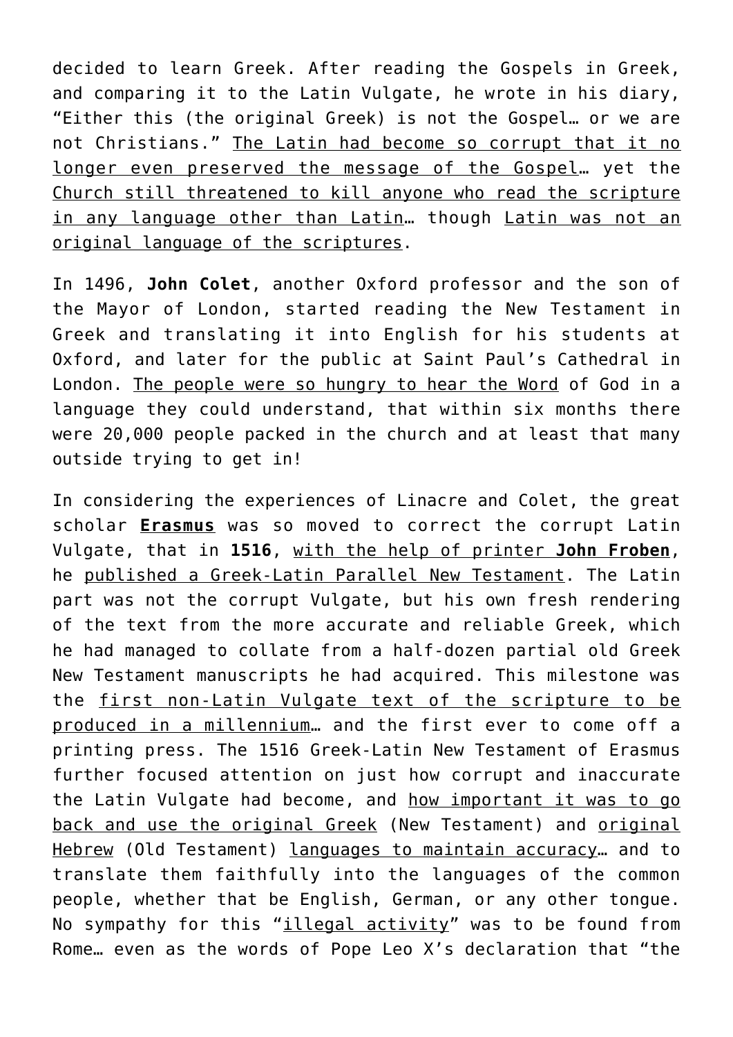decided to learn Greek. After reading the Gospels in Greek, and comparing it to the Latin Vulgate, he wrote in his diary, "Either this (the original Greek) is not the Gospel… or we are not Christians." <u>The Latin had become so corrupt that it no longer even preserved the message of the Gospel</u>… yet the <u>Church still threatened to kill anyone who read the scripture in any language other than Latin</u>… though <u>Latin was not an original language of the scriptures</u>.

In 1496, **John Colet**, another Oxford professor and the son of the Mayor of London, started reading the New Testament in Greek and translating it into English for his students at Oxford, and later for the public at Saint Paul's Cathedral in London. <u>The people were so hungry to hear the Word</u> of God in a language they could understand, that within six months there were 20,000 people packed in the church and at least that many outside trying to get in!

In considering the experiences of Linacre and Colet, the great scholar <u>**Erasmus**</u> was so moved to correct the corrupt Latin Vulgate, that in **1516**, <u>with the help of printer **John Froben**</u>, he <u>published a Greek-Latin Parallel New Testament</u>. The Latin part was not the corrupt Vulgate, but his own fresh rendering of the text from the more accurate and reliable Greek, which he had managed to collate from a half-dozen partial old Greek New Testament manuscripts he had acquired. This milestone was the <u>first non-Latin Vulgate text of the scripture to be produced in a millennium</u>… and the first ever to come off a printing press. The 1516 Greek-Latin New Testament of Erasmus further focused attention on just how corrupt and inaccurate the Latin Vulgate had become, and <u>how important it was to go back and use the original Greek</u> (New Testament) and <u>original Hebrew</u> (Old Testament) <u>languages to maintain accuracy</u>… and to translate them faithfully into the languages of the common people, whether that be English, German, or any other tongue. No sympathy for this "<u>illegal activity</u>" was to be found from Rome… even as the words of Pope Leo X's declaration that "the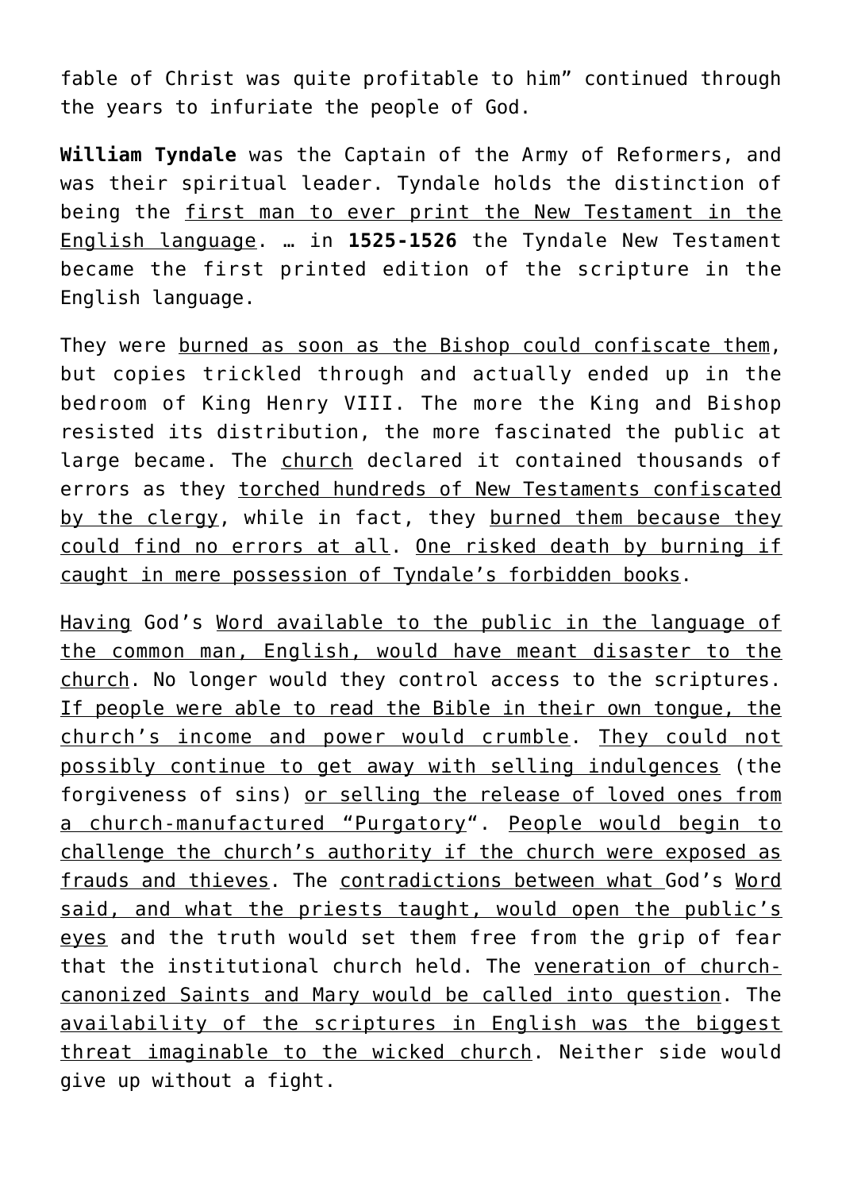fable of Christ was quite profitable to him" continued through the years to infuriate the people of God.

**William Tyndale** was the Captain of the Army of Reformers, and was their spiritual leader. Tyndale holds the distinction of being the first man to ever print the New Testament in the English language. … in **1525-1526** the Tyndale New Testament became the first printed edition of the scripture in the English language.

They were burned as soon as the Bishop could confiscate them, but copies trickled through and actually ended up in the bedroom of King Henry VIII. The more the King and Bishop resisted its distribution, the more fascinated the public at large became. The church declared it contained thousands of errors as they torched hundreds of New Testaments confiscated by the clergy, while in fact, they burned them because they could find no errors at all. One risked death by burning if caught in mere possession of Tyndale's forbidden books.

Having God's Word available to the public in the language of the common man, English, would have meant disaster to the church. No longer would they control access to the scriptures. If people were able to read the Bible in their own tongue, the church's income and power would crumble. They could not possibly continue to get away with selling indulgences (the forgiveness of sins) or selling the release of loved ones from a church-manufactured "Purgatory". People would begin to challenge the church's authority if the church were exposed as frauds and thieves. The contradictions between what God's Word said, and what the priests taught, would open the public's eyes and the truth would set them free from the grip of fear that the institutional church held. The veneration of church-canonized Saints and Mary would be called into question. The availability of the scriptures in English was the biggest threat imaginable to the wicked church. Neither side would give up without a fight.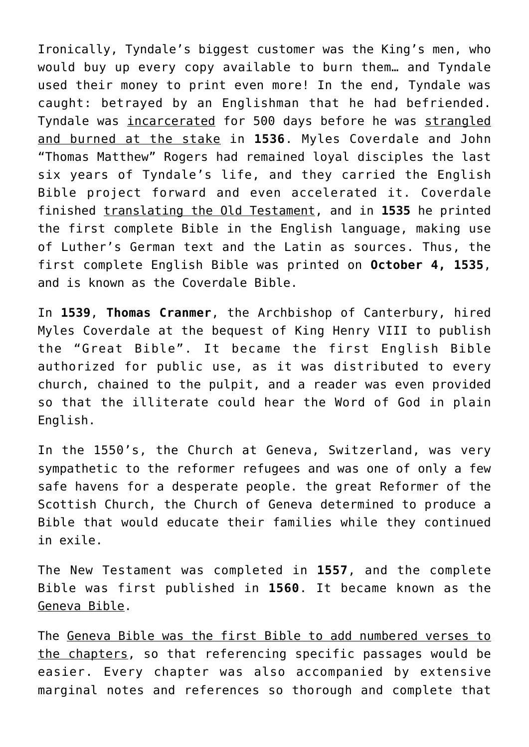Ironically, Tyndale's biggest customer was the King's men, who would buy up every copy available to burn them… and Tyndale used their money to print even more! In the end, Tyndale was caught: betrayed by an Englishman that he had befriended. Tyndale was incarcerated for 500 days before he was strangled and burned at the stake in **1536**. Myles Coverdale and John "Thomas Matthew" Rogers had remained loyal disciples the last six years of Tyndale's life, and they carried the English Bible project forward and even accelerated it. Coverdale finished translating the Old Testament, and in **1535** he printed the first complete Bible in the English language, making use of Luther's German text and the Latin as sources. Thus, the first complete English Bible was printed on **October 4, 1535**, and is known as the Coverdale Bible.

In **1539**, **Thomas Cranmer**, the Archbishop of Canterbury, hired Myles Coverdale at the bequest of King Henry VIII to publish the "Great Bible". It became the first English Bible authorized for public use, as it was distributed to every church, chained to the pulpit, and a reader was even provided so that the illiterate could hear the Word of God in plain English.

In the 1550's, the Church at Geneva, Switzerland, was very sympathetic to the reformer refugees and was one of only a few safe havens for a desperate people. the great Reformer of the Scottish Church, the Church of Geneva determined to produce a Bible that would educate their families while they continued in exile.

The New Testament was completed in **1557**, and the complete Bible was first published in **1560**. It became known as the Geneva Bible.

The Geneva Bible was the first Bible to add numbered verses to the chapters, so that referencing specific passages would be easier. Every chapter was also accompanied by extensive marginal notes and references so thorough and complete that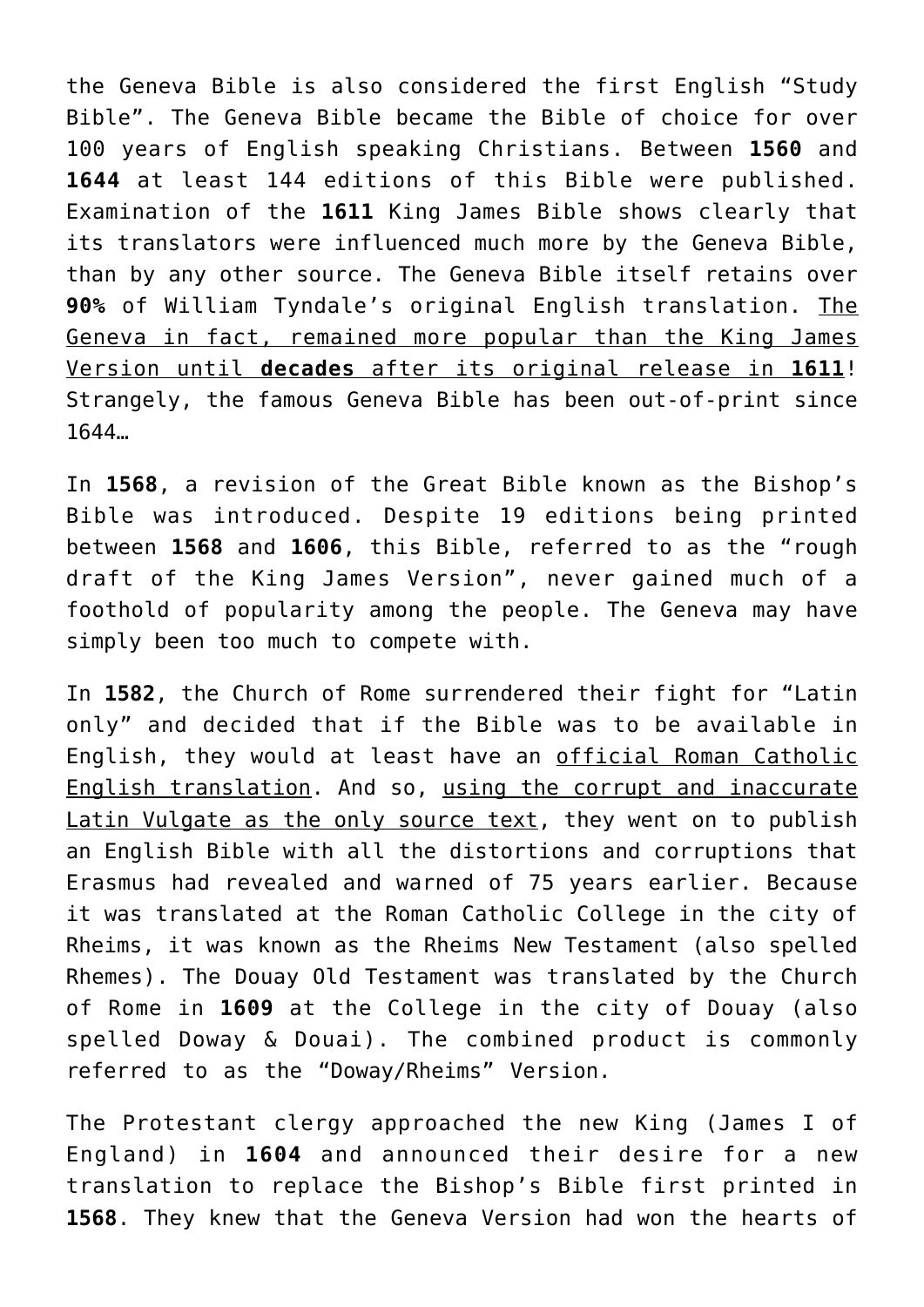the Geneva Bible is also considered the first English "Study Bible". The Geneva Bible became the Bible of choice for over 100 years of English speaking Christians. Between **1560** and **1644** at least 144 editions of this Bible were published. Examination of the **1611** King James Bible shows clearly that its translators were influenced much more by the Geneva Bible, than by any other source. The Geneva Bible itself retains over **90%** of William Tyndale's original English translation. <u>The Geneva in fact, remained more popular than the King James Version until **decades** after its original release in **1611**</u>! Strangely, the famous Geneva Bible has been out-of-print since 1644…

In **1568**, a revision of the Great Bible known as the Bishop's Bible was introduced. Despite 19 editions being printed between **1568** and **1606**, this Bible, referred to as the "rough draft of the King James Version", never gained much of a foothold of popularity among the people. The Geneva may have simply been too much to compete with.

In **1582**, the Church of Rome surrendered their fight for "Latin only" and decided that if the Bible was to be available in English, they would at least have an <u>official Roman Catholic English translation</u>. And so, <u>using the corrupt and inaccurate Latin Vulgate as the only source text</u>, they went on to publish an English Bible with all the distortions and corruptions that Erasmus had revealed and warned of 75 years earlier. Because it was translated at the Roman Catholic College in the city of Rheims, it was known as the Rheims New Testament (also spelled Rhemes). The Douay Old Testament was translated by the Church of Rome in **1609** at the College in the city of Douay (also spelled Doway & Douai). The combined product is commonly referred to as the "Doway/Rheims" Version.

The Protestant clergy approached the new King (James I of England) in **1604** and announced their desire for a new translation to replace the Bishop's Bible first printed in **1568**. They knew that the Geneva Version had won the hearts of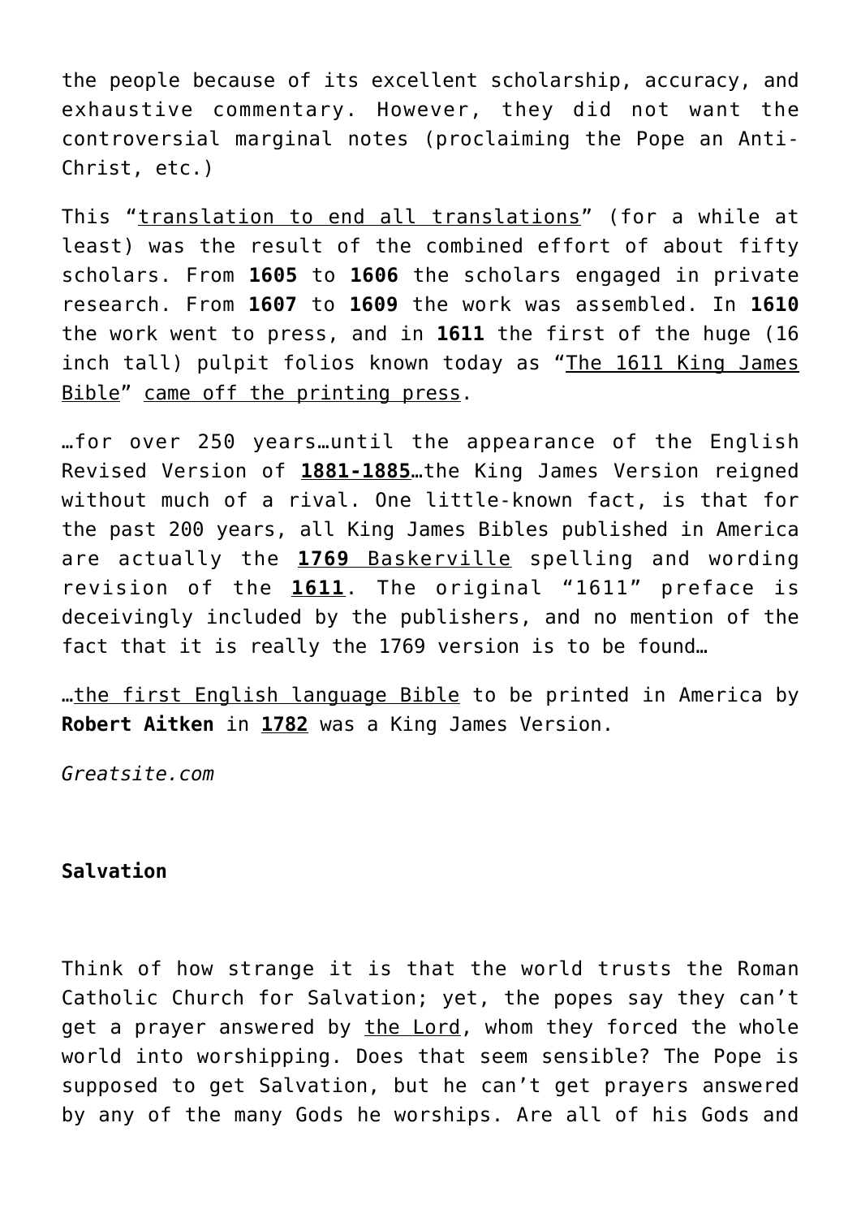the people because of its excellent scholarship, accuracy, and exhaustive commentary. However, they did not want the controversial marginal notes (proclaiming the Pope an Anti-Christ, etc.)

This "translation to end all translations" (for a while at least) was the result of the combined effort of about fifty scholars. From **1605** to **1606** the scholars engaged in private research. From **1607** to **1609** the work was assembled. In **1610** the work went to press, and in **1611** the first of the huge (16 inch tall) pulpit folios known today as "The 1611 King James Bible" came off the printing press.

…for over 250 years…until the appearance of the English Revised Version of **1881-1885**…the King James Version reigned without much of a rival. One little-known fact, is that for the past 200 years, all King James Bibles published in America are actually the **1769** Baskerville spelling and wording revision of the **1611**. The original "1611" preface is deceivingly included by the publishers, and no mention of the fact that it is really the 1769 version is to be found…

…the first English language Bible to be printed in America by **Robert Aitken** in **1782** was a King James Version.

*Greatsite.com*

**Salvation**

Think of how strange it is that the world trusts the Roman Catholic Church for Salvation; yet, the popes say they can't get a prayer answered by the Lord, whom they forced the whole world into worshipping. Does that seem sensible? The Pope is supposed to get Salvation, but he can't get prayers answered by any of the many Gods he worships. Are all of his Gods and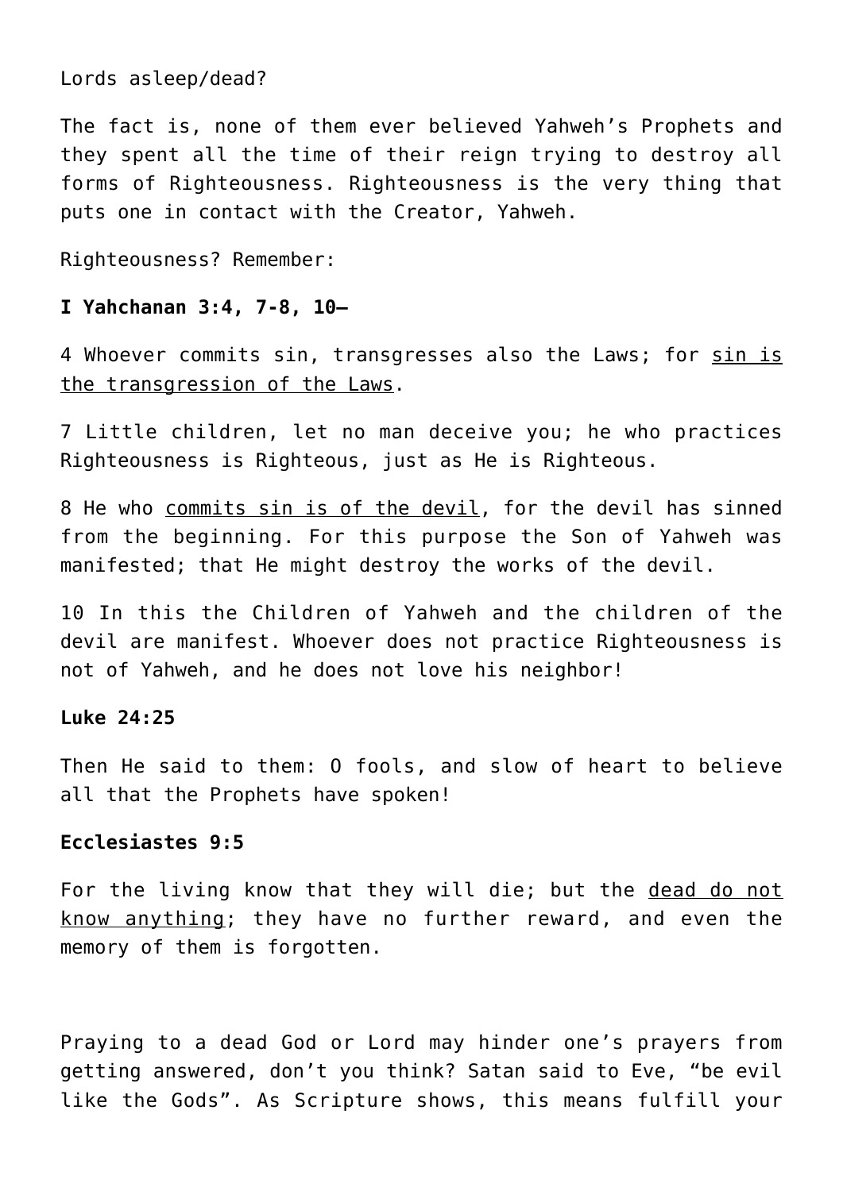Lords asleep/dead?

The fact is, none of them ever believed Yahweh's Prophets and they spent all the time of their reign trying to destroy all forms of Righteousness. Righteousness is the very thing that puts one in contact with the Creator, Yahweh.

Righteousness? Remember:

**I Yahchanan 3:4, 7-8, 10–**

4 Whoever commits sin, transgresses also the Laws; for <u>sin is the transgression of the Laws</u>.

7 Little children, let no man deceive you; he who practices Righteousness is Righteous, just as He is Righteous.

8 He who <u>commits sin is of the devil</u>, for the devil has sinned from the beginning. For this purpose the Son of Yahweh was manifested; that He might destroy the works of the devil.

10 In this the Children of Yahweh and the children of the devil are manifest. Whoever does not practice Righteousness is not of Yahweh, and he does not love his neighbor!

**Luke 24:25**

Then He said to them: O fools, and slow of heart to believe all that the Prophets have spoken!

**Ecclesiastes 9:5**

For the living know that they will die; but the <u>dead do not know anything</u>; they have no further reward, and even the memory of them is forgotten.

Praying to a dead God or Lord may hinder one's prayers from getting answered, don't you think? Satan said to Eve, "be evil like the Gods". As Scripture shows, this means fulfill your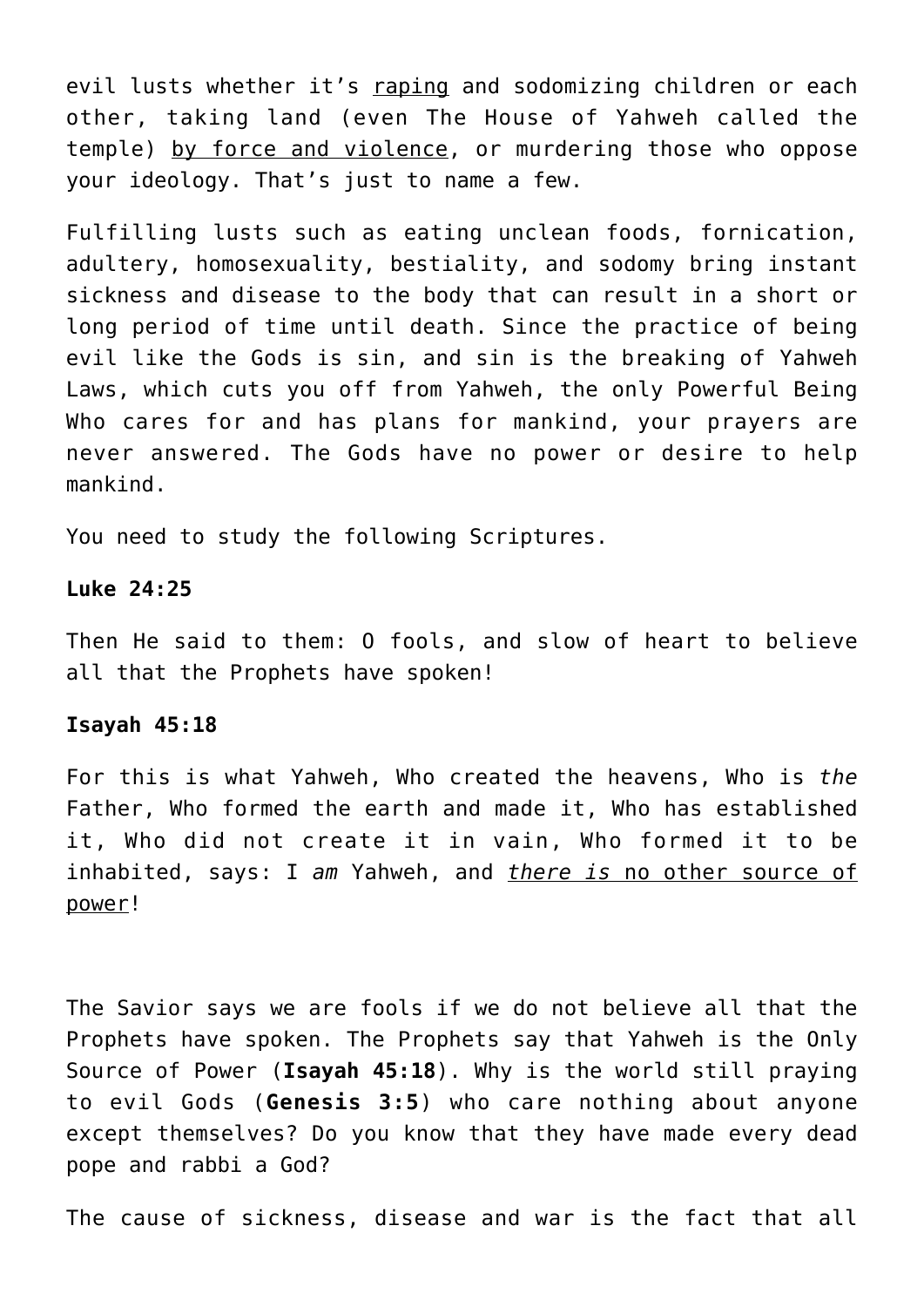evil lusts whether it's raping and sodomizing children or each other, taking land (even The House of Yahweh called the temple) by force and violence, or murdering those who oppose your ideology. That's just to name a few.

Fulfilling lusts such as eating unclean foods, fornication, adultery, homosexuality, bestiality, and sodomy bring instant sickness and disease to the body that can result in a short or long period of time until death. Since the practice of being evil like the Gods is sin, and sin is the breaking of Yahweh Laws, which cuts you off from Yahweh, the only Powerful Being Who cares for and has plans for mankind, your prayers are never answered. The Gods have no power or desire to help mankind.

You need to study the following Scriptures.

**Luke 24:25**

Then He said to them: O fools, and slow of heart to believe all that the Prophets have spoken!

**Isayah 45:18**

For this is what Yahweh, Who created the heavens, Who is *the* Father, Who formed the earth and made it, Who has established it, Who did not create it in vain, Who formed it to be inhabited, says: I *am* Yahweh, and *there is* no other source of power!

The Savior says we are fools if we do not believe all that the Prophets have spoken. The Prophets say that Yahweh is the Only Source of Power (**Isayah 45:18**). Why is the world still praying to evil Gods (**Genesis 3:5**) who care nothing about anyone except themselves? Do you know that they have made every dead pope and rabbi a God?

The cause of sickness, disease and war is the fact that all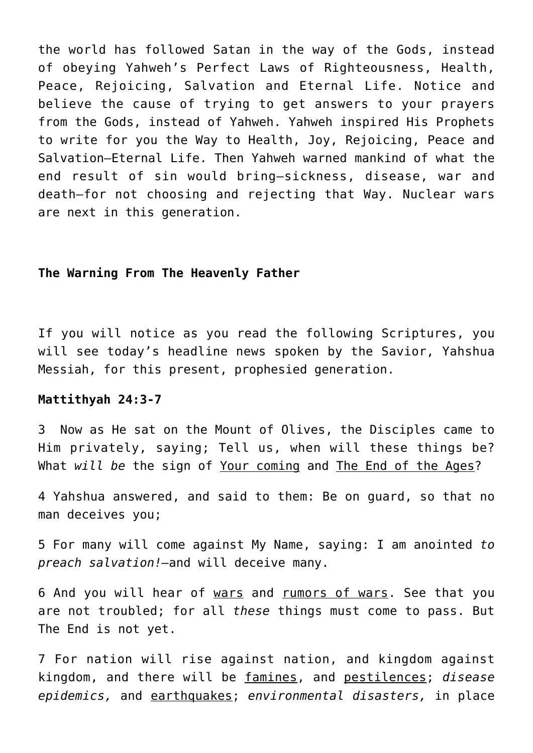the world has followed Satan in the way of the Gods, instead of obeying Yahweh's Perfect Laws of Righteousness, Health, Peace, Rejoicing, Salvation and Eternal Life. Notice and believe the cause of trying to get answers to your prayers from the Gods, instead of Yahweh. Yahweh inspired His Prophets to write for you the Way to Health, Joy, Rejoicing, Peace and Salvation—Eternal Life. Then Yahweh warned mankind of what the end result of sin would bring—sickness, disease, war and death—for not choosing and rejecting that Way. Nuclear wars are next in this generation.

**The Warning From The Heavenly Father**

If you will notice as you read the following Scriptures, you will see today's headline news spoken by the Savior, Yahshua Messiah, for this present, prophesied generation.

**Mattithyah 24:3-7**

3 Now as He sat on the Mount of Olives, the Disciples came to Him privately, saying; Tell us, when will these things be? What *will be* the sign of <u>Your coming</u> and <u>The End of the Ages</u>?

4 Yahshua answered, and said to them: Be on guard, so that no man deceives you;

5 For many will come against My Name, saying: I am anointed *to preach salvation!*—and will deceive many.

6 And you will hear of <u>wars</u> and <u>rumors of wars</u>. See that you are not troubled; for all *these* things must come to pass. But The End is not yet.

7 For nation will rise against nation, and kingdom against kingdom, and there will be <u>famines</u>, and <u>pestilences</u>; *disease epidemics,* and <u>earthquakes</u>; *environmental disasters,* in place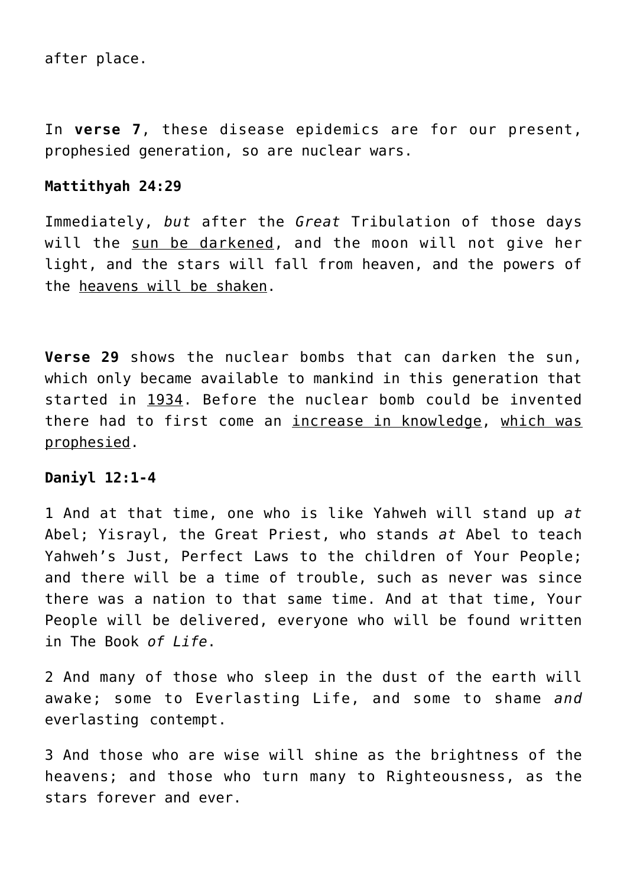after place.

In **verse 7**, these disease epidemics are for our present, prophesied generation, so are nuclear wars.

**Mattithyah 24:29**

Immediately, *but* after the *Great* Tribulation of those days will the sun be darkened, and the moon will not give her light, and the stars will fall from heaven, and the powers of the heavens will be shaken.

**Verse 29** shows the nuclear bombs that can darken the sun, which only became available to mankind in this generation that started in 1934. Before the nuclear bomb could be invented there had to first come an increase in knowledge, which was prophesied.

**Daniyl 12:1-4**

1 And at that time, one who is like Yahweh will stand up *at* Abel; Yisrayl, the Great Priest, who stands *at* Abel to teach Yahweh's Just, Perfect Laws to the children of Your People; and there will be a time of trouble, such as never was since there was a nation to that same time. And at that time, Your People will be delivered, everyone who will be found written in The Book *of Life*.

2 And many of those who sleep in the dust of the earth will awake; some to Everlasting Life, and some to shame *and* everlasting contempt.

3 And those who are wise will shine as the brightness of the heavens; and those who turn many to Righteousness, as the stars forever and ever.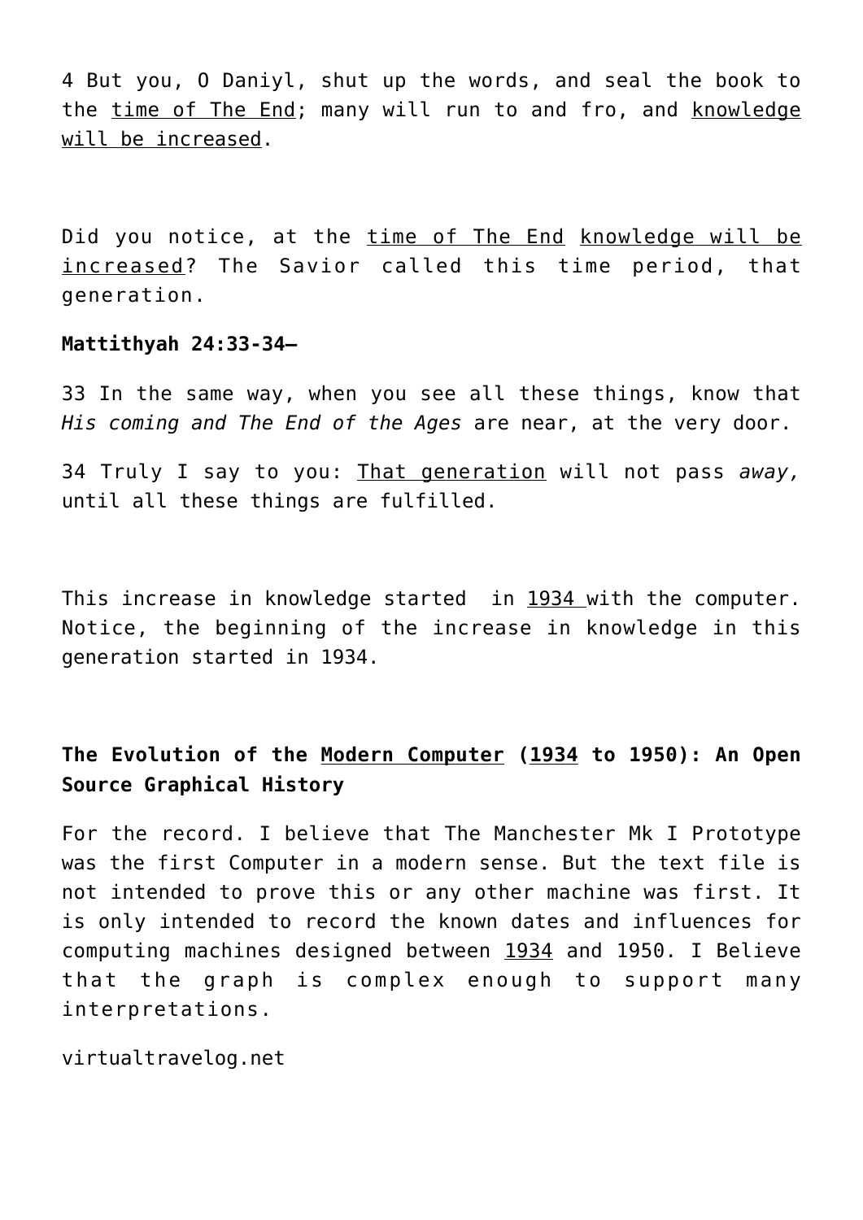4 But you, O Daniyl, shut up the words, and seal the book to the time of The End; many will run to and fro, and knowledge will be increased.

Did you notice, at the time of The End knowledge will be increased? The Savior called this time period, that generation.

**Mattithyah 24:33-34–**

33 In the same way, when you see all these things, know that *His coming and The End of the Ages* are near, at the very door.

34 Truly I say to you: That generation will not pass *away,* until all these things are fulfilled.

This increase in knowledge started in 1934 with the computer. Notice, the beginning of the increase in knowledge in this generation started in 1934.

**The Evolution of the Modern Computer (1934 to 1950): An Open Source Graphical History**

For the record. I believe that The Manchester Mk I Prototype was the first Computer in a modern sense. But the text file is not intended to prove this or any other machine was first. It is only intended to record the known dates and influences for computing machines designed between 1934 and 1950. I Believe that the graph is complex enough to support many interpretations.

virtualtravelog.net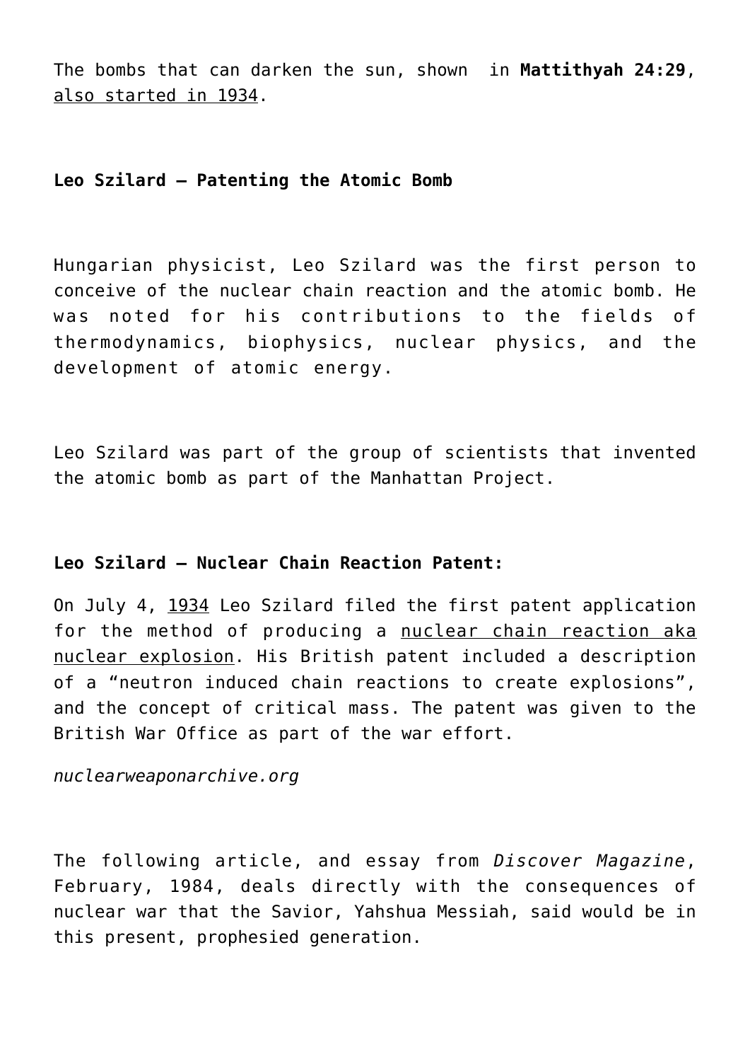The bombs that can darken the sun, shown in **Mattithyah 24:29**, also started in 1934.

**Leo Szilard – Patenting the Atomic Bomb**

Hungarian physicist, Leo Szilard was the first person to conceive of the nuclear chain reaction and the atomic bomb. He was noted for his contributions to the fields of thermodynamics, biophysics, nuclear physics, and the development of atomic energy.

Leo Szilard was part of the group of scientists that invented the atomic bomb as part of the Manhattan Project.

**Leo Szilard – Nuclear Chain Reaction Patent:**

On July 4, 1934 Leo Szilard filed the first patent application for the method of producing a nuclear chain reaction aka nuclear explosion. His British patent included a description of a "neutron induced chain reactions to create explosions", and the concept of critical mass. The patent was given to the British War Office as part of the war effort.

*nuclearweaponarchive.org*

The following article, and essay from *Discover Magazine*, February, 1984, deals directly with the consequences of nuclear war that the Savior, Yahshua Messiah, said would be in this present, prophesied generation.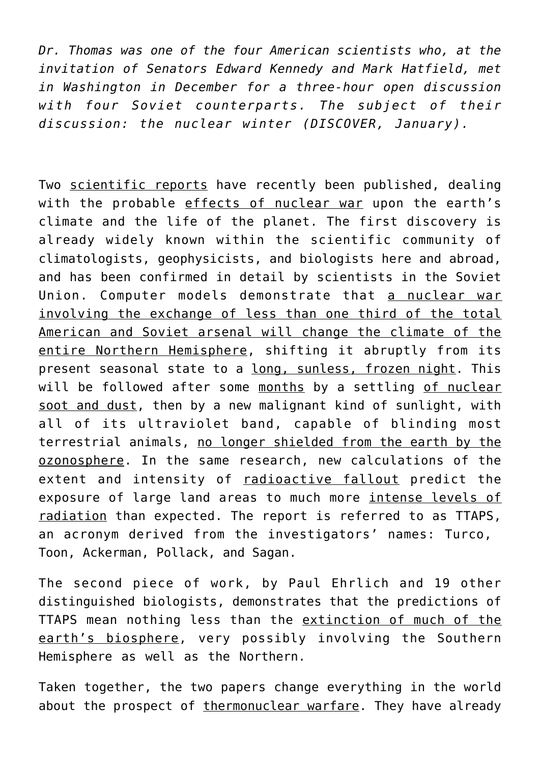*Dr. Thomas was one of the four American scientists who, at the invitation of Senators Edward Kennedy and Mark Hatfield, met in Washington in December for a three-hour open discussion with four Soviet counterparts. The subject of their discussion: the nuclear winter (DISCOVER, January).*

Two scientific reports have recently been published, dealing with the probable effects of nuclear war upon the earth's climate and the life of the planet. The first discovery is already widely known within the scientific community of climatologists, geophysicists, and biologists here and abroad, and has been confirmed in detail by scientists in the Soviet Union. Computer models demonstrate that a nuclear war involving the exchange of less than one third of the total American and Soviet arsenal will change the climate of the entire Northern Hemisphere, shifting it abruptly from its present seasonal state to a long, sunless, frozen night. This will be followed after some months by a settling of nuclear soot and dust, then by a new malignant kind of sunlight, with all of its ultraviolet band, capable of blinding most terrestrial animals, no longer shielded from the earth by the ozonosphere. In the same research, new calculations of the extent and intensity of radioactive fallout predict the exposure of large land areas to much more intense levels of radiation than expected. The report is referred to as TTAPS, an acronym derived from the investigators' names: Turco, Toon, Ackerman, Pollack, and Sagan.

The second piece of work, by Paul Ehrlich and 19 other distinguished biologists, demonstrates that the predictions of TTAPS mean nothing less than the extinction of much of the earth's biosphere, very possibly involving the Southern Hemisphere as well as the Northern.

Taken together, the two papers change everything in the world about the prospect of thermonuclear warfare. They have already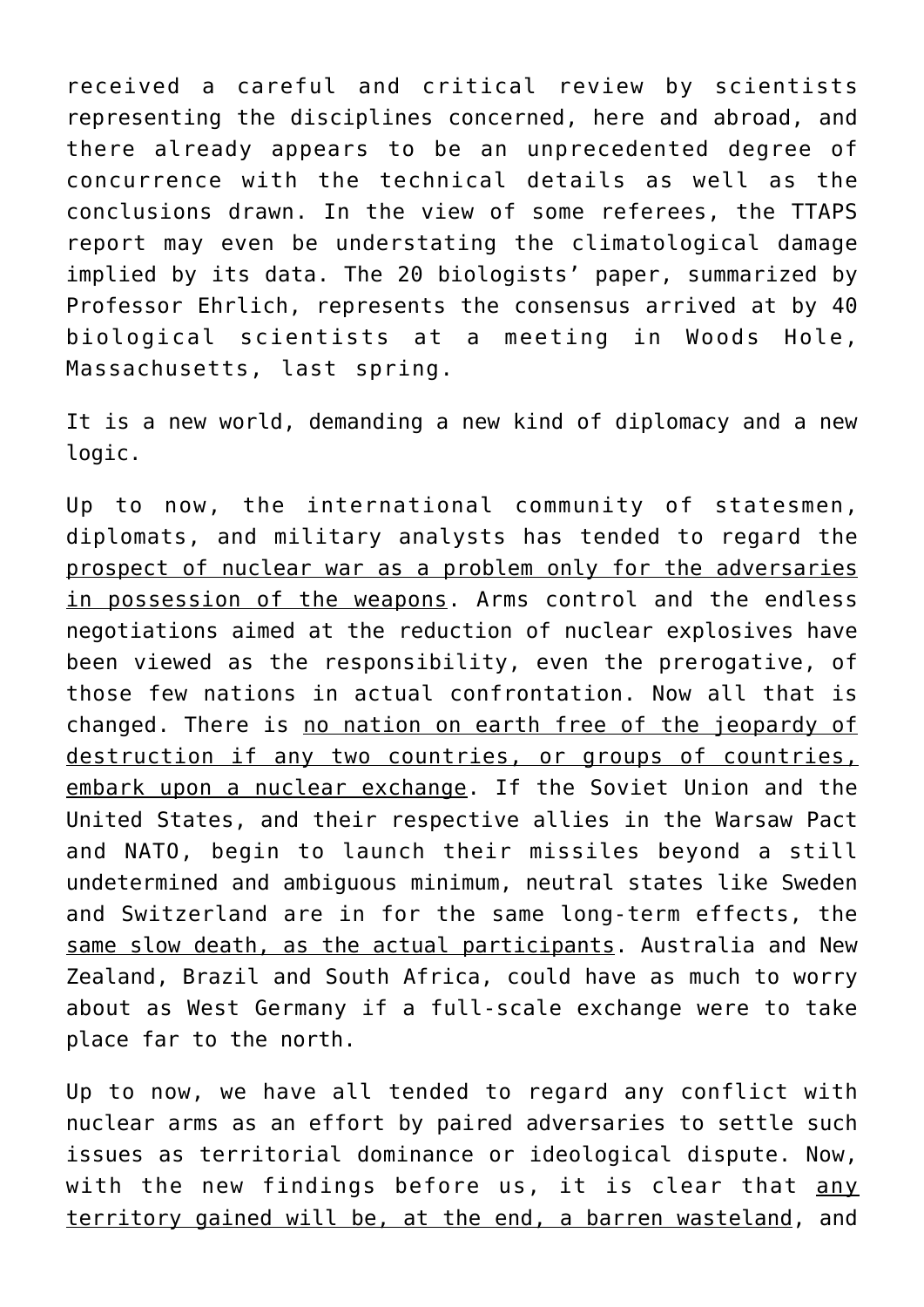received a careful and critical review by scientists representing the disciplines concerned, here and abroad, and there already appears to be an unprecedented degree of concurrence with the technical details as well as the conclusions drawn. In the view of some referees, the TTAPS report may even be understating the climatological damage implied by its data. The 20 biologists' paper, summarized by Professor Ehrlich, represents the consensus arrived at by 40 biological scientists at a meeting in Woods Hole, Massachusetts, last spring.

It is a new world, demanding a new kind of diplomacy and a new logic.

Up to now, the international community of statesmen, diplomats, and military analysts has tended to regard the <u>prospect of nuclear war as a problem only for the adversaries in possession of the weapons</u>. Arms control and the endless negotiations aimed at the reduction of nuclear explosives have been viewed as the responsibility, even the prerogative, of those few nations in actual confrontation. Now all that is changed. There is <u>no nation on earth free of the jeopardy of destruction if any two countries, or groups of countries, embark upon a nuclear exchange</u>. If the Soviet Union and the United States, and their respective allies in the Warsaw Pact and NATO, begin to launch their missiles beyond a still undetermined and ambiguous minimum, neutral states like Sweden and Switzerland are in for the same long-term effects, the <u>same slow death, as the actual participants</u>. Australia and New Zealand, Brazil and South Africa, could have as much to worry about as West Germany if a full-scale exchange were to take place far to the north.

Up to now, we have all tended to regard any conflict with nuclear arms as an effort by paired adversaries to settle such issues as territorial dominance or ideological dispute. Now, with the new findings before us, it is clear that <u>any territory gained will be, at the end, a barren wasteland</u>, and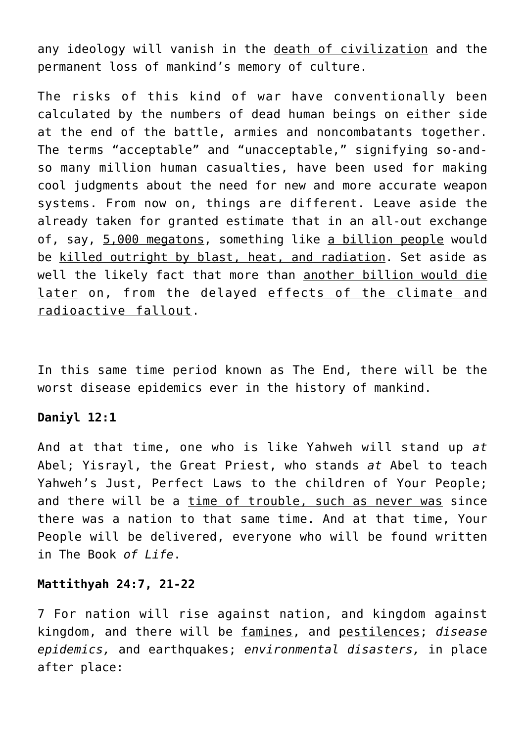any ideology will vanish in the death of civilization and the permanent loss of mankind's memory of culture.

The risks of this kind of war have conventionally been calculated by the numbers of dead human beings on either side at the end of the battle, armies and noncombatants together. The terms "acceptable" and "unacceptable," signifying so-and-so many million human casualties, have been used for making cool judgments about the need for new and more accurate weapon systems. From now on, things are different. Leave aside the already taken for granted estimate that in an all-out exchange of, say, 5,000 megatons, something like a billion people would be killed outright by blast, heat, and radiation. Set aside as well the likely fact that more than another billion would die later on, from the delayed effects of the climate and radioactive fallout.

In this same time period known as The End, there will be the worst disease epidemics ever in the history of mankind.

**Daniyl 12:1**

And at that time, one who is like Yahweh will stand up *at* Abel; Yisrayl, the Great Priest, who stands *at* Abel to teach Yahweh's Just, Perfect Laws to the children of Your People; and there will be a time of trouble, such as never was since there was a nation to that same time. And at that time, Your People will be delivered, everyone who will be found written in The Book *of Life*.

**Mattithyah 24:7, 21-22**

7 For nation will rise against nation, and kingdom against kingdom, and there will be famines, and pestilences; *disease epidemics,* and earthquakes; *environmental disasters,* in place after place: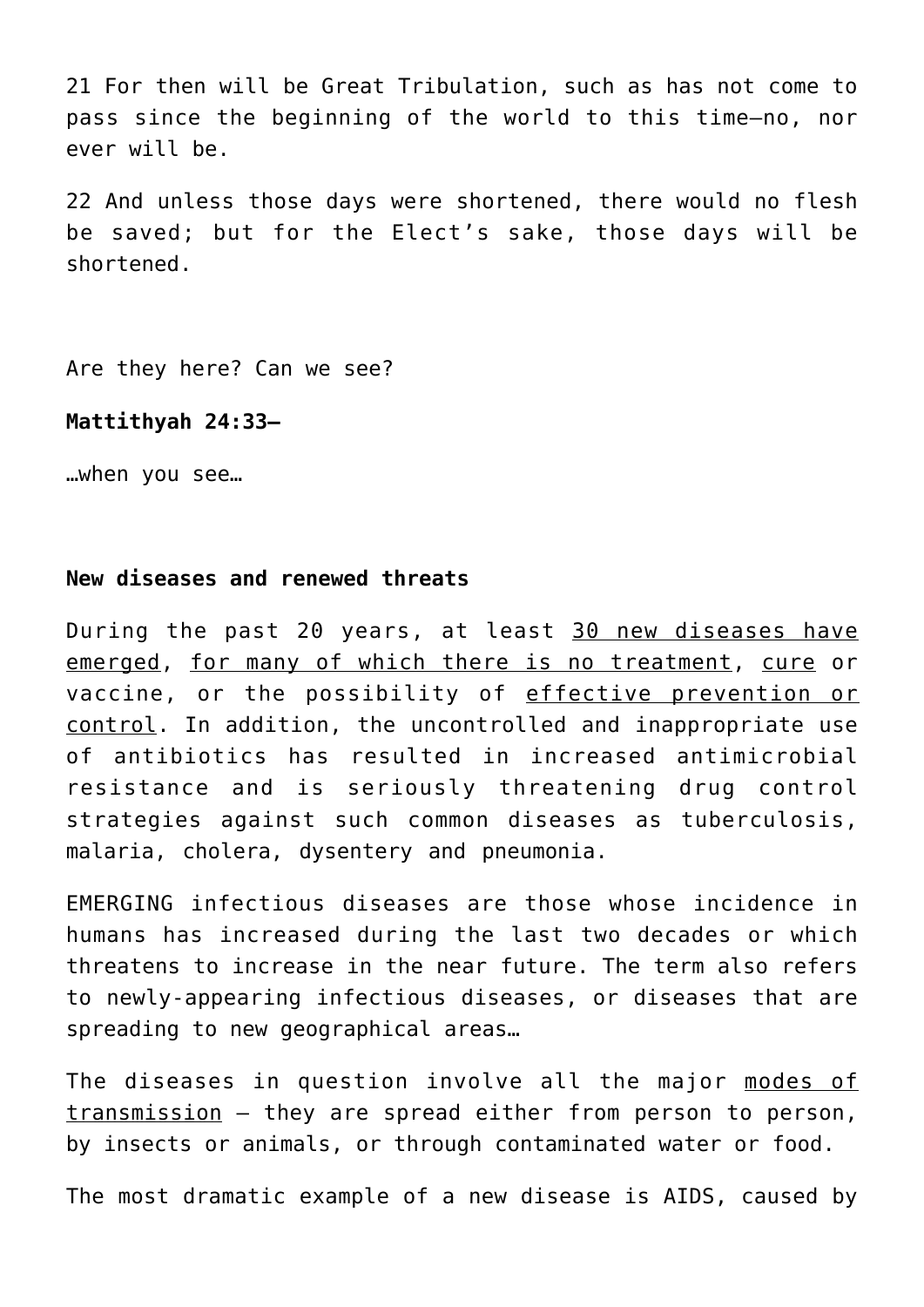21 For then will be Great Tribulation, such as has not come to pass since the beginning of the world to this time—no, nor ever will be.

22 And unless those days were shortened, there would no flesh be saved; but for the Elect's sake, those days will be shortened.

Are they here? Can we see?

**Mattithyah 24:33—**

…when you see…

**New diseases and renewed threats**

During the past 20 years, at least 30 new diseases have emerged, for many of which there is no treatment, cure or vaccine, or the possibility of effective prevention or control. In addition, the uncontrolled and inappropriate use of antibiotics has resulted in increased antimicrobial resistance and is seriously threatening drug control strategies against such common diseases as tuberculosis, malaria, cholera, dysentery and pneumonia.

EMERGING infectious diseases are those whose incidence in humans has increased during the last two decades or which threatens to increase in the near future. The term also refers to newly-appearing infectious diseases, or diseases that are spreading to new geographical areas…

The diseases in question involve all the major modes of transmission — they are spread either from person to person, by insects or animals, or through contaminated water or food.

The most dramatic example of a new disease is AIDS, caused by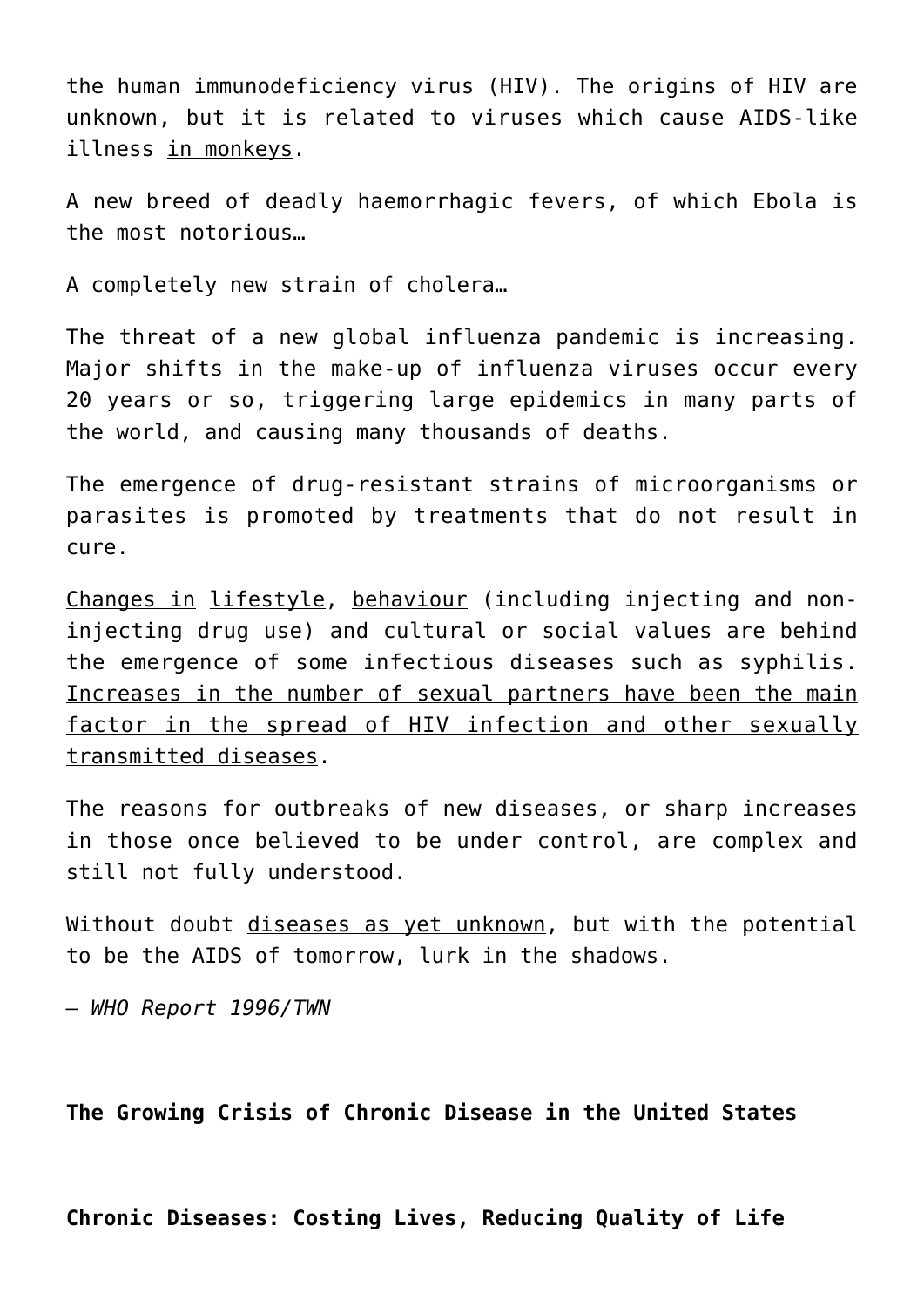the human immunodeficiency virus (HIV). The origins of HIV are unknown, but it is related to viruses which cause AIDS-like illness in monkeys.

A new breed of deadly haemorrhagic fevers, of which Ebola is the most notorious…

A completely new strain of cholera…

The threat of a new global influenza pandemic is increasing. Major shifts in the make-up of influenza viruses occur every 20 years or so, triggering large epidemics in many parts of the world, and causing many thousands of deaths.

The emergence of drug-resistant strains of microorganisms or parasites is promoted by treatments that do not result in cure.

Changes in lifestyle, behaviour (including injecting and non-injecting drug use) and cultural or social values are behind the emergence of some infectious diseases such as syphilis. Increases in the number of sexual partners have been the main factor in the spread of HIV infection and other sexually transmitted diseases.

The reasons for outbreaks of new diseases, or sharp increases in those once believed to be under control, are complex and still not fully understood.

Without doubt diseases as yet unknown, but with the potential to be the AIDS of tomorrow, lurk in the shadows.

– *WHO Report 1996/TWN*

**The Growing Crisis of Chronic Disease in the United States**

**Chronic Diseases: Costing Lives, Reducing Quality of Life**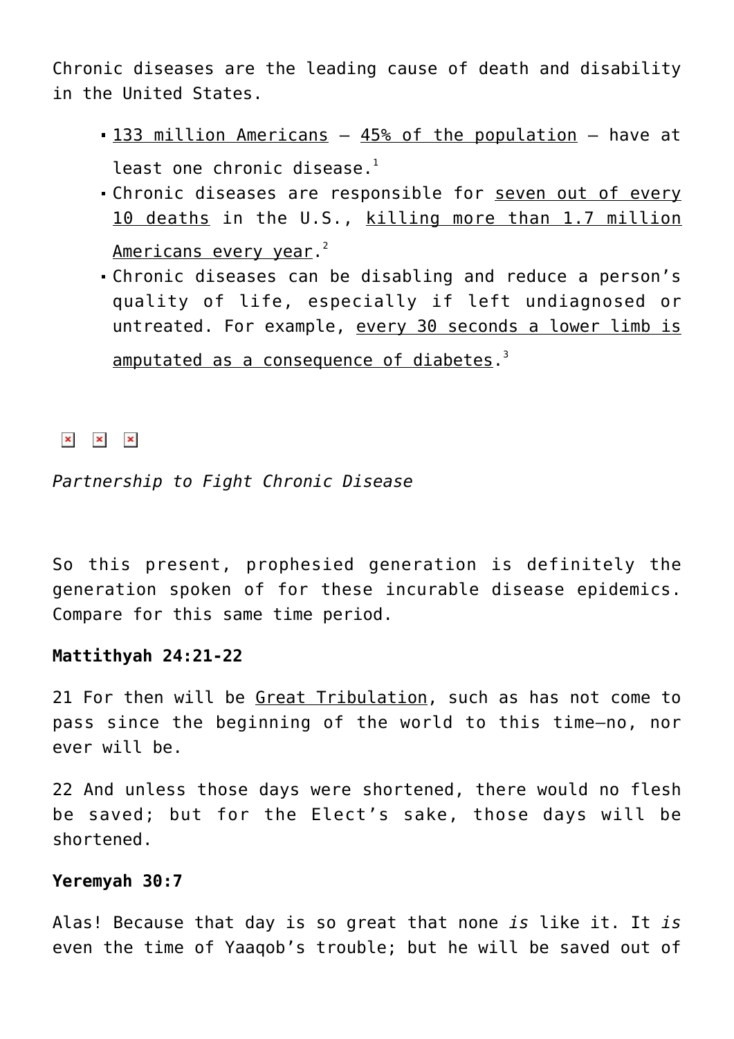Chronic diseases are the leading cause of death and disability in the United States.

- 133 million Americans – 45% of the population – have at least one chronic disease.[1]
- Chronic diseases are responsible for seven out of every 10 deaths in the U.S., killing more than 1.7 million Americans every year.[2]
- Chronic diseases can be disabling and reduce a person's quality of life, especially if left undiagnosed or untreated. For example, every 30 seconds a lower limb is amputated as a consequence of diabetes.[3]

*Partnership to Fight Chronic Disease*

So this present, prophesied generation is definitely the generation spoken of for these incurable disease epidemics. Compare for this same time period.

**Mattithyah 24:21-22**

21 For then will be Great Tribulation, such as has not come to pass since the beginning of the world to this time—no, nor ever will be.

22 And unless those days were shortened, there would no flesh be saved; but for the Elect's sake, those days will be shortened.

**Yeremyah 30:7**

Alas! Because that day is so great that none *is* like it. It *is* even the time of Yaaqob's trouble; but he will be saved out of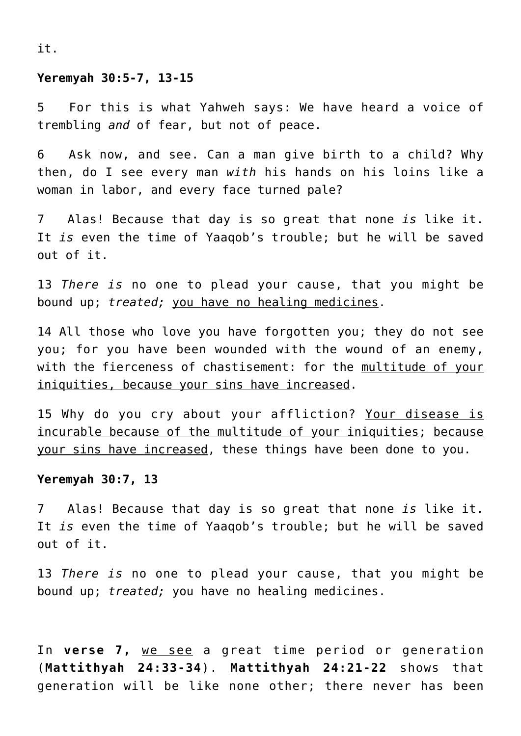it.

**Yeremyah 30:5-7, 13-15**

5 For this is what Yahweh says: We have heard a voice of trembling *and* of fear, but not of peace.

6 Ask now, and see. Can a man give birth to a child? Why then, do I see every man *with* his hands on his loins like a woman in labor, and every face turned pale?

7 Alas! Because that day is so great that none *is* like it. It *is* even the time of Yaaqob's trouble; but he will be saved out of it.

13 *There is* no one to plead your cause, that you might be bound up; *treated;* <u>you have no healing medicines</u>.

14 All those who love you have forgotten you; they do not see you; for you have been wounded with the wound of an enemy, with the fierceness of chastisement: for the <u>multitude of your iniquities, because your sins have increased</u>.

15 Why do you cry about your affliction? <u>Your disease is incurable because of the multitude of your iniquities</u>; <u>because your sins have increased</u>, these things have been done to you.

**Yeremyah 30:7, 13**

7 Alas! Because that day is so great that none *is* like it. It *is* even the time of Yaaqob's trouble; but he will be saved out of it.

13 *There is* no one to plead your cause, that you might be bound up; *treated;* you have no healing medicines.

In **verse 7,** <u>we see</u> a great time period or generation (**Mattithyah 24:33-34**). **Mattithyah 24:21-22** shows that generation will be like none other; there never has been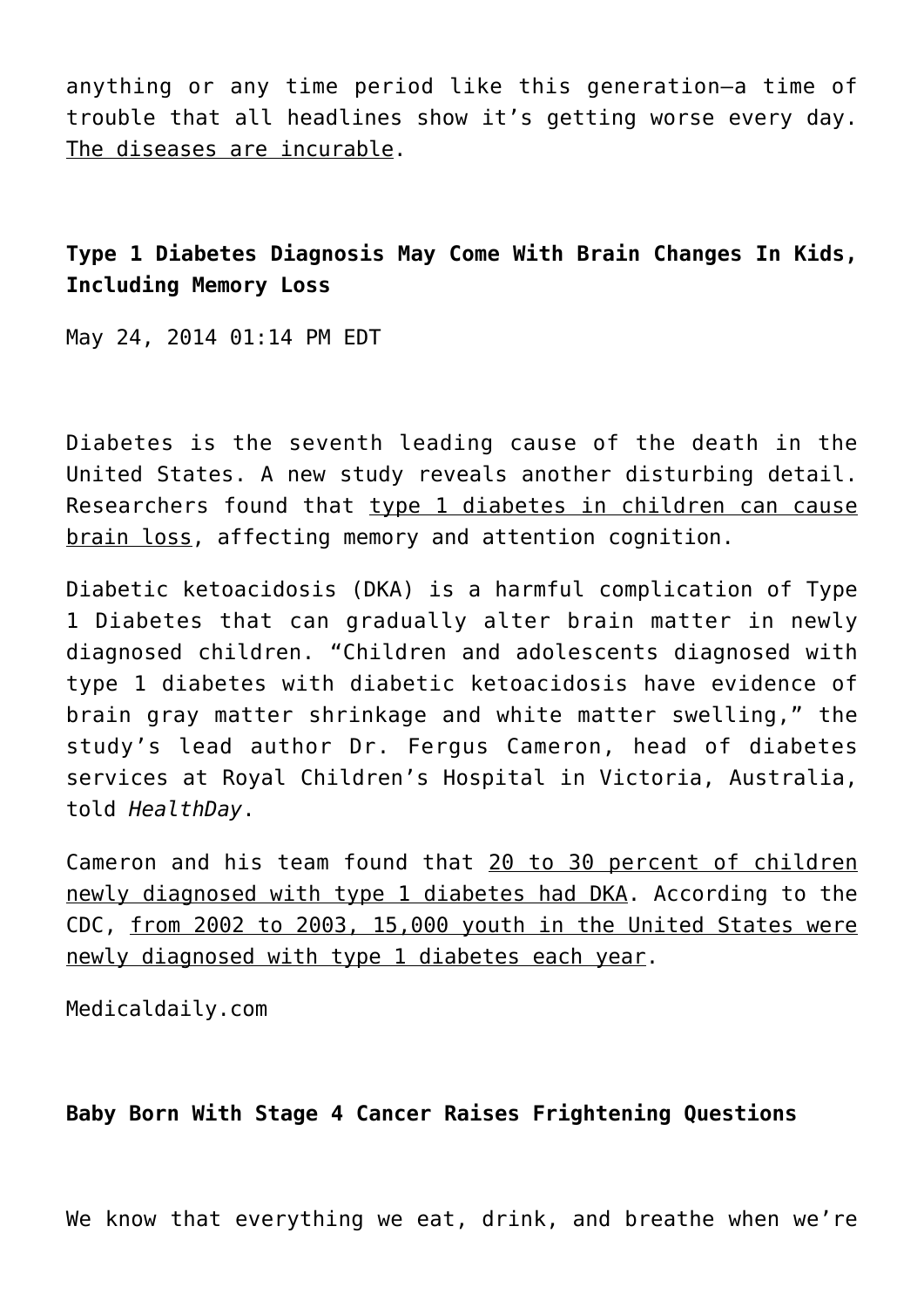anything or any time period like this generation—a time of trouble that all headlines show it's getting worse every day. The diseases are incurable.

**Type 1 Diabetes Diagnosis May Come With Brain Changes In Kids, Including Memory Loss**

May 24, 2014 01:14 PM EDT

Diabetes is the seventh leading cause of the death in the United States. A new study reveals another disturbing detail. Researchers found that type 1 diabetes in children can cause brain loss, affecting memory and attention cognition.

Diabetic ketoacidosis (DKA) is a harmful complication of Type 1 Diabetes that can gradually alter brain matter in newly diagnosed children. "Children and adolescents diagnosed with type 1 diabetes with diabetic ketoacidosis have evidence of brain gray matter shrinkage and white matter swelling," the study's lead author Dr. Fergus Cameron, head of diabetes services at Royal Children's Hospital in Victoria, Australia, told *HealthDay*.

Cameron and his team found that 20 to 30 percent of children newly diagnosed with type 1 diabetes had DKA. According to the CDC, from 2002 to 2003, 15,000 youth in the United States were newly diagnosed with type 1 diabetes each year.

Medicaldaily.com

**Baby Born With Stage 4 Cancer Raises Frightening Questions**

We know that everything we eat, drink, and breathe when we're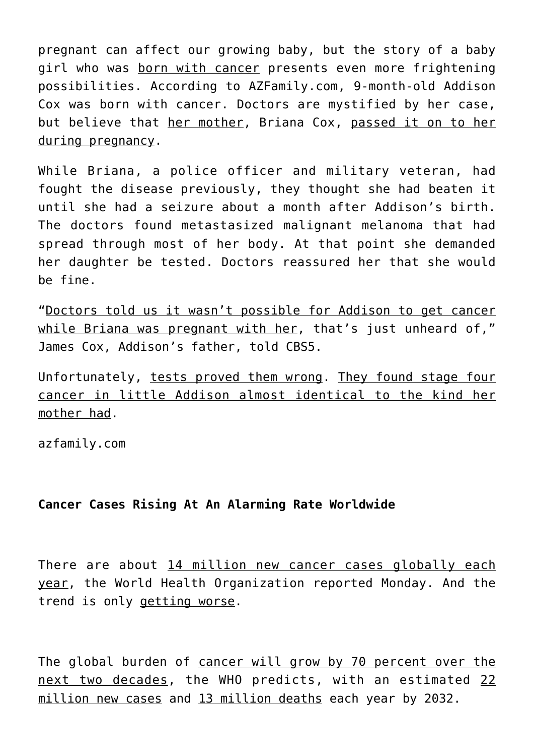pregnant can affect our growing baby, but the story of a baby girl who was born with cancer presents even more frightening possibilities. According to AZFamily.com, 9-month-old Addison Cox was born with cancer. Doctors are mystified by her case, but believe that her mother, Briana Cox, passed it on to her during pregnancy.

While Briana, a police officer and military veteran, had fought the disease previously, they thought she had beaten it until she had a seizure about a month after Addison's birth. The doctors found metastasized malignant melanoma that had spread through most of her body. At that point she demanded her daughter be tested. Doctors reassured her that she would be fine.

"Doctors told us it wasn't possible for Addison to get cancer while Briana was pregnant with her, that's just unheard of," James Cox, Addison's father, told CBS5.

Unfortunately, tests proved them wrong. They found stage four cancer in little Addison almost identical to the kind her mother had.

azfamily.com

**Cancer Cases Rising At An Alarming Rate Worldwide**

There are about 14 million new cancer cases globally each year, the World Health Organization reported Monday. And the trend is only getting worse.

The global burden of cancer will grow by 70 percent over the next two decades, the WHO predicts, with an estimated 22 million new cases and 13 million deaths each year by 2032.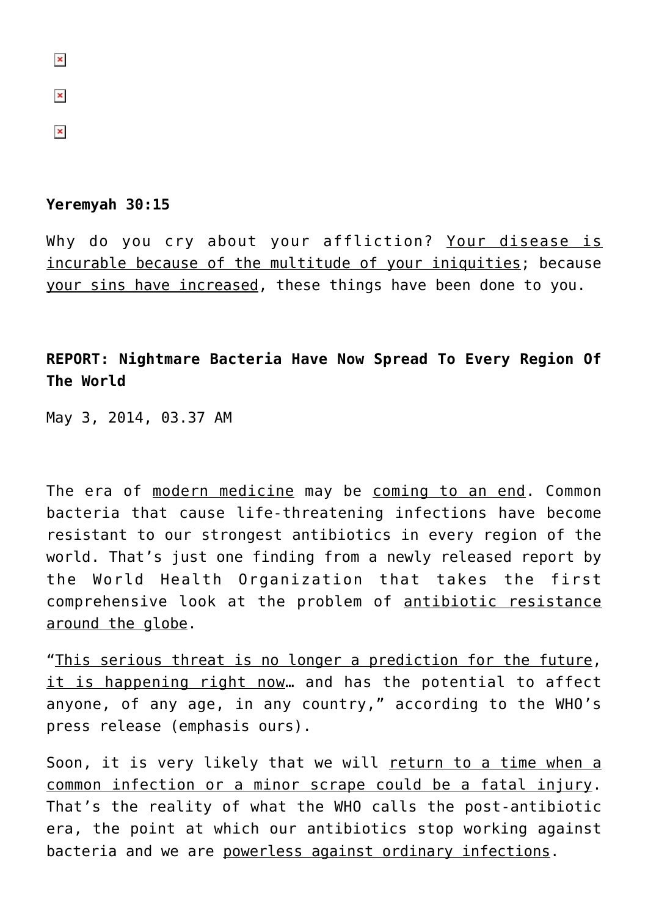**Yeremyah 30:15**

Why do you cry about your affliction? Your disease is incurable because of the multitude of your iniquities; because your sins have increased, these things have been done to you.

**REPORT: Nightmare Bacteria Have Now Spread To Every Region Of The World**

May 3, 2014, 03.37 AM

The era of modern medicine may be coming to an end. Common bacteria that cause life-threatening infections have become resistant to our strongest antibiotics in every region of the world. That's just one finding from a newly released report by the World Health Organization that takes the first comprehensive look at the problem of antibiotic resistance around the globe.

"This serious threat is no longer a prediction for the future, it is happening right now… and has the potential to affect anyone, of any age, in any country," according to the WHO's press release (emphasis ours).

Soon, it is very likely that we will return to a time when a common infection or a minor scrape could be a fatal injury. That's the reality of what the WHO calls the post-antibiotic era, the point at which our antibiotics stop working against bacteria and we are powerless against ordinary infections.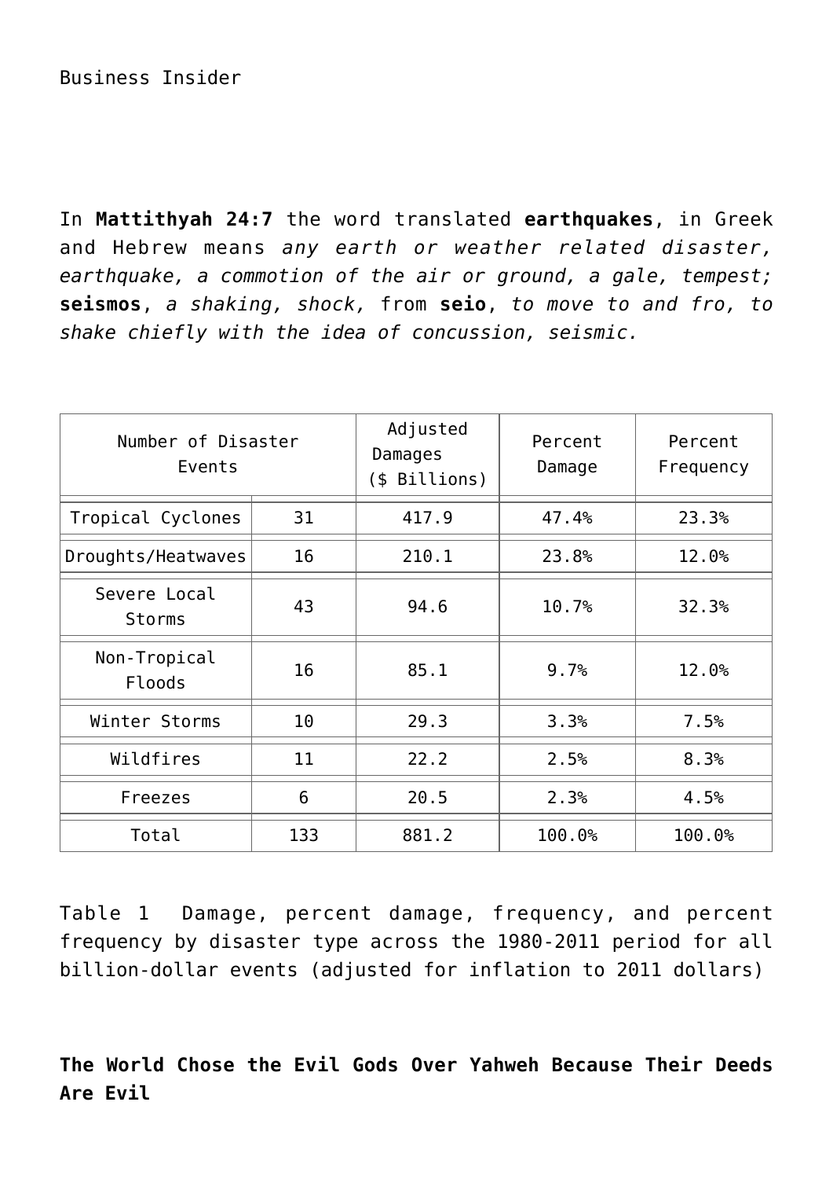Business Insider

In **Mattithyah 24:7** the word translated **earthquakes**, in Greek and Hebrew means *any earth or weather related disaster, earthquake, a commotion of the air or ground, a gale, tempest;* **seismos**, *a shaking, shock,* from **seio**, *to move to and fro, to shake chiefly with the idea of concussion, seismic.*

| Number of Disaster Events | | Adjusted Damages ($ Billions) | Percent Damage | Percent Frequency |
|---|---|---|---|---|
| Tropical Cyclones | 31 | 417.9 | 47.4% | 23.3% |
| Droughts/Heatwaves | 16 | 210.1 | 23.8% | 12.0% |
| Severe Local Storms | 43 | 94.6 | 10.7% | 32.3% |
| Non-Tropical Floods | 16 | 85.1 | 9.7% | 12.0% |
| Winter Storms | 10 | 29.3 | 3.3% | 7.5% |
| Wildfires | 11 | 22.2 | 2.5% | 8.3% |
| Freezes | 6 | 20.5 | 2.3% | 4.5% |
| Total | 133 | 881.2 | 100.0% | 100.0% |

Table 1 Damage, percent damage, frequency, and percent frequency by disaster type across the 1980-2011 period for all billion-dollar events (adjusted for inflation to 2011 dollars)

**The World Chose the Evil Gods Over Yahweh Because Their Deeds Are Evil**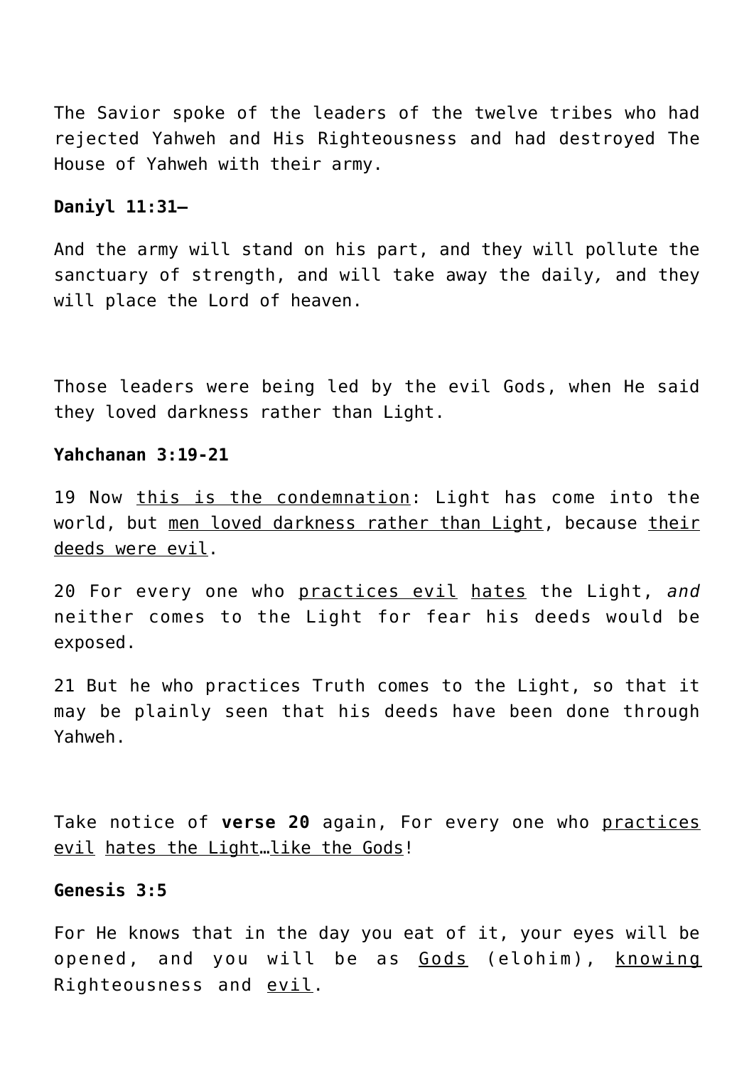The Savior spoke of the leaders of the twelve tribes who had rejected Yahweh and His Righteousness and had destroyed The House of Yahweh with their army.

**Daniyl 11:31–**

And the army will stand on his part, and they will pollute the sanctuary of strength, and will take away the daily, and they will place the Lord of heaven.

Those leaders were being led by the evil Gods, when He said they loved darkness rather than Light.

**Yahchanan 3:19-21**

19 Now <u>this is the condemnation</u>: Light has come into the world, but <u>men loved darkness rather than Light</u>, because <u>their deeds were evil</u>.

20 For every one who <u>practices evil</u> <u>hates</u> the Light, *and* neither comes to the Light for fear his deeds would be exposed.

21 But he who practices Truth comes to the Light, so that it may be plainly seen that his deeds have been done through Yahweh.

Take notice of **verse 20** again, For every one who <u>practices evil</u> <u>hates the Light</u>…<u>like the Gods</u>!

**Genesis 3:5**

For He knows that in the day you eat of it, your eyes will be opened, and you will be as <u>Gods</u> (elohim), <u>knowing</u> Righteousness and <u>evil</u>.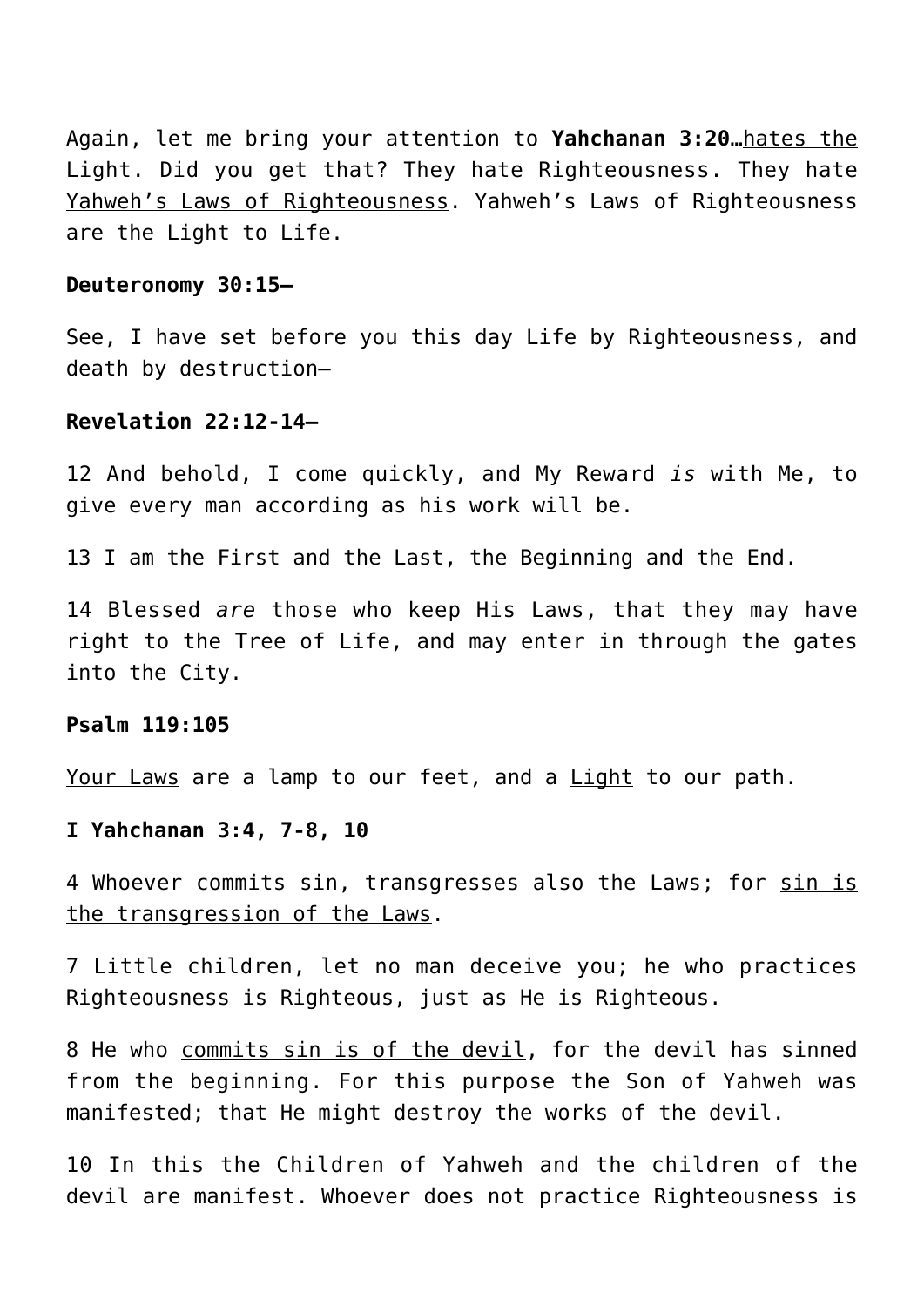Again, let me bring your attention to **Yahchanan 3:20**…<u>hates the Light</u>. Did you get that? <u>They hate Righteousness</u>. <u>They hate Yahweh's Laws of Righteousness</u>. Yahweh's Laws of Righteousness are the Light to Life.

**Deuteronomy 30:15—**

See, I have set before you this day Life by Righteousness, and death by destruction—

**Revelation 22:12-14—**

12 And behold, I come quickly, and My Reward *is* with Me, to give every man according as his work will be.

13 I am the First and the Last, the Beginning and the End.

14 Blessed *are* those who keep His Laws, that they may have right to the Tree of Life, and may enter in through the gates into the City.

**Psalm 119:105**

<u>Your Laws</u> are a lamp to our feet, and a <u>Light</u> to our path.

**I Yahchanan 3:4, 7-8, 10**

4 Whoever commits sin, transgresses also the Laws; for <u>sin is the transgression of the Laws</u>.

7 Little children, let no man deceive you; he who practices Righteousness is Righteous, just as He is Righteous.

8 He who <u>commits sin is of the devil</u>, for the devil has sinned from the beginning. For this purpose the Son of Yahweh was manifested; that He might destroy the works of the devil.

10 In this the Children of Yahweh and the children of the devil are manifest. Whoever does not practice Righteousness is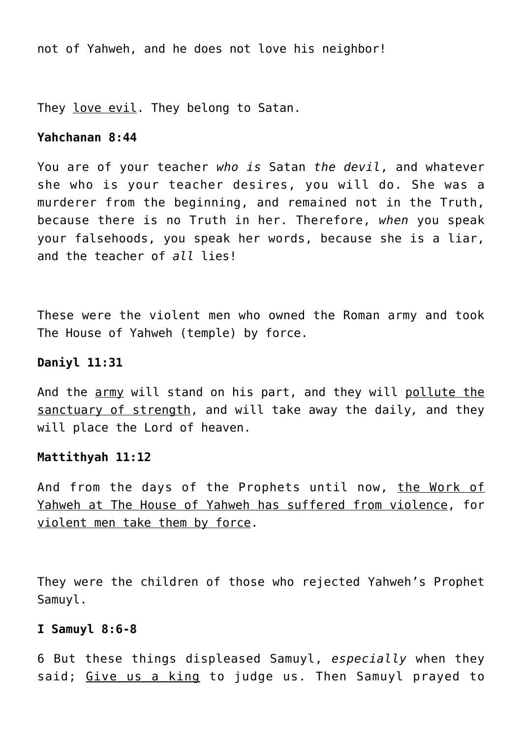not of Yahweh, and he does not love his neighbor!

They <u>love evil</u>. They belong to Satan.

**Yahchanan 8:44**

You are of your teacher *who is* Satan *the devil*, and whatever she who is your teacher desires, you will do. She was a murderer from the beginning, and remained not in the Truth, because there is no Truth in her. Therefore, *when* you speak your falsehoods, you speak her words, because she is a liar, and the teacher of *all* lies!

These were the violent men who owned the Roman army and took The House of Yahweh (temple) by force.

**Daniyl 11:31**

And the <u>army</u> will stand on his part, and they will <u>pollute the sanctuary of strength</u>, and will take away the daily, and they will place the Lord of heaven.

**Mattithyah 11:12**

And from the days of the Prophets until now, <u>the Work of Yahweh at The House of Yahweh has suffered from violence</u>, for <u>violent men take them by force</u>.

They were the children of those who rejected Yahweh's Prophet Samuyl.

**I Samuyl 8:6-8**

6 But these things displeased Samuyl, *especially* when they said; <u>Give us a king</u> to judge us. Then Samuyl prayed to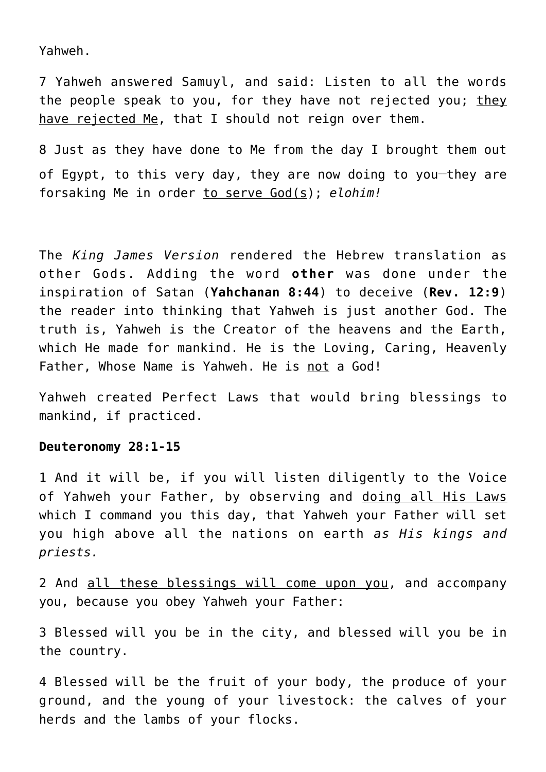Yahweh.

7 Yahweh answered Samuyl, and said: Listen to all the words the people speak to you, for they have not rejected you; <u>they have rejected Me</u>, that I should not reign over them.

8 Just as they have done to Me from the day I brought them out of Egypt, to this very day, they are now doing to you—they are forsaking Me in order <u>to serve God(s)</u>; *elohim!*

The *King James Version* rendered the Hebrew translation as other Gods. Adding the word **other** was done under the inspiration of Satan (**Yahchanan 8:44**) to deceive (**Rev. 12:9**) the reader into thinking that Yahweh is just another God. The truth is, Yahweh is the Creator of the heavens and the Earth, which He made for mankind. He is the Loving, Caring, Heavenly Father, Whose Name is Yahweh. He is <u>not</u> a God!

Yahweh created Perfect Laws that would bring blessings to mankind, if practiced.

**Deuteronomy 28:1-15**

1 And it will be, if you will listen diligently to the Voice of Yahweh your Father, by observing and <u>doing all His Laws</u> which I command you this day, that Yahweh your Father will set you high above all the nations on earth *as His kings and priests.*

2 And <u>all these blessings will come upon you</u>, and accompany you, because you obey Yahweh your Father:

3 Blessed will you be in the city, and blessed will you be in the country.

4 Blessed will be the fruit of your body, the produce of your ground, and the young of your livestock: the calves of your herds and the lambs of your flocks.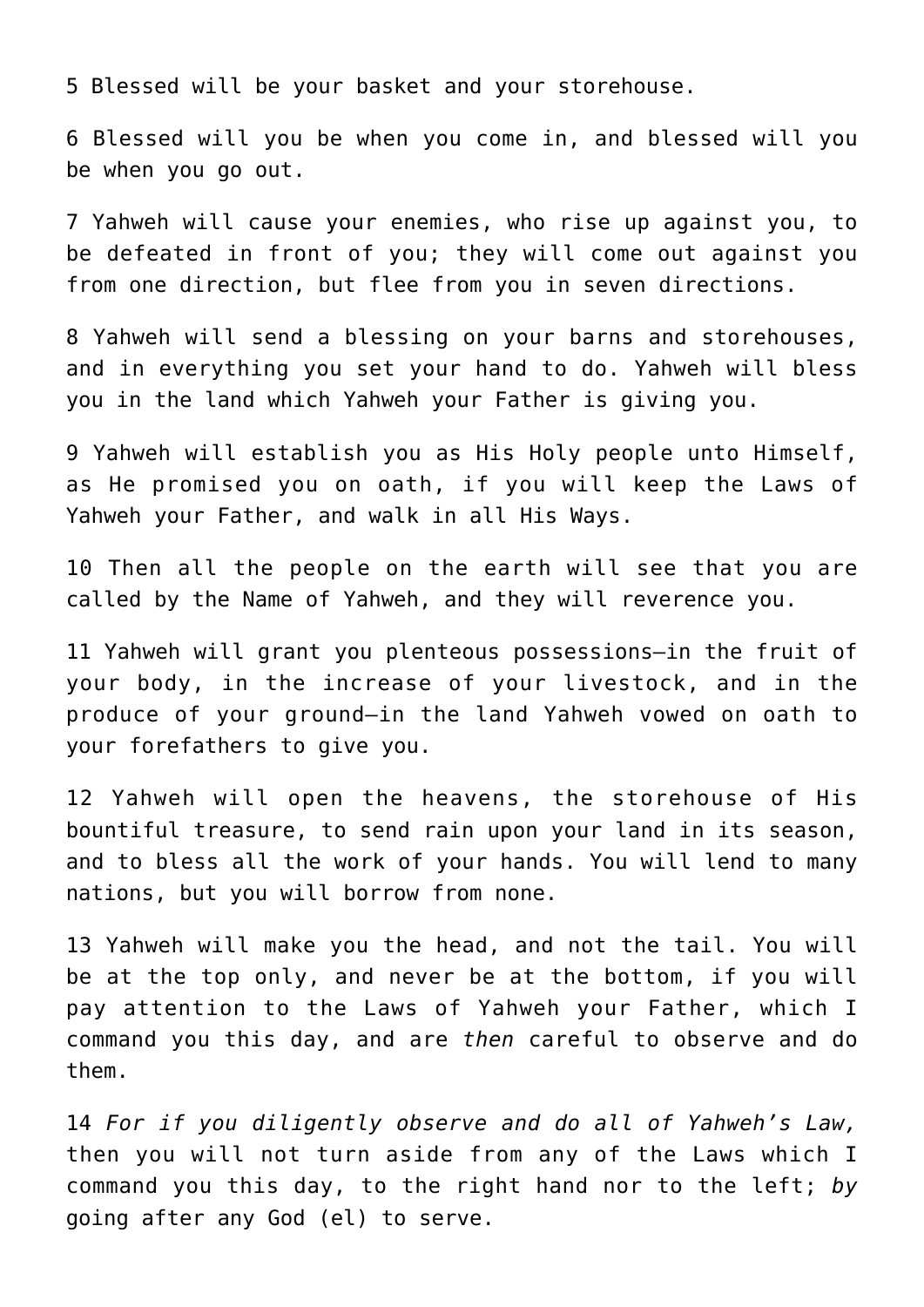5 Blessed will be your basket and your storehouse.

6 Blessed will you be when you come in, and blessed will you be when you go out.

7 Yahweh will cause your enemies, who rise up against you, to be defeated in front of you; they will come out against you from one direction, but flee from you in seven directions.

8 Yahweh will send a blessing on your barns and storehouses, and in everything you set your hand to do. Yahweh will bless you in the land which Yahweh your Father is giving you.

9 Yahweh will establish you as His Holy people unto Himself, as He promised you on oath, if you will keep the Laws of Yahweh your Father, and walk in all His Ways.

10 Then all the people on the earth will see that you are called by the Name of Yahweh, and they will reverence you.

11 Yahweh will grant you plenteous possessions—in the fruit of your body, in the increase of your livestock, and in the produce of your ground—in the land Yahweh vowed on oath to your forefathers to give you.

12 Yahweh will open the heavens, the storehouse of His bountiful treasure, to send rain upon your land in its season, and to bless all the work of your hands. You will lend to many nations, but you will borrow from none.

13 Yahweh will make you the head, and not the tail. You will be at the top only, and never be at the bottom, if you will pay attention to the Laws of Yahweh your Father, which I command you this day, and are *then* careful to observe and do them.

14 *For if you diligently observe and do all of Yahweh's Law,* then you will not turn aside from any of the Laws which I command you this day, to the right hand nor to the left; *by* going after any God (el) to serve.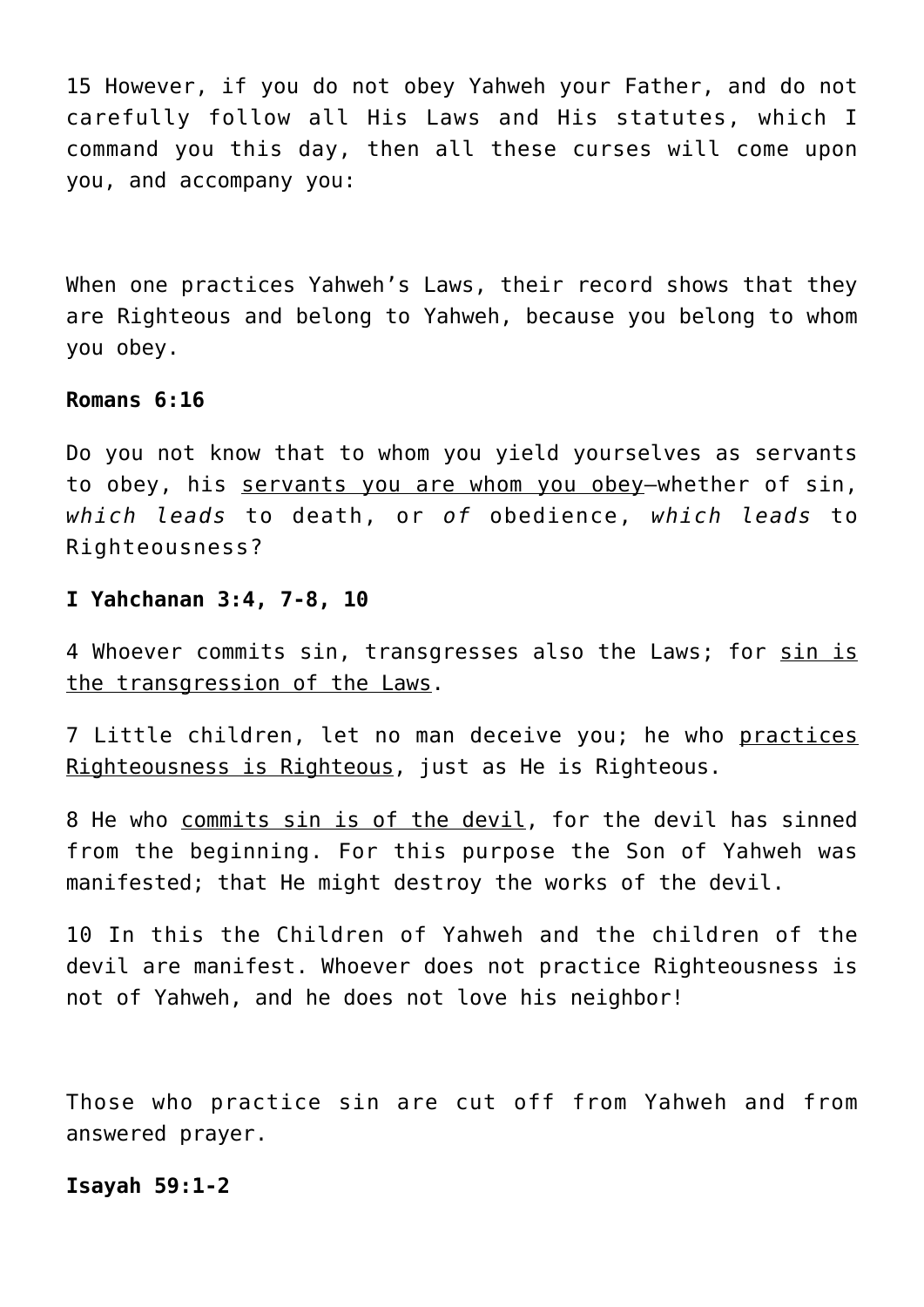15 However, if you do not obey Yahweh your Father, and do not carefully follow all His Laws and His statutes, which I command you this day, then all these curses will come upon you, and accompany you:

When one practices Yahweh's Laws, their record shows that they are Righteous and belong to Yahweh, because you belong to whom you obey.

**Romans 6:16**

Do you not know that to whom you yield yourselves as servants to obey, his <u>servants you are whom you obey</u>—whether of sin, *which leads* to death, or *of* obedience, *which leads* to Righteousness?

**I Yahchanan 3:4, 7-8, 10**

4 Whoever commits sin, transgresses also the Laws; for <u>sin is the transgression of the Laws</u>.

7 Little children, let no man deceive you; he who <u>practices Righteousness is Righteous</u>, just as He is Righteous.

8 He who <u>commits sin is of the devil</u>, for the devil has sinned from the beginning. For this purpose the Son of Yahweh was manifested; that He might destroy the works of the devil.

10 In this the Children of Yahweh and the children of the devil are manifest. Whoever does not practice Righteousness is not of Yahweh, and he does not love his neighbor!

Those who practice sin are cut off from Yahweh and from answered prayer.

**Isayah 59:1-2**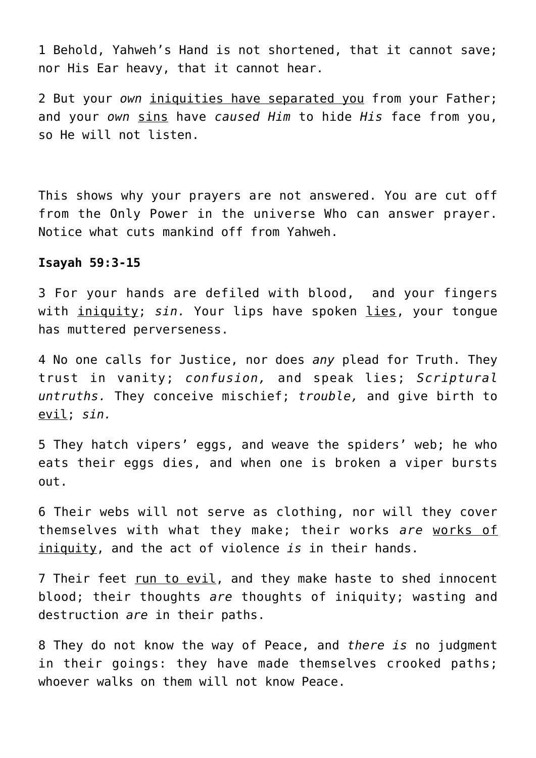1 Behold, Yahweh's Hand is not shortened, that it cannot save; nor His Ear heavy, that it cannot hear.

2 But your *own* <u>iniquities have separated you</u> from your Father; and your *own* <u>sins</u> have *caused Him* to hide *His* face from you, so He will not listen.

This shows why your prayers are not answered. You are cut off from the Only Power in the universe Who can answer prayer. Notice what cuts mankind off from Yahweh.

**Isayah 59:3-15**

3 For your hands are defiled with blood, and your fingers with <u>iniquity</u>; *sin.* Your lips have spoken <u>lies</u>, your tongue has muttered perverseness.

4 No one calls for Justice, nor does *any* plead for Truth. They trust in vanity; *confusion,* and speak lies; *Scriptural untruths.* They conceive mischief; *trouble,* and give birth to <u>evil</u>; *sin.*

5 They hatch vipers' eggs, and weave the spiders' web; he who eats their eggs dies, and when one is broken a viper bursts out.

6 Their webs will not serve as clothing, nor will they cover themselves with what they make; their works *are* <u>works of iniquity</u>, and the act of violence *is* in their hands.

7 Their feet <u>run to evil</u>, and they make haste to shed innocent blood; their thoughts *are* thoughts of iniquity; wasting and destruction *are* in their paths.

8 They do not know the way of Peace, and *there is* no judgment in their goings: they have made themselves crooked paths; whoever walks on them will not know Peace.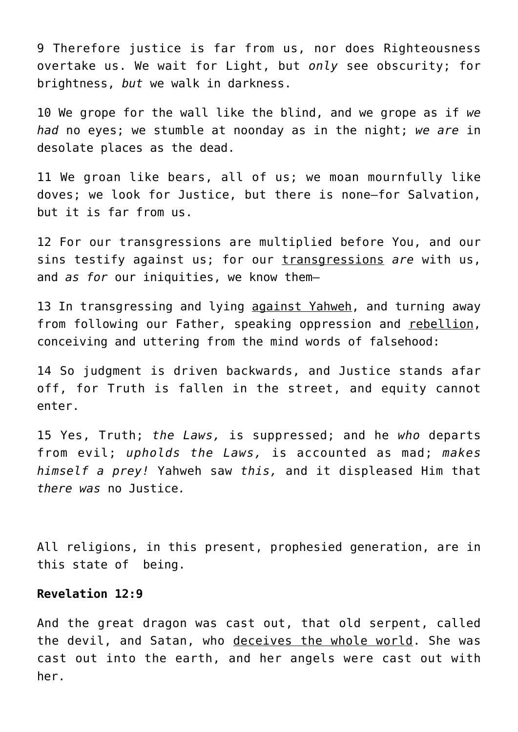9 Therefore justice is far from us, nor does Righteousness overtake us. We wait for Light, but *only* see obscurity; for brightness, *but* we walk in darkness.

10 We grope for the wall like the blind, and we grope as if *we had* no eyes; we stumble at noonday as in the night; *we are* in desolate places as the dead.

11 We groan like bears, all of us; we moan mournfully like doves; we look for Justice, but there is none—for Salvation, but it is far from us.

12 For our transgressions are multiplied before You, and our sins testify against us; for our <u>transgressions</u> *are* with us, and *as for* our iniquities, we know them—

13 In transgressing and lying <u>against Yahweh</u>, and turning away from following our Father, speaking oppression and <u>rebellion</u>, conceiving and uttering from the mind words of falsehood:

14 So judgment is driven backwards, and Justice stands afar off, for Truth is fallen in the street, and equity cannot enter.

15 Yes, Truth; *the Laws,* is suppressed; and he *who* departs from evil; *upholds the Laws,* is accounted as mad; *makes himself a prey!* Yahweh saw *this,* and it displeased Him that *there was* no Justice*.*

All religions, in this present, prophesied generation, are in this state of being.

**Revelation 12:9**

And the great dragon was cast out, that old serpent, called the devil, and Satan, who <u>deceives the whole world</u>. She was cast out into the earth, and her angels were cast out with her.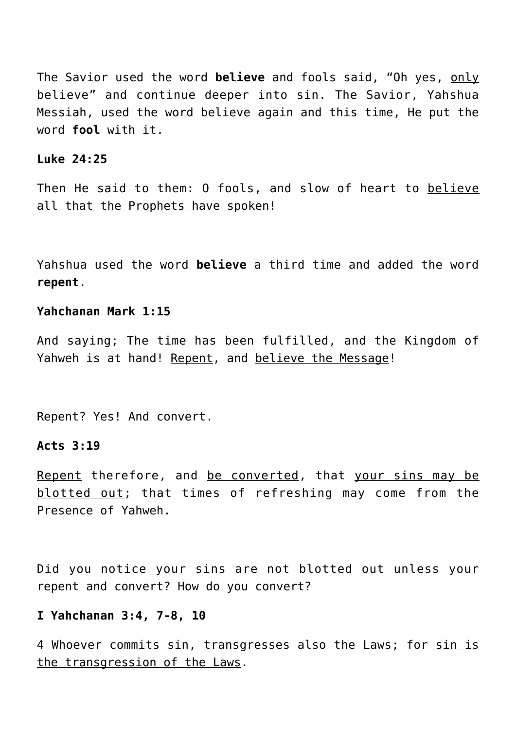The Savior used the word **believe** and fools said, "Oh yes, <u>only believe</u>" and continue deeper into sin. The Savior, Yahshua Messiah, used the word believe again and this time, He put the word **fool** with it.

**Luke 24:25**

Then He said to them: O fools, and slow of heart to <u>believe all that the Prophets have spoken</u>!

Yahshua used the word **believe** a third time and added the word **repent**.

**Yahchanan Mark 1:15**

And saying; The time has been fulfilled, and the Kingdom of Yahweh is at hand! <u>Repent</u>, and <u>believe the Message</u>!

Repent? Yes! And convert.

**Acts 3:19**

<u>Repent</u> therefore, and <u>be converted</u>, that <u>your sins may be blotted out</u>; that times of refreshing may come from the Presence of Yahweh.

Did you notice your sins are not blotted out unless your repent and convert? How do you convert?

**I Yahchanan 3:4, 7-8, 10**

4 Whoever commits sin, transgresses also the Laws; for <u>sin is the transgression of the Laws</u>.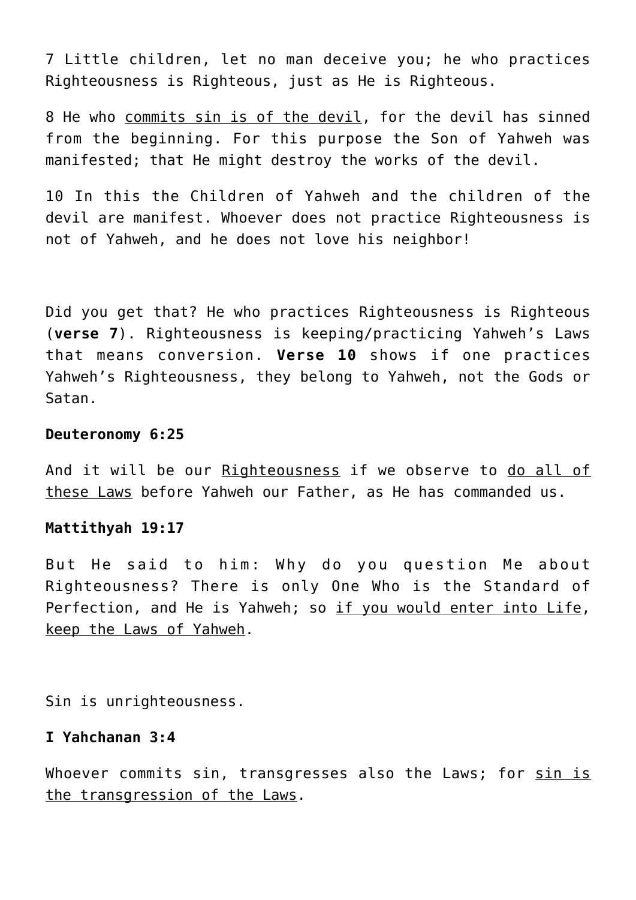7 Little children, let no man deceive you; he who practices Righteousness is Righteous, just as He is Righteous.

8 He who <u>commits sin is of the devil</u>, for the devil has sinned from the beginning. For this purpose the Son of Yahweh was manifested; that He might destroy the works of the devil.

10 In this the Children of Yahweh and the children of the devil are manifest. Whoever does not practice Righteousness is not of Yahweh, and he does not love his neighbor!

Did you get that? He who practices Righteousness is Righteous (**verse 7**). Righteousness is keeping/practicing Yahweh's Laws that means conversion. **Verse 10** shows if one practices Yahweh's Righteousness, they belong to Yahweh, not the Gods or Satan.

**Deuteronomy 6:25**

And it will be our <u>Righteousness</u> if we observe to <u>do all of these Laws</u> before Yahweh our Father, as He has commanded us.

**Mattithyah 19:17**

But He said to him: Why do you question Me about Righteousness? There is only One Who is the Standard of Perfection, and He is Yahweh; so <u>if you would enter into Life</u>, <u>keep the Laws of Yahweh</u>.

Sin is unrighteousness.

**I Yahchanan 3:4**

Whoever commits sin, transgresses also the Laws; for <u>sin is the transgression of the Laws</u>.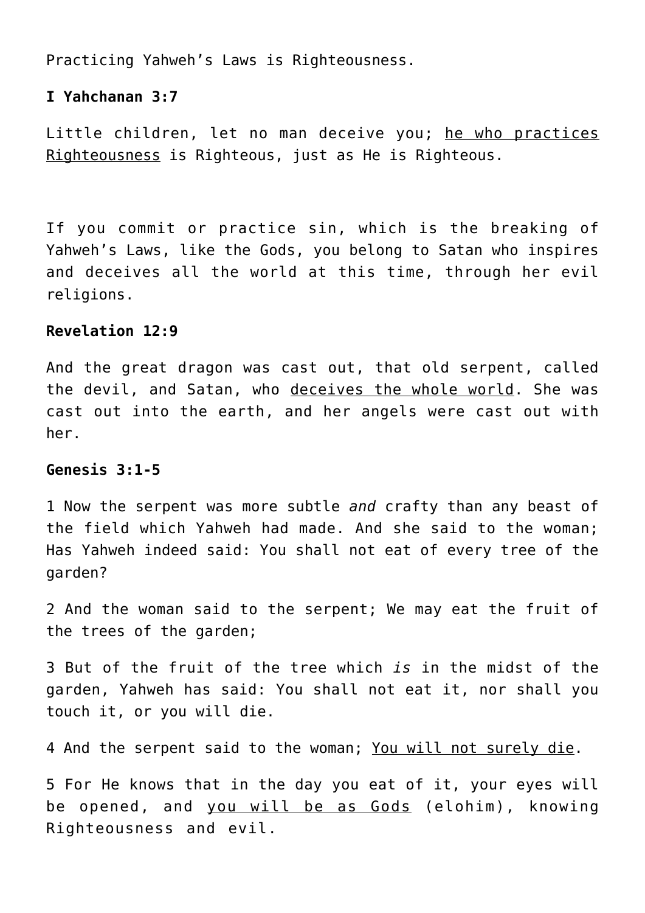Practicing Yahweh's Laws is Righteousness.

**I Yahchanan 3:7**

Little children, let no man deceive you; <u>he who practices Righteousness</u> is Righteous, just as He is Righteous.

If you commit or practice sin, which is the breaking of Yahweh's Laws, like the Gods, you belong to Satan who inspires and deceives all the world at this time, through her evil religions.

**Revelation 12:9**

And the great dragon was cast out, that old serpent, called the devil, and Satan, who <u>deceives the whole world</u>. She was cast out into the earth, and her angels were cast out with her.

**Genesis 3:1-5**

1 Now the serpent was more subtle *and* crafty than any beast of the field which Yahweh had made. And she said to the woman; Has Yahweh indeed said: You shall not eat of every tree of the garden?

2 And the woman said to the serpent; We may eat the fruit of the trees of the garden;

3 But of the fruit of the tree which *is* in the midst of the garden, Yahweh has said: You shall not eat it, nor shall you touch it, or you will die.

4 And the serpent said to the woman; <u>You will not surely die</u>.

5 For He knows that in the day you eat of it, your eyes will be opened, and <u>you will be as Gods</u> (elohim), knowing Righteousness and evil.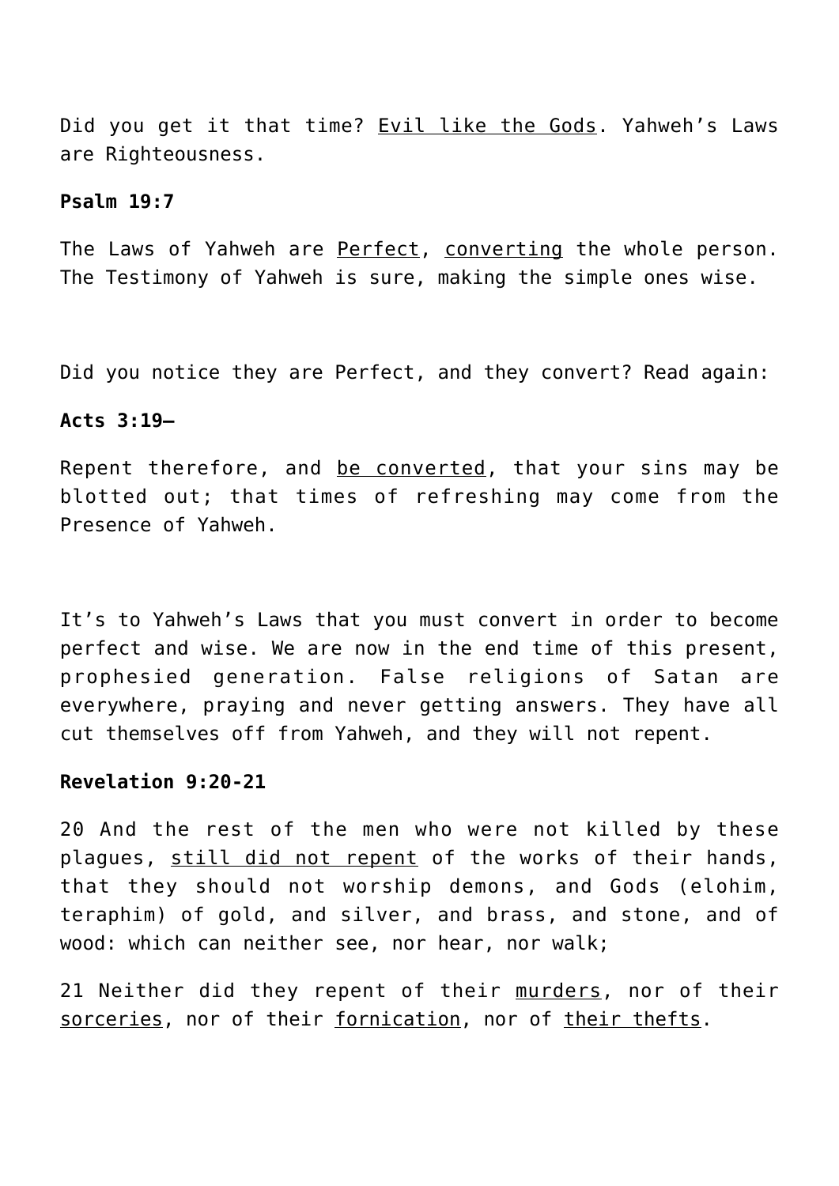Did you get it that time? <u>Evil like the Gods</u>. Yahweh's Laws are Righteousness.

**Psalm 19:7**

The Laws of Yahweh are <u>Perfect</u>, <u>converting</u> the whole person. The Testimony of Yahweh is sure, making the simple ones wise.

Did you notice they are Perfect, and they convert? Read again:

**Acts 3:19–**

Repent therefore, and <u>be converted</u>, that your sins may be blotted out; that times of refreshing may come from the Presence of Yahweh.

It's to Yahweh's Laws that you must convert in order to become perfect and wise. We are now in the end time of this present, prophesied generation. False religions of Satan are everywhere, praying and never getting answers. They have all cut themselves off from Yahweh, and they will not repent.

**Revelation 9:20-21**

20 And the rest of the men who were not killed by these plagues, <u>still did not repent</u> of the works of their hands, that they should not worship demons, and Gods (elohim, teraphim) of gold, and silver, and brass, and stone, and of wood: which can neither see, nor hear, nor walk;

21 Neither did they repent of their <u>murders</u>, nor of their <u>sorceries</u>, nor of their <u>fornication</u>, nor of <u>their thefts</u>.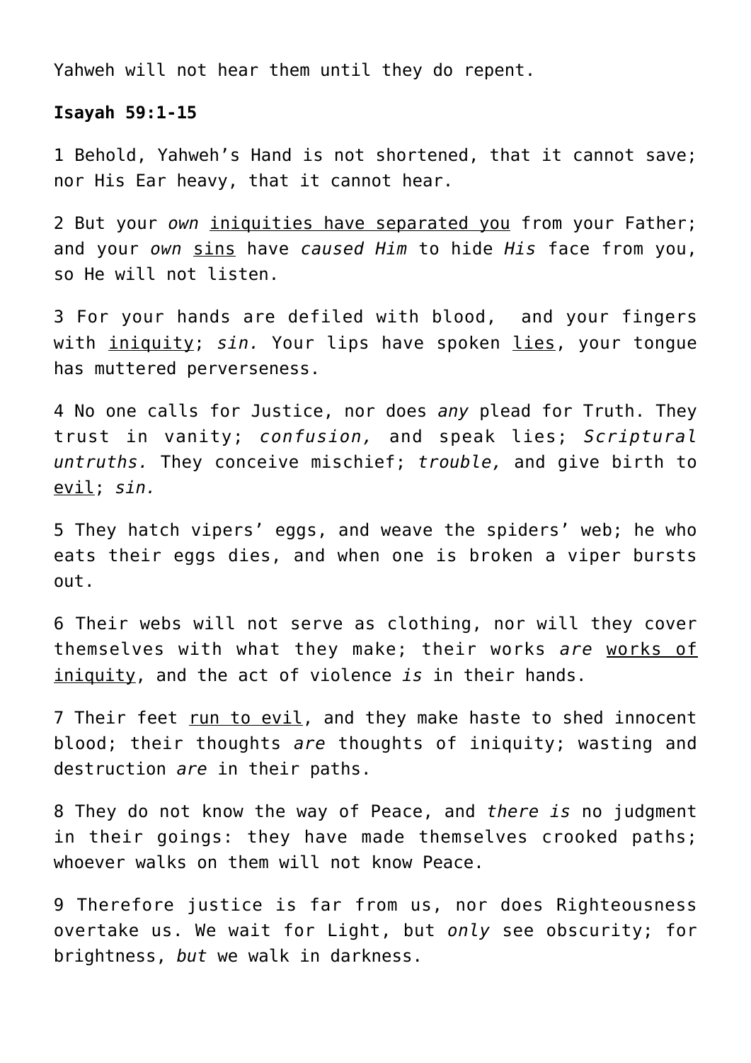Yahweh will not hear them until they do repent.

**Isayah 59:1-15**

1 Behold, Yahweh's Hand is not shortened, that it cannot save; nor His Ear heavy, that it cannot hear.

2 But your *own* <u>iniquities have separated you</u> from your Father; and your *own* <u>sins</u> have *caused Him* to hide *His* face from you, so He will not listen.

3 For your hands are defiled with blood, and your fingers with <u>iniquity</u>; *sin.* Your lips have spoken <u>lies</u>, your tongue has muttered perverseness.

4 No one calls for Justice, nor does *any* plead for Truth. They trust in vanity; *confusion,* and speak lies; *Scriptural untruths.* They conceive mischief; *trouble,* and give birth to <u>evil</u>; *sin.*

5 They hatch vipers' eggs, and weave the spiders' web; he who eats their eggs dies, and when one is broken a viper bursts out.

6 Their webs will not serve as clothing, nor will they cover themselves with what they make; their works *are* <u>works of iniquity</u>, and the act of violence *is* in their hands.

7 Their feet <u>run to evil</u>, and they make haste to shed innocent blood; their thoughts *are* thoughts of iniquity; wasting and destruction *are* in their paths.

8 They do not know the way of Peace, and *there is* no judgment in their goings: they have made themselves crooked paths; whoever walks on them will not know Peace.

9 Therefore justice is far from us, nor does Righteousness overtake us. We wait for Light, but *only* see obscurity; for brightness, *but* we walk in darkness.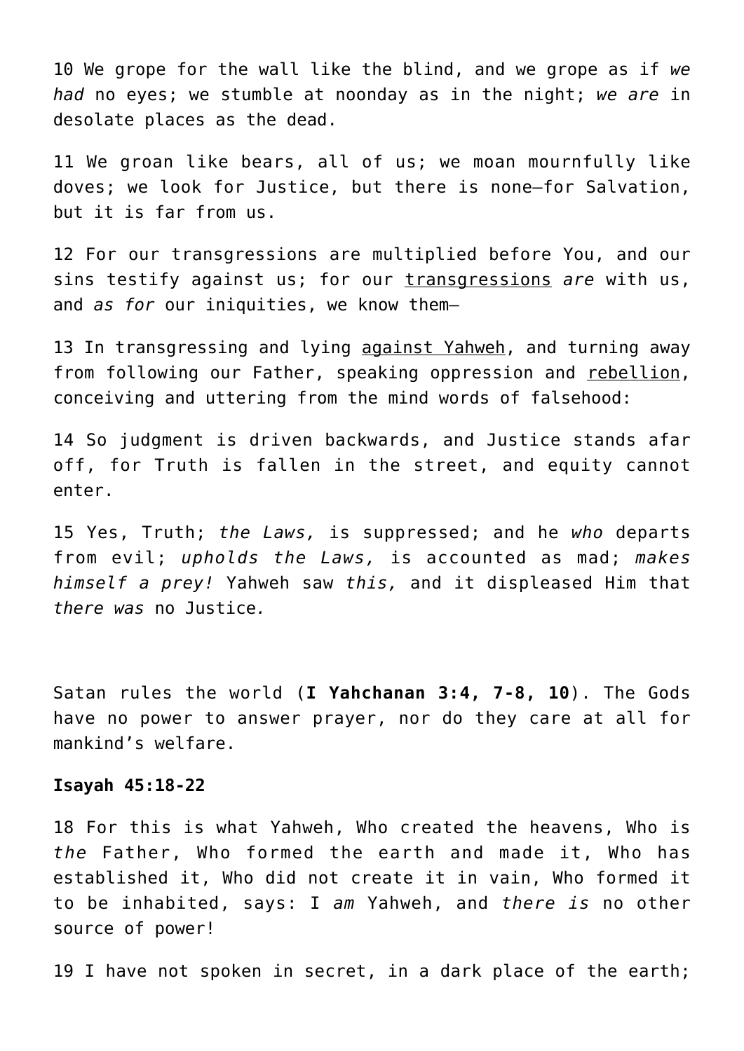10 We grope for the wall like the blind, and we grope as if *we had* no eyes; we stumble at noonday as in the night; *we are* in desolate places as the dead.

11 We groan like bears, all of us; we moan mournfully like doves; we look for Justice, but there is none—for Salvation, but it is far from us.

12 For our transgressions are multiplied before You, and our sins testify against us; for our transgressions *are* with us, and *as for* our iniquities, we know them—

13 In transgressing and lying against Yahweh, and turning away from following our Father, speaking oppression and rebellion, conceiving and uttering from the mind words of falsehood:

14 So judgment is driven backwards, and Justice stands afar off, for Truth is fallen in the street, and equity cannot enter.

15 Yes, Truth; *the Laws,* is suppressed; and he *who* departs from evil; *upholds the Laws,* is accounted as mad; *makes himself a prey!* Yahweh saw *this,* and it displeased Him that *there was* no Justice*.*

Satan rules the world (**I Yahchanan 3:4, 7-8, 10**). The Gods have no power to answer prayer, nor do they care at all for mankind's welfare.

**Isayah 45:18-22**

18 For this is what Yahweh, Who created the heavens, Who is *the* Father, Who formed the earth and made it, Who has established it, Who did not create it in vain, Who formed it to be inhabited, says: I *am* Yahweh, and *there is* no other source of power!

19 I have not spoken in secret, in a dark place of the earth;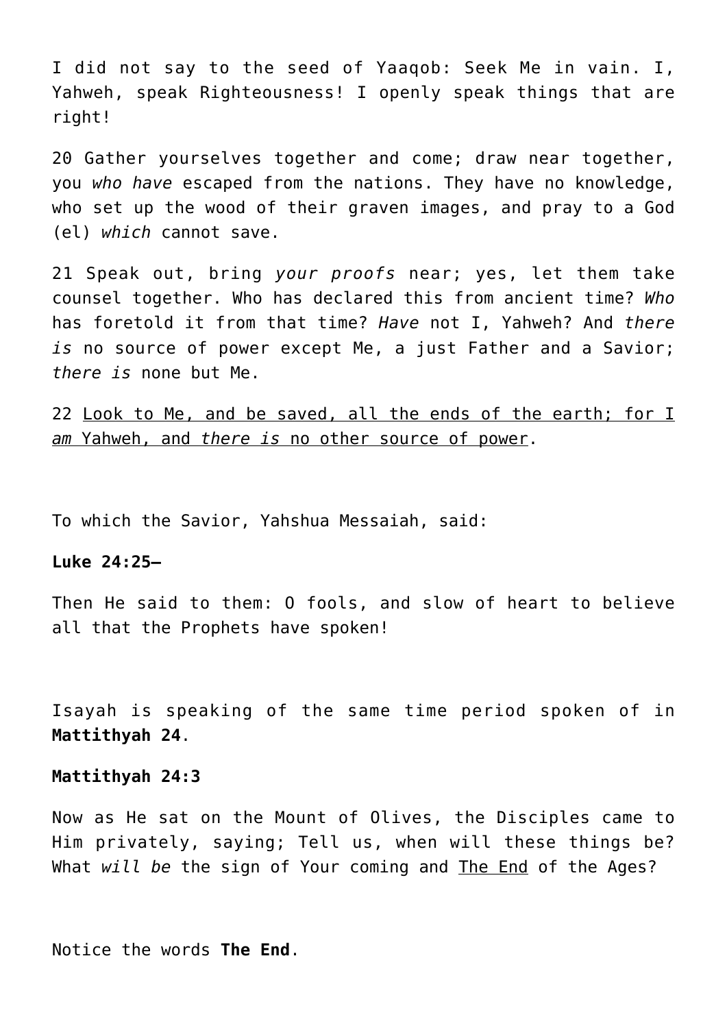I did not say to the seed of Yaaqob: Seek Me in vain. I, Yahweh, speak Righteousness! I openly speak things that are right!

20 Gather yourselves together and come; draw near together, you *who have* escaped from the nations. They have no knowledge, who set up the wood of their graven images, and pray to a God (el) *which* cannot save.

21 Speak out, bring *your proofs* near; yes, let them take counsel together. Who has declared this from ancient time? *Who* has foretold it from that time? *Have* not I, Yahweh? And *there is* no source of power except Me, a just Father and a Savior; *there is* none but Me.

22 <u>Look to Me, and be saved, all the ends of the earth; for I *am* Yahweh, and *there is* no other source of power</u>.

To which the Savior, Yahshua Messaiah, said:

**Luke 24:25–**

Then He said to them: O fools, and slow of heart to believe all that the Prophets have spoken!

Isayah is speaking of the same time period spoken of in **Mattithyah 24**.

**Mattithyah 24:3**

Now as He sat on the Mount of Olives, the Disciples came to Him privately, saying; Tell us, when will these things be? What *will be* the sign of Your coming and <u>The End</u> of the Ages?

Notice the words **The End**.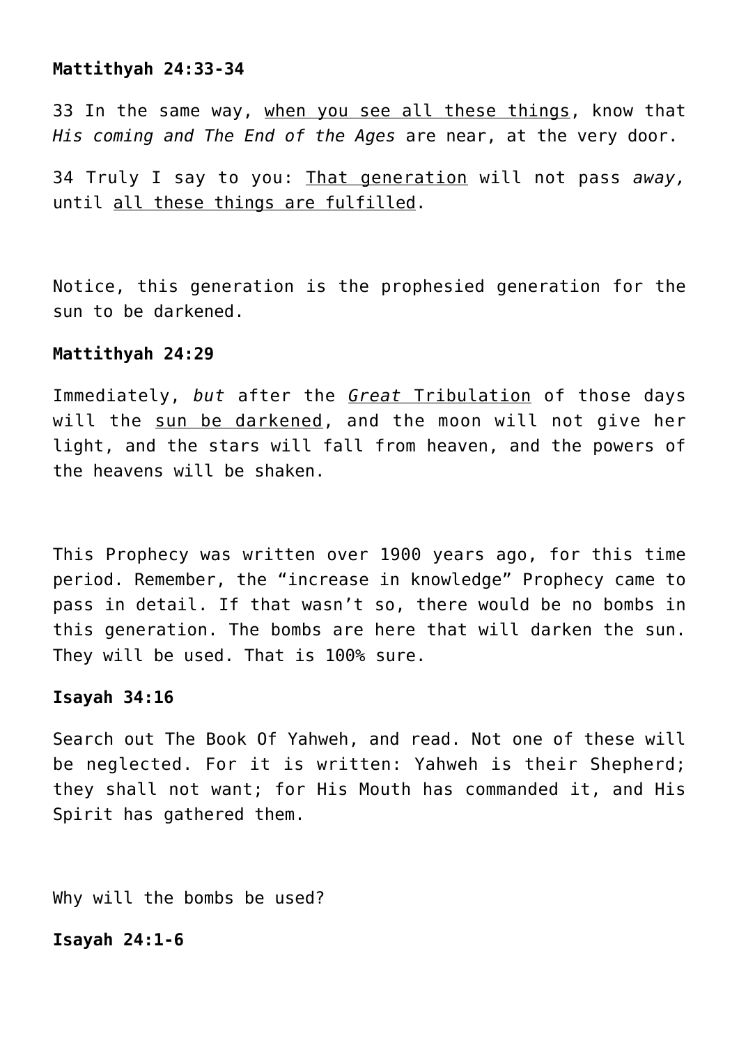**Mattithyah 24:33-34**

33 In the same way, <u>when you see all these things</u>, know that *His coming and The End of the Ages* are near, at the very door.

34 Truly I say to you: <u>That generation</u> will not pass *away,* until <u>all these things are fulfilled</u>.

Notice, this generation is the prophesied generation for the sun to be darkened.

**Mattithyah 24:29**

Immediately, *but* after the <u>*Great* Tribulation</u> of those days will the <u>sun be darkened</u>, and the moon will not give her light, and the stars will fall from heaven, and the powers of the heavens will be shaken.

This Prophecy was written over 1900 years ago, for this time period. Remember, the “increase in knowledge” Prophecy came to pass in detail. If that wasn’t so, there would be no bombs in this generation. The bombs are here that will darken the sun. They will be used. That is 100% sure.

**Isayah 34:16**

Search out The Book Of Yahweh, and read. Not one of these will be neglected. For it is written: Yahweh is their Shepherd; they shall not want; for His Mouth has commanded it, and His Spirit has gathered them.

Why will the bombs be used?

**Isayah 24:1-6**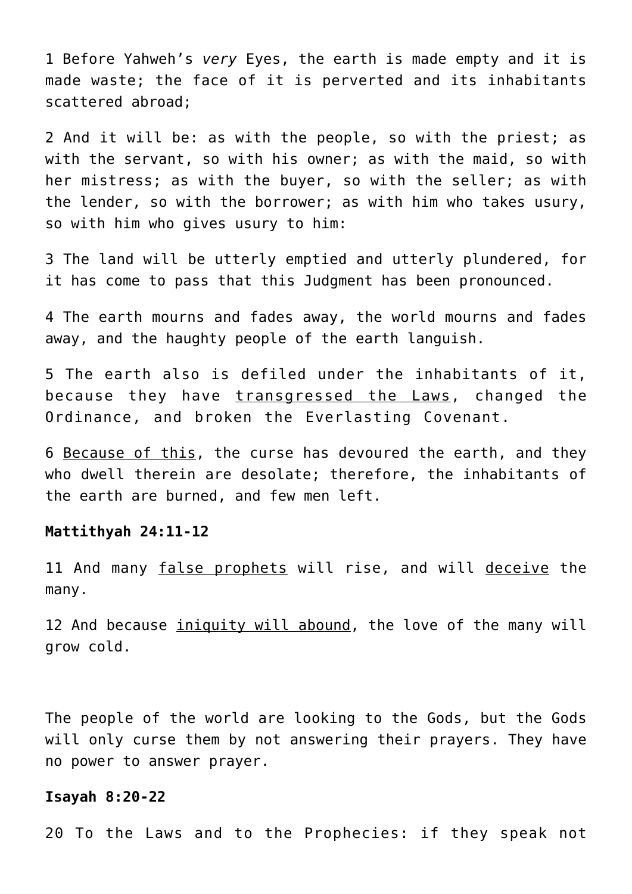1 Before Yahweh’s *very* Eyes, the earth is made empty and it is made waste; the face of it is perverted and its inhabitants scattered abroad;

2 And it will be: as with the people, so with the priest; as with the servant, so with his owner; as with the maid, so with her mistress; as with the buyer, so with the seller; as with the lender, so with the borrower; as with him who takes usury, so with him who gives usury to him:

3 The land will be utterly emptied and utterly plundered, for it has come to pass that this Judgment has been pronounced.

4 The earth mourns and fades away, the world mourns and fades away, and the haughty people of the earth languish.

5 The earth also is defiled under the inhabitants of it, because they have <u>transgressed the Laws</u>, changed the Ordinance, and broken the Everlasting Covenant.

6 <u>Because of this</u>, the curse has devoured the earth, and they who dwell therein are desolate; therefore, the inhabitants of the earth are burned, and few men left.

**Mattithyah 24:11-12**

11 And many <u>false prophets</u> will rise, and will <u>deceive</u> the many.

12 And because <u>iniquity will abound</u>, the love of the many will grow cold.

The people of the world are looking to the Gods, but the Gods will only curse them by not answering their prayers. They have no power to answer prayer.

**Isayah 8:20-22**

20 To the Laws and to the Prophecies: if they speak not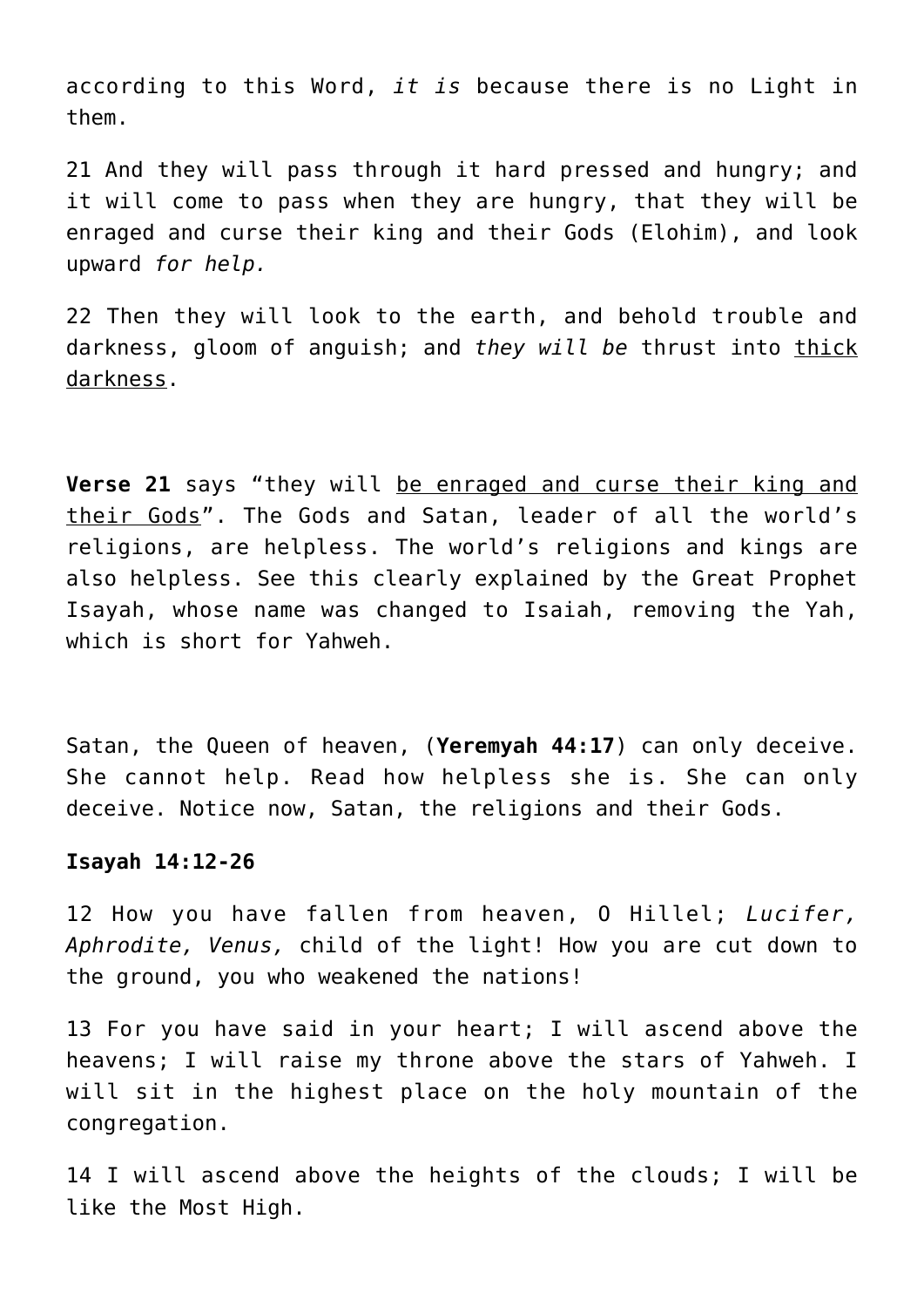according to this Word, *it is* because there is no Light in them.

21 And they will pass through it hard pressed and hungry; and it will come to pass when they are hungry, that they will be enraged and curse their king and their Gods (Elohim), and look upward *for help.*

22 Then they will look to the earth, and behold trouble and darkness, gloom of anguish; and *they will be* thrust into <u>thick darkness</u>.

**Verse 21** says "they will <u>be enraged and curse their king and their Gods</u>". The Gods and Satan, leader of all the world's religions, are helpless. The world's religions and kings are also helpless. See this clearly explained by the Great Prophet Isayah, whose name was changed to Isaiah, removing the Yah, which is short for Yahweh.

Satan, the Queen of heaven, (**Yeremyah 44:17**) can only deceive. She cannot help. Read how helpless she is. She can only deceive. Notice now, Satan, the religions and their Gods.

**Isayah 14:12-26**

12 How you have fallen from heaven, O Hillel; *Lucifer, Aphrodite, Venus,* child of the light! How you are cut down to the ground, you who weakened the nations!

13 For you have said in your heart; I will ascend above the heavens; I will raise my throne above the stars of Yahweh. I will sit in the highest place on the holy mountain of the congregation.

14 I will ascend above the heights of the clouds; I will be like the Most High.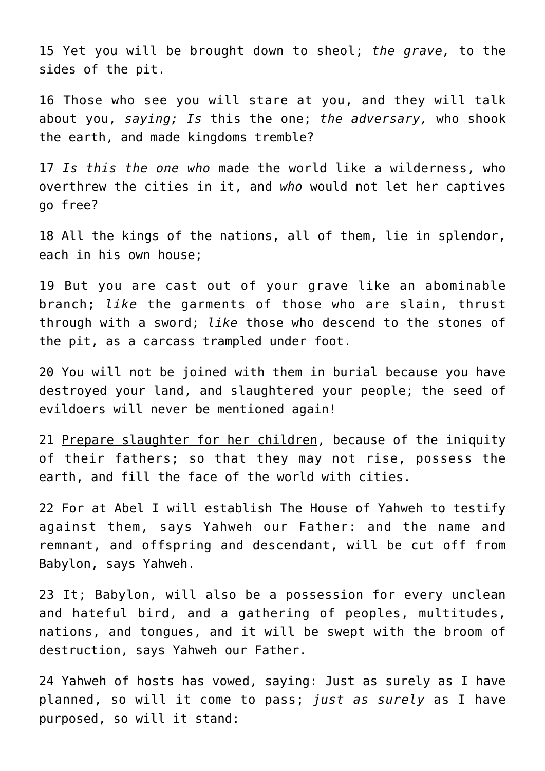15 Yet you will be brought down to sheol; *the grave,* to the sides of the pit.

16 Those who see you will stare at you, and they will talk about you, *saying; Is* this the one; *the adversary,* who shook the earth, and made kingdoms tremble?

17 *Is this the one who* made the world like a wilderness, who overthrew the cities in it, and *who* would not let her captives go free?

18 All the kings of the nations, all of them, lie in splendor, each in his own house;

19 But you are cast out of your grave like an abominable branch; *like* the garments of those who are slain, thrust through with a sword; *like* those who descend to the stones of the pit, as a carcass trampled under foot.

20 You will not be joined with them in burial because you have destroyed your land, and slaughtered your people; the seed of evildoers will never be mentioned again!

21 <u>Prepare slaughter for her children</u>, because of the iniquity of their fathers; so that they may not rise, possess the earth, and fill the face of the world with cities.

22 For at Abel I will establish The House of Yahweh to testify against them, says Yahweh our Father: and the name and remnant, and offspring and descendant, will be cut off from Babylon, says Yahweh.

23 It; Babylon, will also be a possession for every unclean and hateful bird, and a gathering of peoples, multitudes, nations, and tongues, and it will be swept with the broom of destruction, says Yahweh our Father.

24 Yahweh of hosts has vowed, saying: Just as surely as I have planned, so will it come to pass; *just as surely* as I have purposed, so will it stand: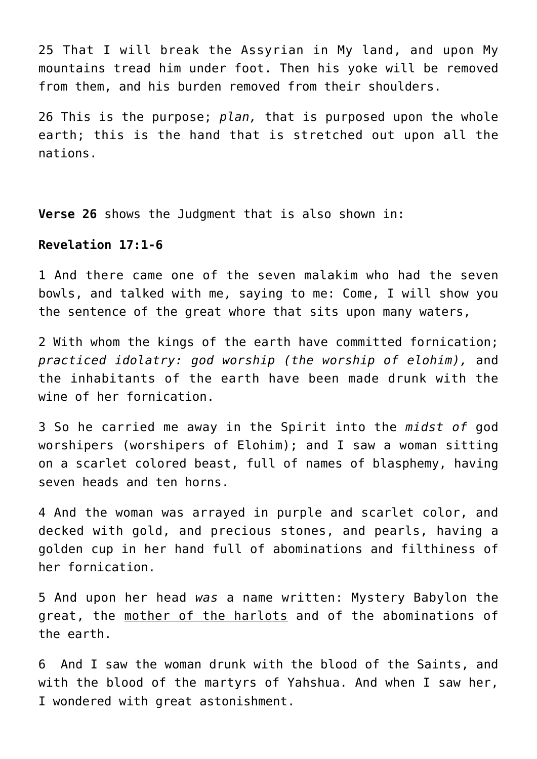25 That I will break the Assyrian in My land, and upon My mountains tread him under foot. Then his yoke will be removed from them, and his burden removed from their shoulders.

26 This is the purpose; *plan,* that is purposed upon the whole earth; this is the hand that is stretched out upon all the nations.

**Verse 26** shows the Judgment that is also shown in:

**Revelation 17:1-6**

1 And there came one of the seven malakim who had the seven bowls, and talked with me, saying to me: Come, I will show you the <u>sentence of the great whore</u> that sits upon many waters,

2 With whom the kings of the earth have committed fornication; *practiced idolatry: god worship (the worship of elohim),* and the inhabitants of the earth have been made drunk with the wine of her fornication.

3 So he carried me away in the Spirit into the *midst of* god worshipers (worshipers of Elohim); and I saw a woman sitting on a scarlet colored beast, full of names of blasphemy, having seven heads and ten horns.

4 And the woman was arrayed in purple and scarlet color, and decked with gold, and precious stones, and pearls, having a golden cup in her hand full of abominations and filthiness of her fornication.

5 And upon her head *was* a name written: Mystery Babylon the great, the <u>mother of the harlots</u> and of the abominations of the earth.

6 And I saw the woman drunk with the blood of the Saints, and with the blood of the martyrs of Yahshua. And when I saw her, I wondered with great astonishment.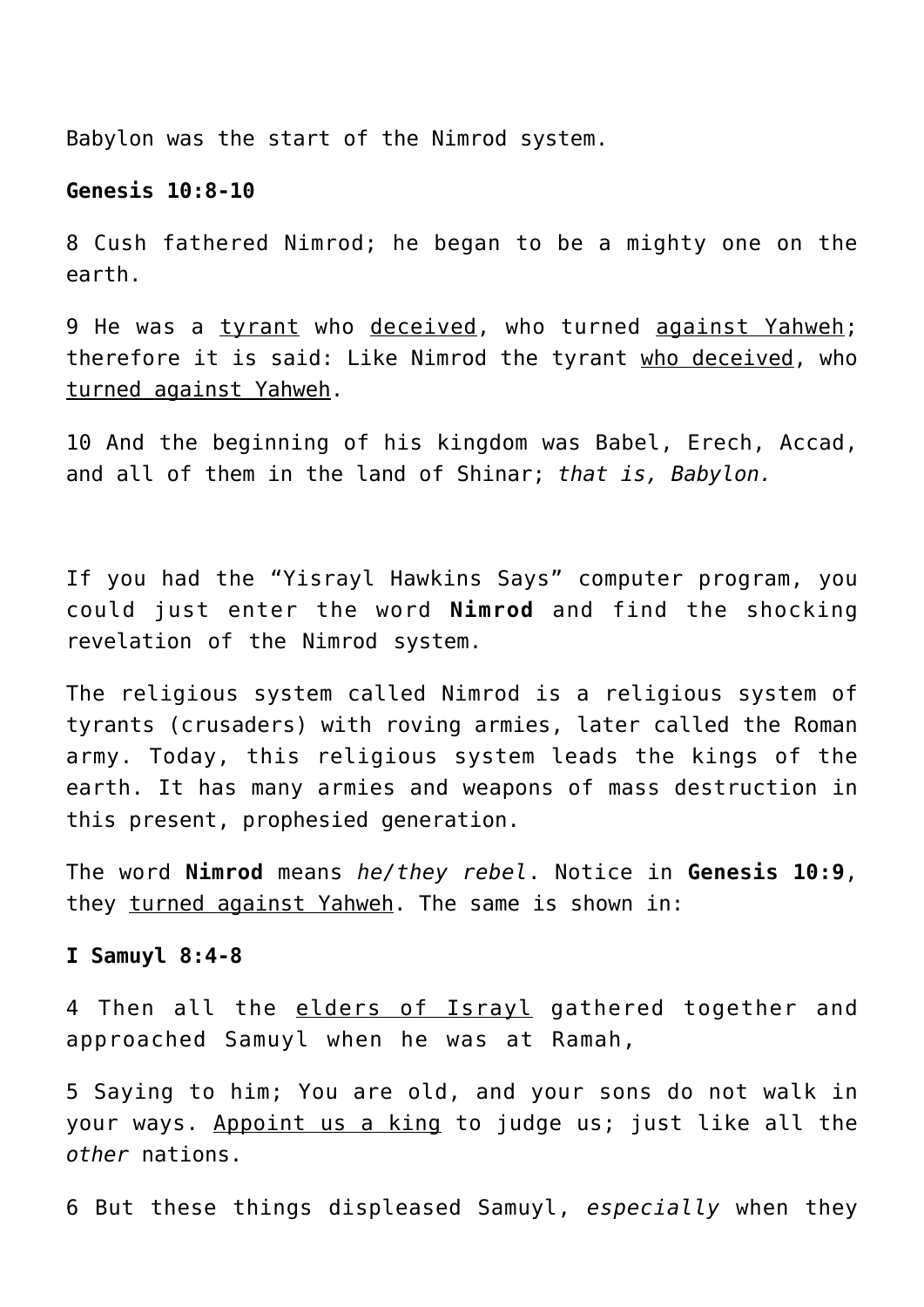Babylon was the start of the Nimrod system.

**Genesis 10:8-10**

8 Cush fathered Nimrod; he began to be a mighty one on the earth.

9 He was a <u>tyrant</u> who <u>deceived</u>, who turned <u>against Yahweh</u>; therefore it is said: Like Nimrod the tyrant <u>who deceived</u>, who <u>turned against Yahweh</u>.

10 And the beginning of his kingdom was Babel, Erech, Accad, and all of them in the land of Shinar; *that is, Babylon.*

If you had the "Yisrayl Hawkins Says" computer program, you could just enter the word **Nimrod** and find the shocking revelation of the Nimrod system.

The religious system called Nimrod is a religious system of tyrants (crusaders) with roving armies, later called the Roman army. Today, this religious system leads the kings of the earth. It has many armies and weapons of mass destruction in this present, prophesied generation.

The word **Nimrod** means *he/they rebel*. Notice in **Genesis 10:9**, they <u>turned against Yahweh</u>. The same is shown in:

**I Samuyl 8:4-8**

4 Then all the <u>elders of Israyl</u> gathered together and approached Samuyl when he was at Ramah,

5 Saying to him; You are old, and your sons do not walk in your ways. <u>Appoint us a king</u> to judge us; just like all the *other* nations.

6 But these things displeased Samuyl, *especially* when they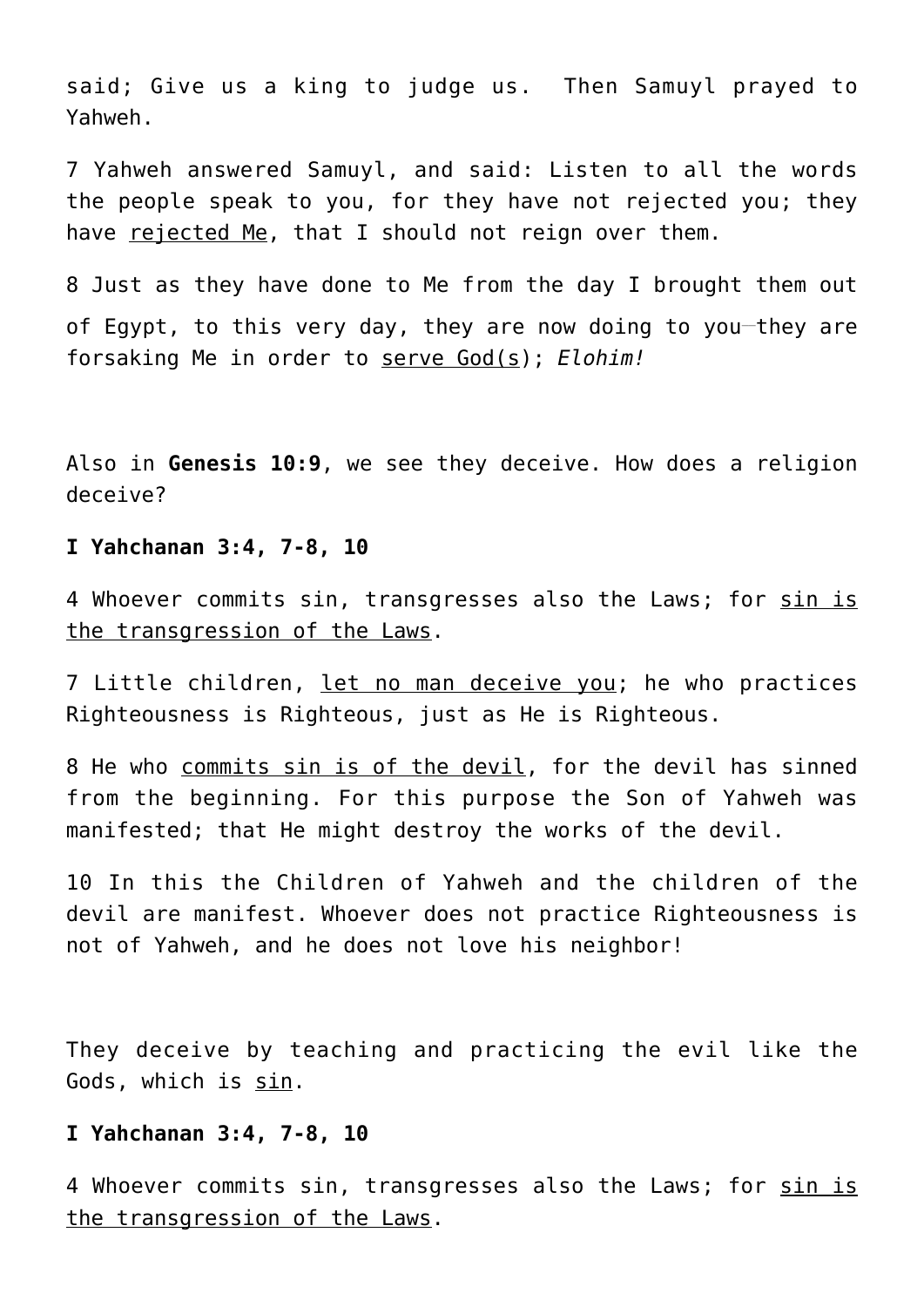said; Give us a king to judge us.  Then Samuyl prayed to Yahweh.

7 Yahweh answered Samuyl, and said: Listen to all the words the people speak to you, for they have not rejected you; they have <u>rejected Me</u>, that I should not reign over them.

8 Just as they have done to Me from the day I brought them out of Egypt, to this very day, they are now doing to you—they are forsaking Me in order to <u>serve God(s)</u>; *Elohim!*

Also in **Genesis 10:9**, we see they deceive. How does a religion deceive?

**I Yahchanan 3:4, 7-8, 10**

4 Whoever commits sin, transgresses also the Laws; for <u>sin is the transgression of the Laws</u>.

7 Little children, <u>let no man deceive you</u>; he who practices Righteousness is Righteous, just as He is Righteous.

8 He who <u>commits sin is of the devil</u>, for the devil has sinned from the beginning. For this purpose the Son of Yahweh was manifested; that He might destroy the works of the devil.

10 In this the Children of Yahweh and the children of the devil are manifest. Whoever does not practice Righteousness is not of Yahweh, and he does not love his neighbor!

They deceive by teaching and practicing the evil like the Gods, which is <u>sin</u>.

**I Yahchanan 3:4, 7-8, 10**

4 Whoever commits sin, transgresses also the Laws; for <u>sin is the transgression of the Laws</u>.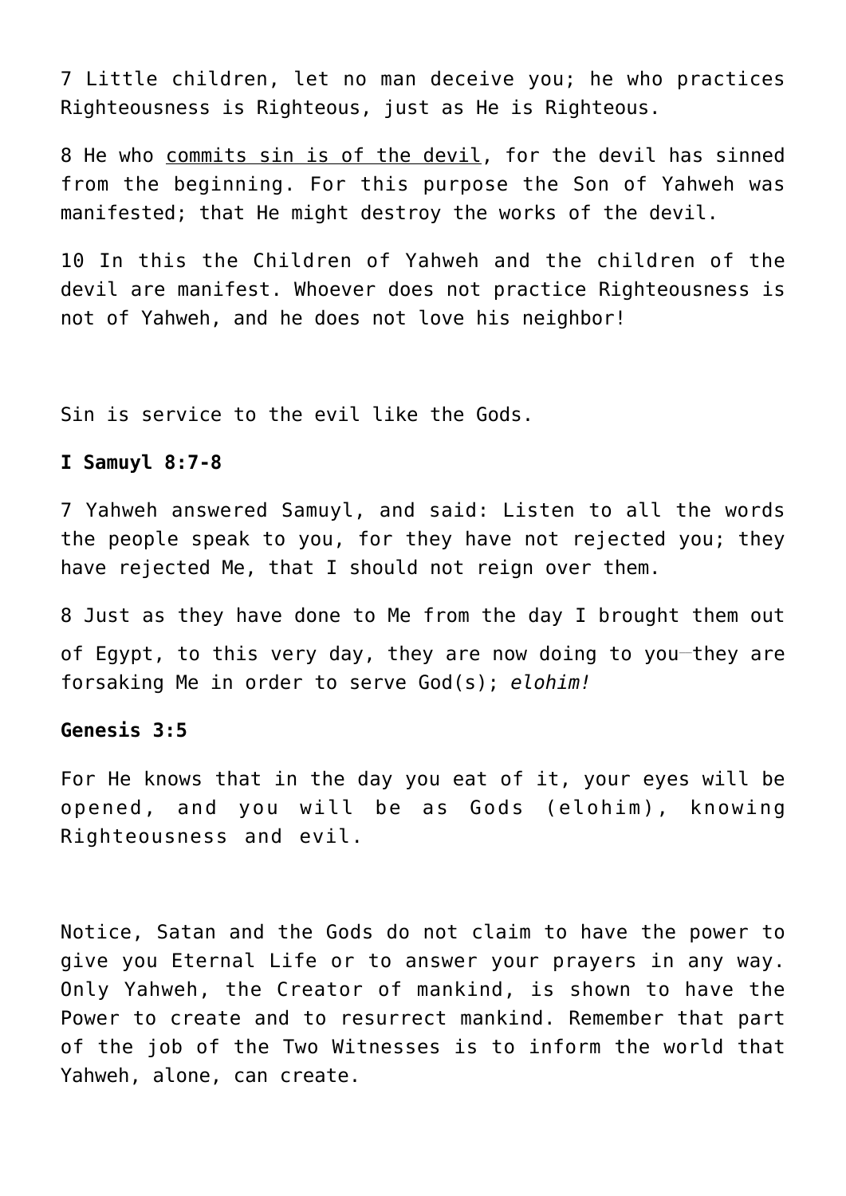7 Little children, let no man deceive you; he who practices Righteousness is Righteous, just as He is Righteous.

8 He who commits sin is of the devil, for the devil has sinned from the beginning. For this purpose the Son of Yahweh was manifested; that He might destroy the works of the devil.

10 In this the Children of Yahweh and the children of the devil are manifest. Whoever does not practice Righteousness is not of Yahweh, and he does not love his neighbor!

Sin is service to the evil like the Gods.

**I Samuyl 8:7-8**

7 Yahweh answered Samuyl, and said: Listen to all the words the people speak to you, for they have not rejected you; they have rejected Me, that I should not reign over them.

8 Just as they have done to Me from the day I brought them out of Egypt, to this very day, they are now doing to you—they are forsaking Me in order to serve God(s); *elohim!*

**Genesis 3:5**

For He knows that in the day you eat of it, your eyes will be opened, and you will be as Gods (elohim), knowing Righteousness and evil.

Notice, Satan and the Gods do not claim to have the power to give you Eternal Life or to answer your prayers in any way. Only Yahweh, the Creator of mankind, is shown to have the Power to create and to resurrect mankind. Remember that part of the job of the Two Witnesses is to inform the world that Yahweh, alone, can create.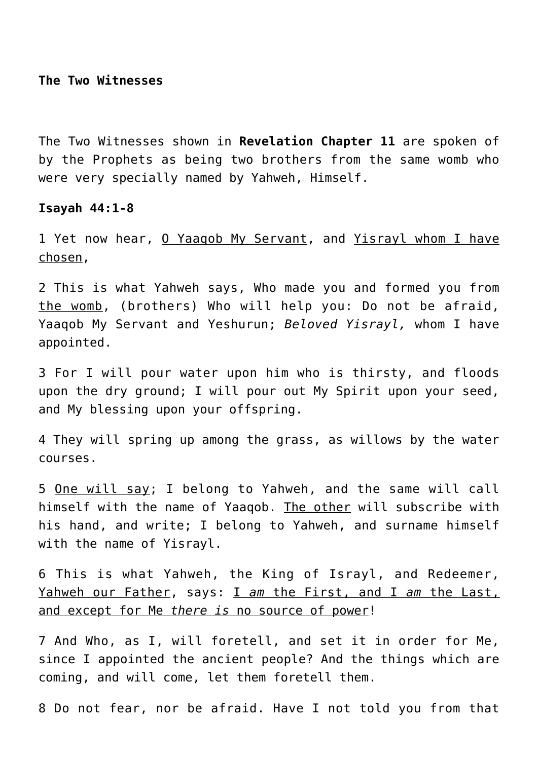**The Two Witnesses**

The Two Witnesses shown in **Revelation Chapter 11** are spoken of by the Prophets as being two brothers from the same womb who were very specially named by Yahweh, Himself.

**Isayah 44:1-8**

1 Yet now hear, <u>O Yaaqob My Servant</u>, and <u>Yisrayl whom I have chosen</u>,

2 This is what Yahweh says, Who made you and formed you from <u>the womb</u>, (brothers) Who will help you: Do not be afraid, Yaaqob My Servant and Yeshurun; *Beloved Yisrayl,* whom I have appointed.

3 For I will pour water upon him who is thirsty, and floods upon the dry ground; I will pour out My Spirit upon your seed, and My blessing upon your offspring.

4 They will spring up among the grass, as willows by the water courses.

5 <u>One will say</u>; I belong to Yahweh, and the same will call himself with the name of Yaaqob. <u>The other</u> will subscribe with his hand, and write; I belong to Yahweh, and surname himself with the name of Yisrayl.

6 This is what Yahweh, the King of Israyl, and Redeemer, <u>Yahweh our Father</u>, says: <u>I *am* the First, and I *am* the Last, and except for Me *there is* no source of power</u>!

7 And Who, as I, will foretell, and set it in order for Me, since I appointed the ancient people? And the things which are coming, and will come, let them foretell them.

8 Do not fear, nor be afraid. Have I not told you from that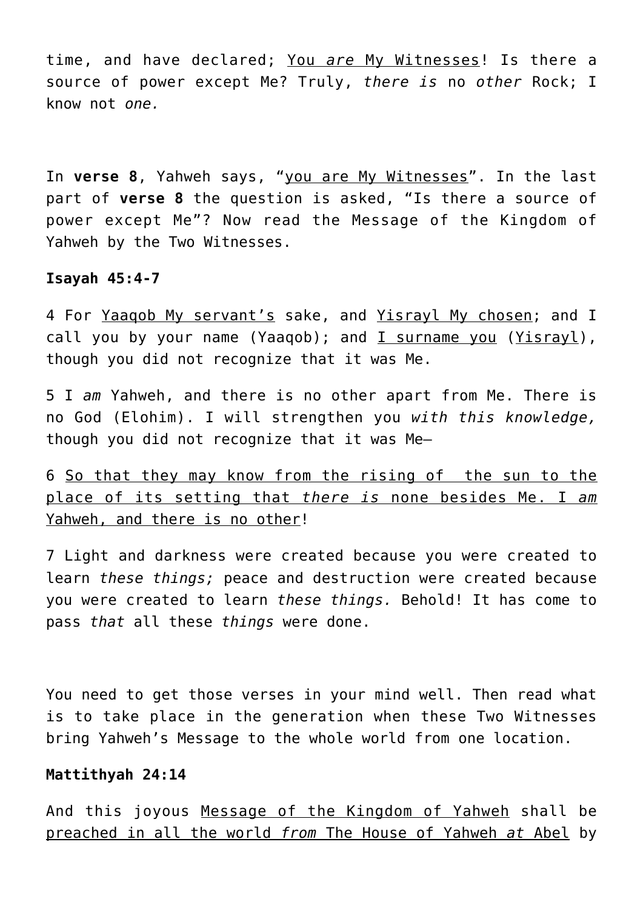time, and have declared; <u>You *are* My Witnesses</u>! Is there a source of power except Me? Truly, *there is* no *other* Rock; I know not *one.*

In **verse 8**, Yahweh says, "<u>you are My Witnesses</u>". In the last part of **verse 8** the question is asked, "Is there a source of power except Me"? Now read the Message of the Kingdom of Yahweh by the Two Witnesses.

**Isayah 45:4-7**

4 For <u>Yaaqob My servant's</u> sake, and <u>Yisrayl My chosen</u>; and I call you by your name (Yaaqob); and <u>I surname you</u> (<u>Yisrayl</u>), though you did not recognize that it was Me.

5 I *am* Yahweh, and there is no other apart from Me. There is no God (Elohim). I will strengthen you *with this knowledge,* though you did not recognize that it was Me—

6 <u>So that they may know from the rising of the sun to the place of its setting that *there is* none besides Me. I *am* Yahweh, and there is no other</u>!

7 Light and darkness were created because you were created to learn *these things;* peace and destruction were created because you were created to learn *these things.* Behold! It has come to pass *that* all these *things* were done.

You need to get those verses in your mind well. Then read what is to take place in the generation when these Two Witnesses bring Yahweh's Message to the whole world from one location.

**Mattithyah 24:14**

And this joyous <u>Message of the Kingdom of Yahweh</u> shall be <u>preached in all the world *from* The House of Yahweh *at* Abel</u> by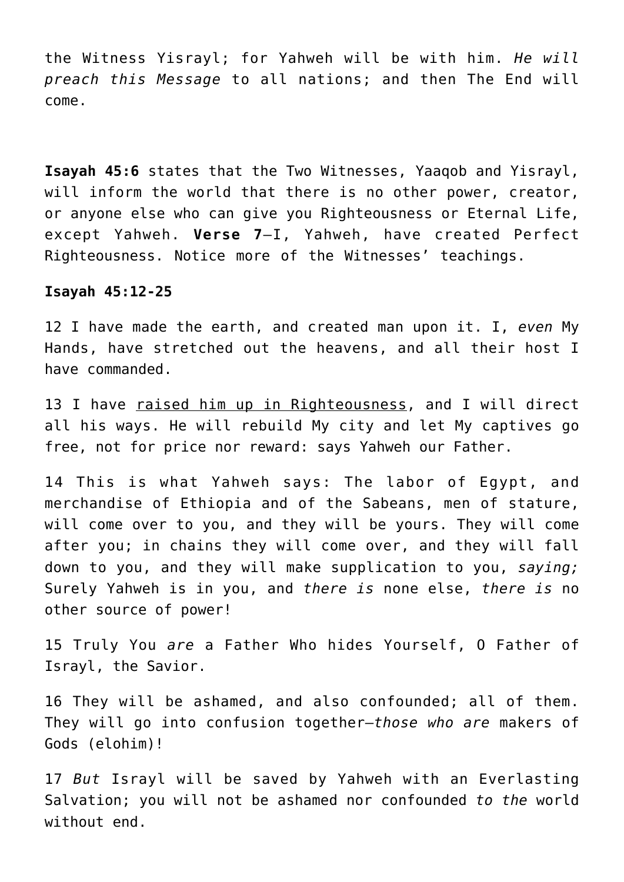the Witness Yisrayl; for Yahweh will be with him. *He will preach this Message* to all nations; and then The End will come.

**Isayah 45:6** states that the Two Witnesses, Yaaqob and Yisrayl, will inform the world that there is no other power, creator, or anyone else who can give you Righteousness or Eternal Life, except Yahweh. **Verse 7**—I, Yahweh, have created Perfect Righteousness. Notice more of the Witnesses' teachings.

**Isayah 45:12-25**

12 I have made the earth, and created man upon it. I, *even* My Hands, have stretched out the heavens, and all their host I have commanded.

13 I have <u>raised him up in Righteousness</u>, and I will direct all his ways. He will rebuild My city and let My captives go free, not for price nor reward: says Yahweh our Father.

14 This is what Yahweh says: The labor of Egypt, and merchandise of Ethiopia and of the Sabeans, men of stature, will come over to you, and they will be yours. They will come after you; in chains they will come over, and they will fall down to you, and they will make supplication to you, *saying;* Surely Yahweh is in you, and *there is* none else, *there is* no other source of power!

15 Truly You *are* a Father Who hides Yourself, O Father of Israyl, the Savior.

16 They will be ashamed, and also confounded; all of them. They will go into confusion together—*those who are* makers of Gods (elohim)!

17 *But* Israyl will be saved by Yahweh with an Everlasting Salvation; you will not be ashamed nor confounded *to the* world without end.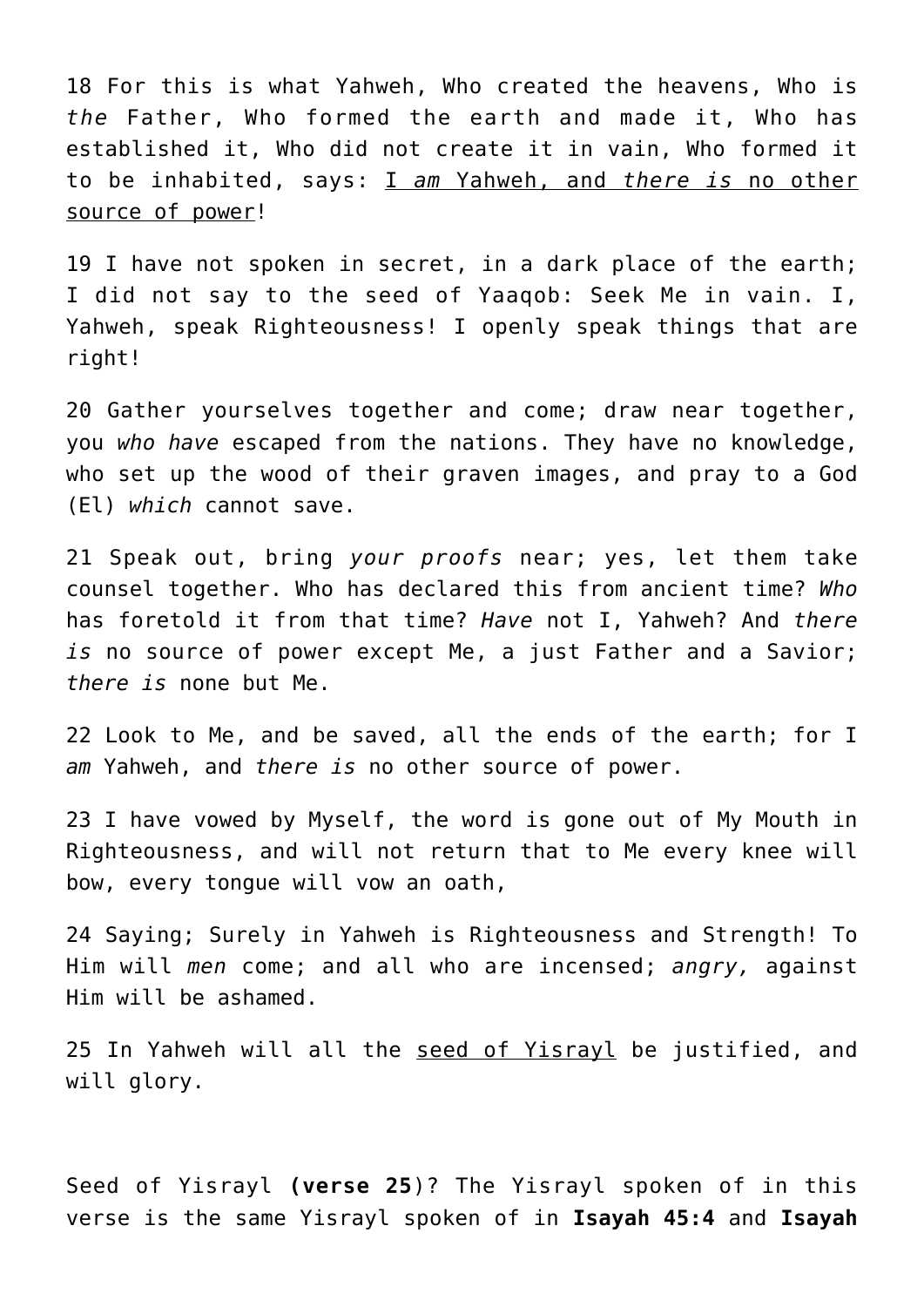18 For this is what Yahweh, Who created the heavens, Who is *the* Father, Who formed the earth and made it, Who has established it, Who did not create it in vain, Who formed it to be inhabited, says: <u>I *am* Yahweh, and *there is* no other source of power</u>!

19 I have not spoken in secret, in a dark place of the earth; I did not say to the seed of Yaaqob: Seek Me in vain. I, Yahweh, speak Righteousness! I openly speak things that are right!

20 Gather yourselves together and come; draw near together, you *who have* escaped from the nations. They have no knowledge, who set up the wood of their graven images, and pray to a God (El) *which* cannot save.

21 Speak out, bring *your proofs* near; yes, let them take counsel together. Who has declared this from ancient time? *Who* has foretold it from that time? *Have* not I, Yahweh? And *there is* no source of power except Me, a just Father and a Savior; *there is* none but Me.

22 Look to Me, and be saved, all the ends of the earth; for I *am* Yahweh, and *there is* no other source of power.

23 I have vowed by Myself, the word is gone out of My Mouth in Righteousness, and will not return that to Me every knee will bow, every tongue will vow an oath,

24 Saying; Surely in Yahweh is Righteousness and Strength! To Him will *men* come; and all who are incensed; *angry,* against Him will be ashamed.

25 In Yahweh will all the <u>seed of Yisrayl</u> be justified, and will glory.

Seed of Yisrayl **(verse 25**)? The Yisrayl spoken of in this verse is the same Yisrayl spoken of in **Isayah 45:4** and **Isayah**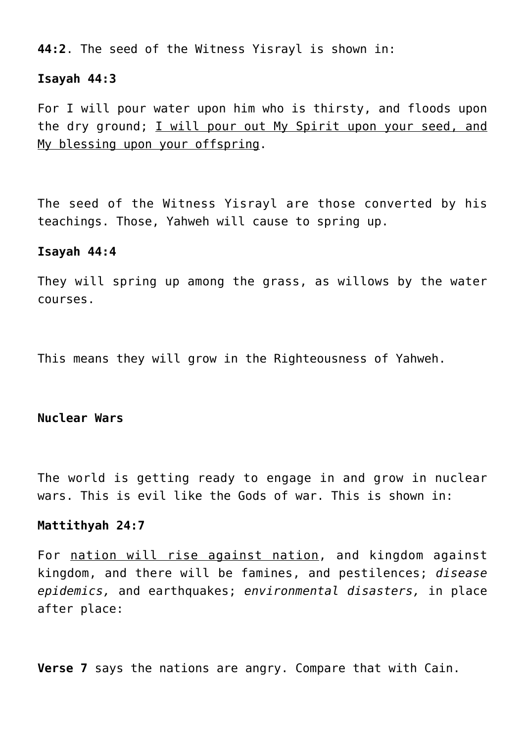**44:2**. The seed of the Witness Yisrayl is shown in:

**Isayah 44:3**

For I will pour water upon him who is thirsty, and floods upon the dry ground; <u>I will pour out My Spirit upon your seed, and My blessing upon your offspring</u>.

The seed of the Witness Yisrayl are those converted by his teachings. Those, Yahweh will cause to spring up.

**Isayah 44:4**

They will spring up among the grass, as willows by the water courses.

This means they will grow in the Righteousness of Yahweh.

**Nuclear Wars**

The world is getting ready to engage in and grow in nuclear wars. This is evil like the Gods of war. This is shown in:

**Mattithyah 24:7**

For <u>nation will rise against nation</u>, and kingdom against kingdom, and there will be famines, and pestilences; *disease epidemics,* and earthquakes; *environmental disasters,* in place after place:

**Verse 7** says the nations are angry. Compare that with Cain.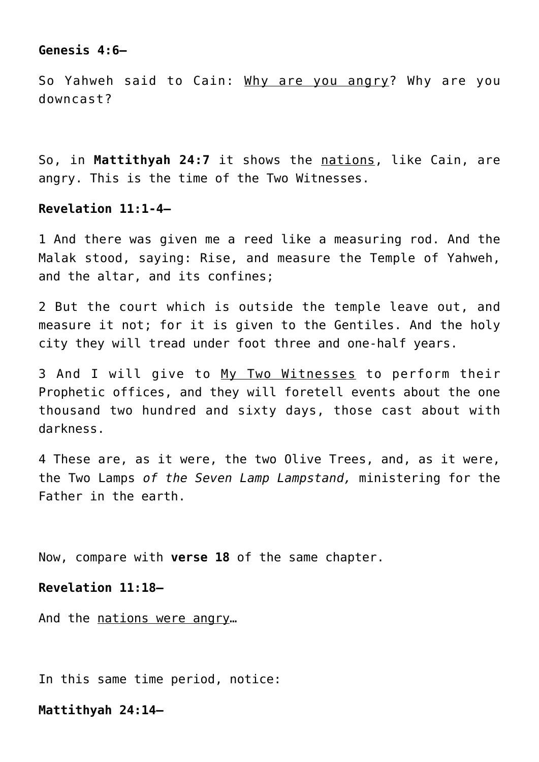**Genesis 4:6–**

So Yahweh said to Cain: <u>Why are you angry</u>? Why are you downcast?

So, in **Mattithyah 24:7** it shows the <u>nations</u>, like Cain, are angry. This is the time of the Two Witnesses.

**Revelation 11:1-4–**

1 And there was given me a reed like a measuring rod. And the Malak stood, saying: Rise, and measure the Temple of Yahweh, and the altar, and its confines;

2 But the court which is outside the temple leave out, and measure it not; for it is given to the Gentiles. And the holy city they will tread under foot three and one-half years.

3 And I will give to <u>My Two Witnesses</u> to perform their Prophetic offices, and they will foretell events about the one thousand two hundred and sixty days, those cast about with darkness.

4 These are, as it were, the two Olive Trees, and, as it were, the Two Lamps *of the Seven Lamp Lampstand,* ministering for the Father in the earth.

Now, compare with **verse 18** of the same chapter.

**Revelation 11:18–**

And the <u>nations were angry</u>…

In this same time period, notice:

**Mattithyah 24:14–**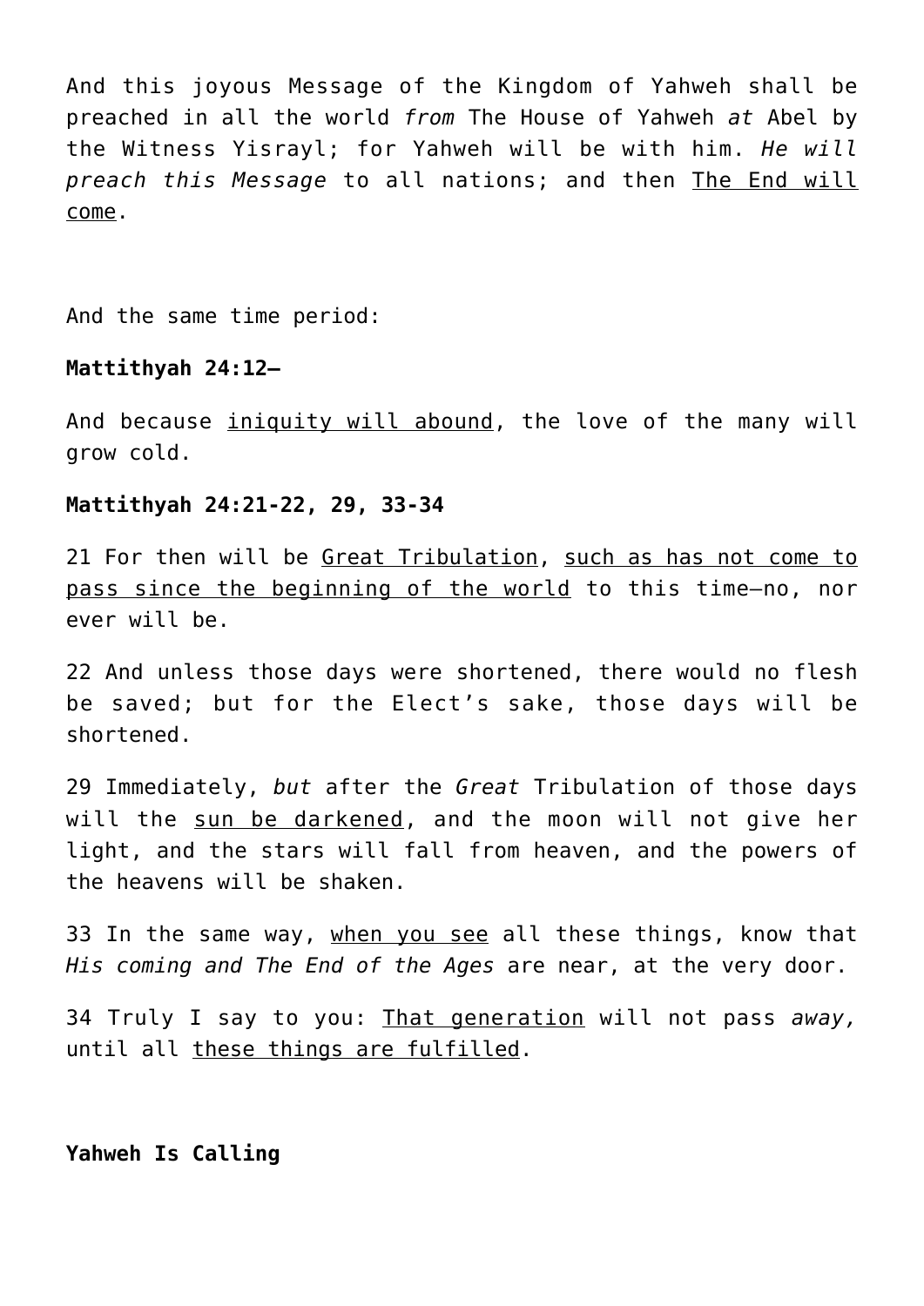And this joyous Message of the Kingdom of Yahweh shall be preached in all the world *from* The House of Yahweh *at* Abel by the Witness Yisrayl; for Yahweh will be with him. *He will preach this Message* to all nations; and then <u>The End will come</u>.

And the same time period:

**Mattithyah 24:12—**

And because <u>iniquity will abound</u>, the love of the many will grow cold.

**Mattithyah 24:21-22, 29, 33-34**

21 For then will be <u>Great Tribulation</u>, <u>such as has not come to pass since the beginning of the world</u> to this time—no, nor ever will be.

22 And unless those days were shortened, there would no flesh be saved; but for the Elect's sake, those days will be shortened.

29 Immediately, *but* after the *Great* Tribulation of those days will the <u>sun be darkened</u>, and the moon will not give her light, and the stars will fall from heaven, and the powers of the heavens will be shaken.

33 In the same way, <u>when you see</u> all these things, know that *His coming and The End of the Ages* are near, at the very door.

34 Truly I say to you: <u>That generation</u> will not pass *away,* until all <u>these things are fulfilled</u>.

**Yahweh Is Calling**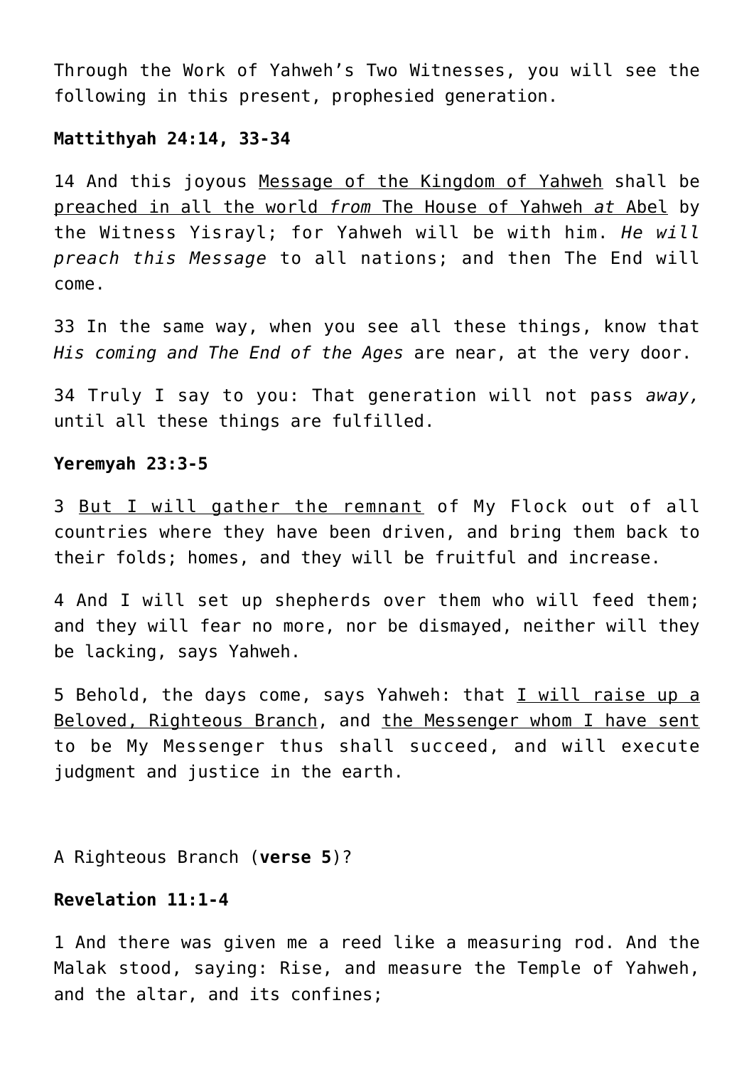Through the Work of Yahweh's Two Witnesses, you will see the following in this present, prophesied generation.

**Mattithyah 24:14, 33-34**

14 And this joyous <u>Message of the Kingdom of Yahweh</u> shall be <u>preached in all the world *from* The House of Yahweh *at* Abel</u> by the Witness Yisrayl; for Yahweh will be with him. *He will preach this Message* to all nations; and then The End will come.

33 In the same way, when you see all these things, know that *His coming and The End of the Ages* are near, at the very door.

34 Truly I say to you: That generation will not pass *away,* until all these things are fulfilled.

**Yeremyah 23:3-5**

3 <u>But I will gather the remnant</u> of My Flock out of all countries where they have been driven, and bring them back to their folds; homes, and they will be fruitful and increase.

4 And I will set up shepherds over them who will feed them; and they will fear no more, nor be dismayed, neither will they be lacking, says Yahweh.

5 Behold, the days come, says Yahweh: that <u>I will raise up a Beloved, Righteous Branch</u>, and <u>the Messenger whom I have sent</u> to be My Messenger thus shall succeed, and will execute judgment and justice in the earth.

A Righteous Branch (**verse 5**)?

**Revelation 11:1-4**

1 And there was given me a reed like a measuring rod. And the Malak stood, saying: Rise, and measure the Temple of Yahweh, and the altar, and its confines;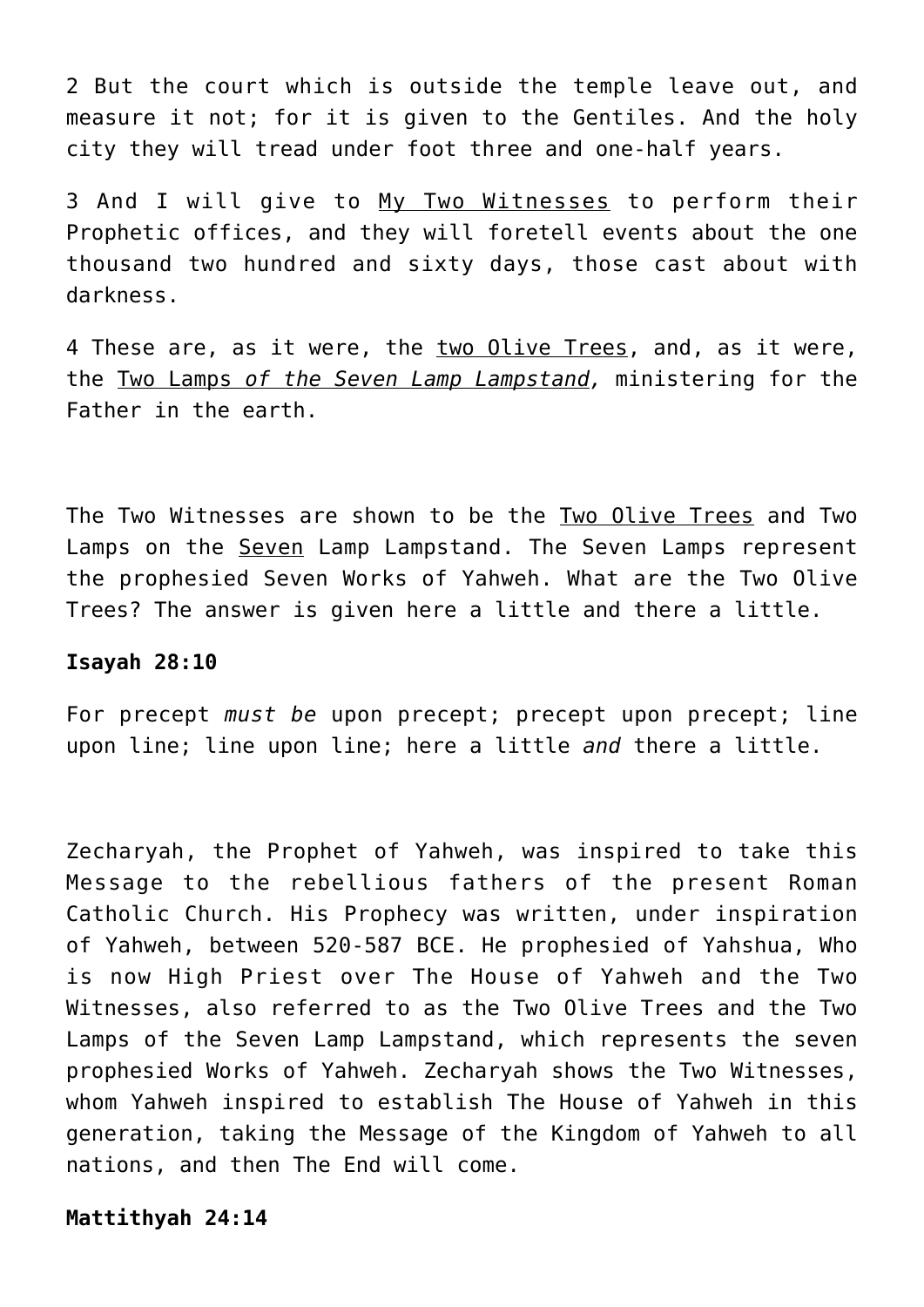2 But the court which is outside the temple leave out, and measure it not; for it is given to the Gentiles. And the holy city they will tread under foot three and one-half years.

3 And I will give to <u>My Two Witnesses</u> to perform their Prophetic offices, and they will foretell events about the one thousand two hundred and sixty days, those cast about with darkness.

4 These are, as it were, the <u>two Olive Trees</u>, and, as it were, the <u>Two Lamps *of the Seven Lamp Lampstand,*</u> ministering for the Father in the earth.

The Two Witnesses are shown to be the <u>Two Olive Trees</u> and Two Lamps on the <u>Seven</u> Lamp Lampstand. The Seven Lamps represent the prophesied Seven Works of Yahweh. What are the Two Olive Trees? The answer is given here a little and there a little.

**Isayah 28:10**

For precept *must be* upon precept; precept upon precept; line upon line; line upon line; here a little *and* there a little.

Zecharyah, the Prophet of Yahweh, was inspired to take this Message to the rebellious fathers of the present Roman Catholic Church. His Prophecy was written, under inspiration of Yahweh, between 520-587 BCE. He prophesied of Yahshua, Who is now High Priest over The House of Yahweh and the Two Witnesses, also referred to as the Two Olive Trees and the Two Lamps of the Seven Lamp Lampstand, which represents the seven prophesied Works of Yahweh. Zecharyah shows the Two Witnesses, whom Yahweh inspired to establish The House of Yahweh in this generation, taking the Message of the Kingdom of Yahweh to all nations, and then The End will come.

**Mattithyah 24:14**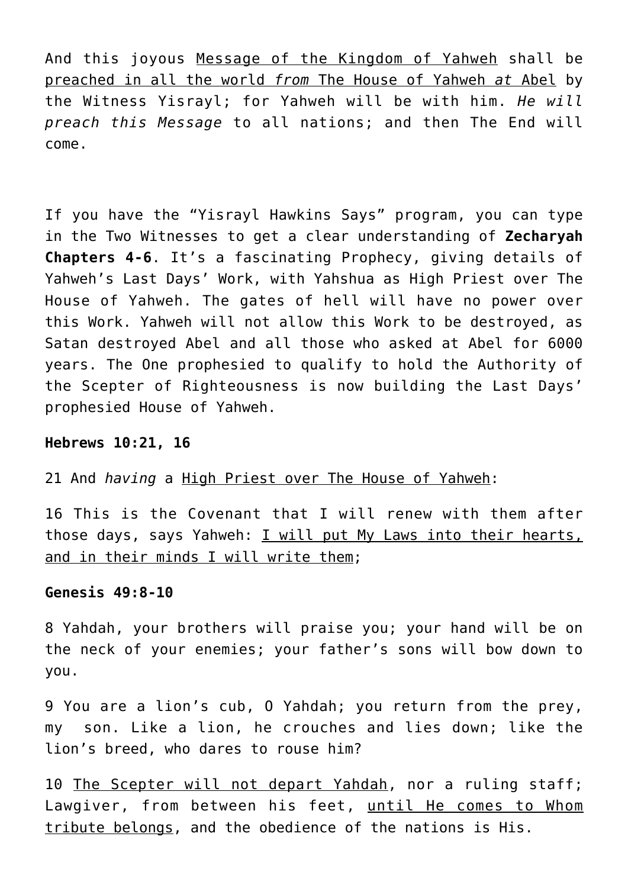And this joyous <u>Message of the Kingdom of Yahweh</u> shall be <u>preached in all the world *from* The House of Yahweh *at* Abel</u> by the Witness Yisrayl; for Yahweh will be with him. *He will preach this Message* to all nations; and then The End will come.

If you have the “Yisrayl Hawkins Says” program, you can type in the Two Witnesses to get a clear understanding of **Zecharyah Chapters 4-6**. It’s a fascinating Prophecy, giving details of Yahweh’s Last Days’ Work, with Yahshua as High Priest over The House of Yahweh. The gates of hell will have no power over this Work. Yahweh will not allow this Work to be destroyed, as Satan destroyed Abel and all those who asked at Abel for 6000 years. The One prophesied to qualify to hold the Authority of the Scepter of Righteousness is now building the Last Days’ prophesied House of Yahweh.

**Hebrews 10:21, 16**

21 And *having* a <u>High Priest over The House of Yahweh</u>:

16 This is the Covenant that I will renew with them after those days, says Yahweh: <u>I will put My Laws into their hearts, and in their minds I will write them</u>;

**Genesis 49:8-10**

8 Yahdah, your brothers will praise you; your hand will be on the neck of your enemies; your father’s sons will bow down to you.

9 You are a lion’s cub, O Yahdah; you return from the prey, my son. Like a lion, he crouches and lies down; like the lion’s breed, who dares to rouse him?

10 <u>The Scepter will not depart Yahdah</u>, nor a ruling staff; Lawgiver, from between his feet, <u>until He comes to Whom tribute belongs</u>, and the obedience of the nations is His.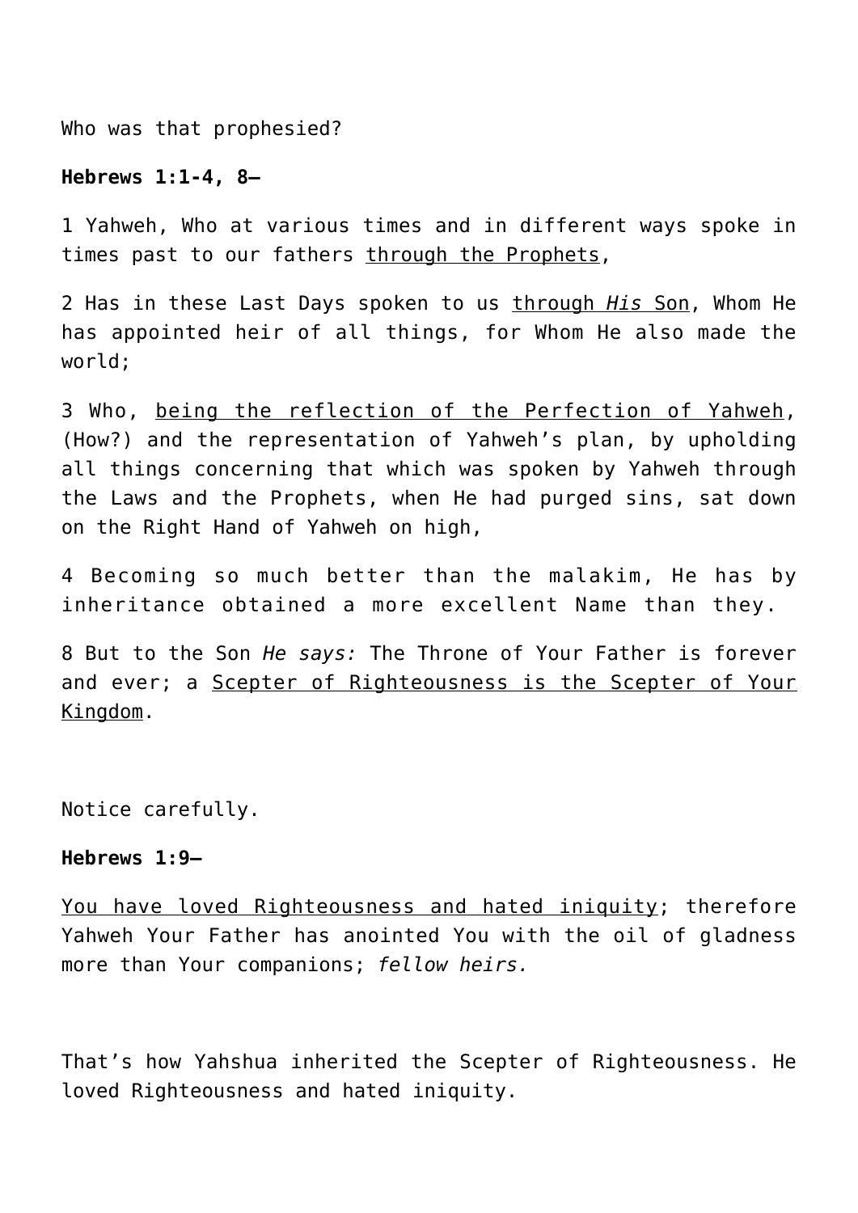Who was that prophesied?

**Hebrews 1:1-4, 8—**

1 Yahweh, Who at various times and in different ways spoke in times past to our fathers <u>through the Prophets</u>,

2 Has in these Last Days spoken to us <u>through *His* Son</u>, Whom He has appointed heir of all things, for Whom He also made the world;

3 Who, <u>being the reflection of the Perfection of Yahweh</u>, (How?) and the representation of Yahweh's plan, by upholding all things concerning that which was spoken by Yahweh through the Laws and the Prophets, when He had purged sins, sat down on the Right Hand of Yahweh on high,

4 Becoming so much better than the malakim, He has by inheritance obtained a more excellent Name than they.

8 But to the Son *He says:* The Throne of Your Father is forever and ever; a <u>Scepter of Righteousness is the Scepter of Your Kingdom</u>.

Notice carefully.

**Hebrews 1:9—**

<u>You have loved Righteousness and hated iniquity</u>; therefore Yahweh Your Father has anointed You with the oil of gladness more than Your companions; *fellow heirs.*

That's how Yahshua inherited the Scepter of Righteousness. He loved Righteousness and hated iniquity.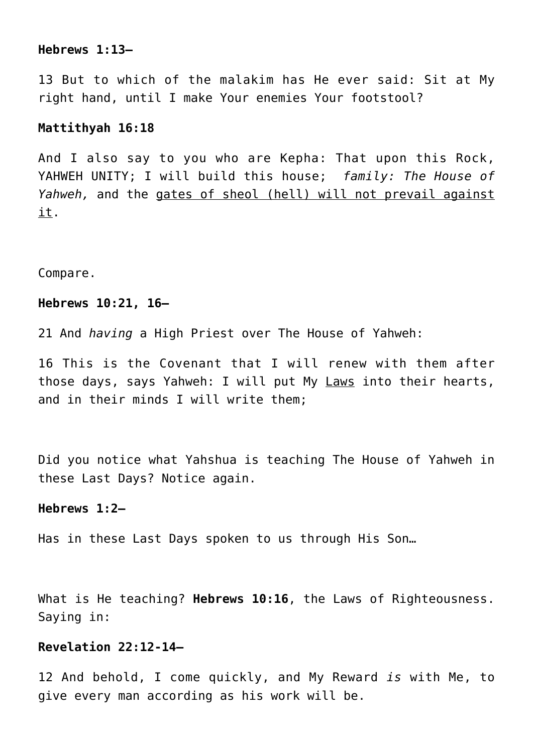**Hebrews 1:13–**

13 But to which of the malakim has He ever said: Sit at My right hand, until I make Your enemies Your footstool?

**Mattithyah 16:18**

And I also say to you who are Kepha: That upon this Rock, YAHWEH UNITY; I will build this house; *family: The House of Yahweh,* and the <u>gates of sheol (hell) will not prevail against it</u>.

Compare.

**Hebrews 10:21, 16–**

21 And *having* a High Priest over The House of Yahweh:

16 This is the Covenant that I will renew with them after those days, says Yahweh: I will put My <u>Laws</u> into their hearts, and in their minds I will write them;

Did you notice what Yahshua is teaching The House of Yahweh in these Last Days? Notice again.

**Hebrews 1:2–**

Has in these Last Days spoken to us through His Son…

What is He teaching? **Hebrews 10:16**, the Laws of Righteousness. Saying in:

**Revelation 22:12-14–**

12 And behold, I come quickly, and My Reward *is* with Me, to give every man according as his work will be.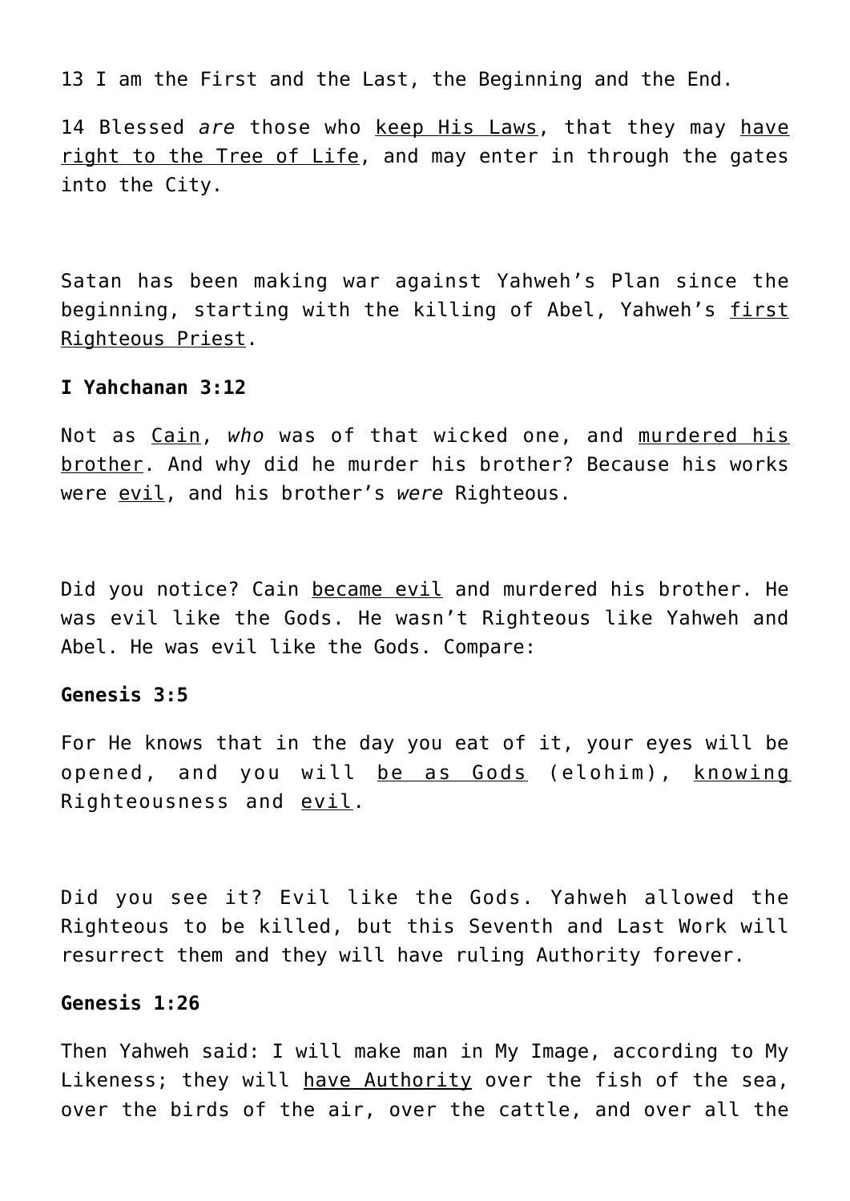13 I am the First and the Last, the Beginning and the End.

14 Blessed *are* those who keep His Laws, that they may have right to the Tree of Life, and may enter in through the gates into the City.

Satan has been making war against Yahweh's Plan since the beginning, starting with the killing of Abel, Yahweh's first Righteous Priest.

**I Yahchanan 3:12**

Not as Cain, *who* was of that wicked one, and murdered his brother. And why did he murder his brother? Because his works were evil, and his brother's *were* Righteous.

Did you notice? Cain became evil and murdered his brother. He was evil like the Gods. He wasn't Righteous like Yahweh and Abel. He was evil like the Gods. Compare:

**Genesis 3:5**

For He knows that in the day you eat of it, your eyes will be opened, and you will be as Gods (elohim), knowing Righteousness and evil.

Did you see it? Evil like the Gods. Yahweh allowed the Righteous to be killed, but this Seventh and Last Work will resurrect them and they will have ruling Authority forever.

**Genesis 1:26**

Then Yahweh said: I will make man in My Image, according to My Likeness; they will have Authority over the fish of the sea, over the birds of the air, over the cattle, and over all the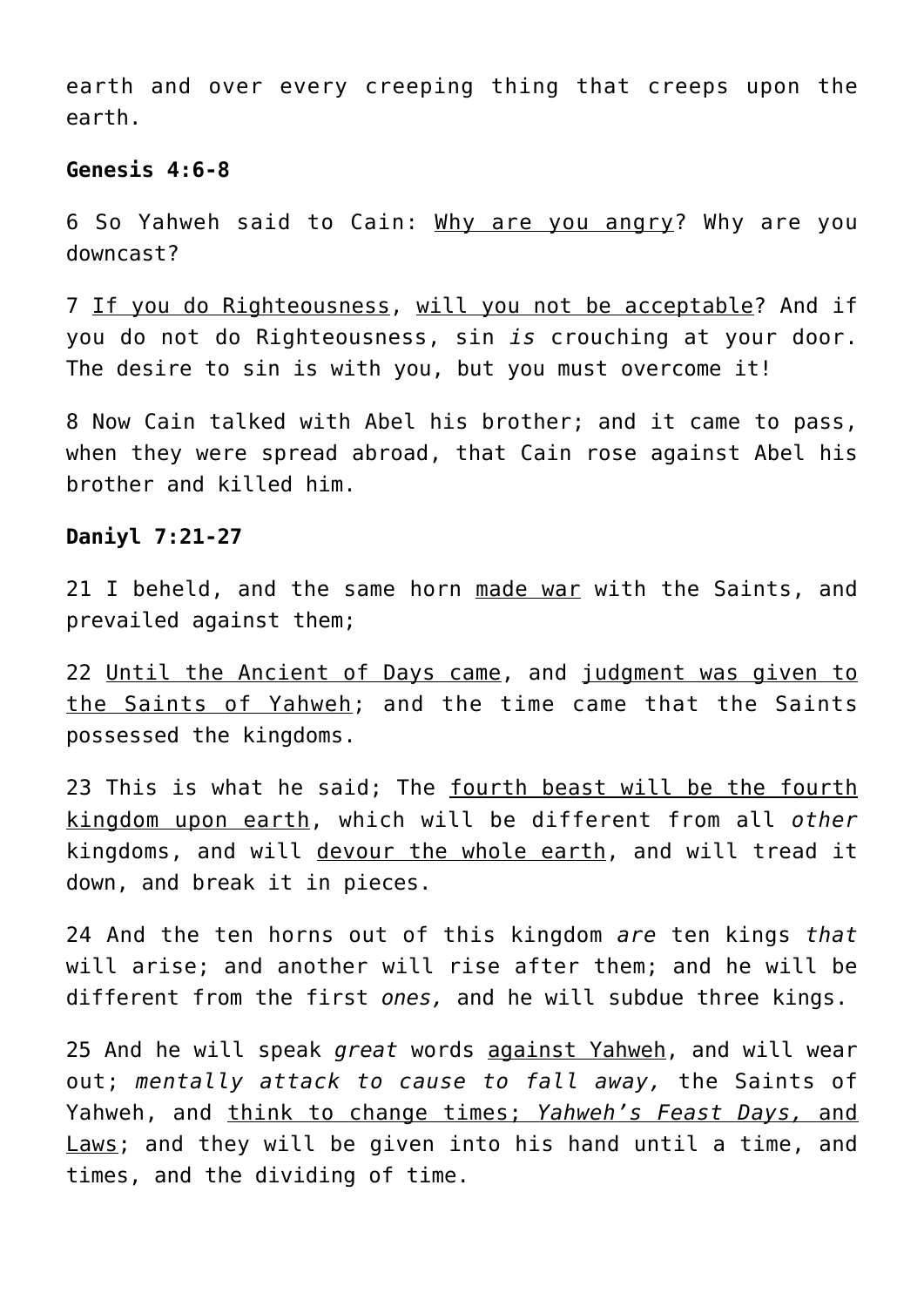earth and over every creeping thing that creeps upon the earth.

**Genesis 4:6-8**

6 So Yahweh said to Cain: <u>Why are you angry</u>? Why are you downcast?

7 <u>If you do Righteousness</u>, <u>will you not be acceptable</u>? And if you do not do Righteousness, sin *is* crouching at your door. The desire to sin is with you, but you must overcome it!

8 Now Cain talked with Abel his brother; and it came to pass, when they were spread abroad, that Cain rose against Abel his brother and killed him.

**Daniyl 7:21-27**

21 I beheld, and the same horn <u>made war</u> with the Saints, and prevailed against them;

22 <u>Until the Ancient of Days came</u>, and <u>judgment was given to the Saints of Yahweh</u>; and the time came that the Saints possessed the kingdoms.

23 This is what he said; The <u>fourth beast will be the fourth kingdom upon earth</u>, which will be different from all *other* kingdoms, and will <u>devour the whole earth</u>, and will tread it down, and break it in pieces.

24 And the ten horns out of this kingdom *are* ten kings *that* will arise; and another will rise after them; and he will be different from the first *ones,* and he will subdue three kings.

25 And he will speak *great* words <u>against Yahweh</u>, and will wear out; *mentally attack to cause to fall away,* the Saints of Yahweh, and <u>think to change times; *Yahweh's Feast Days,* and Laws</u>; and they will be given into his hand until a time, and times, and the dividing of time.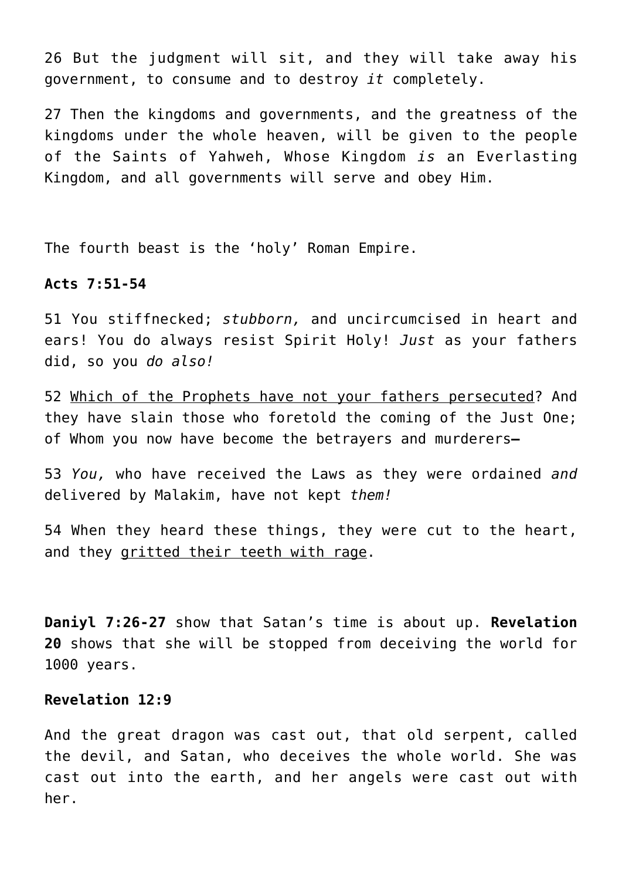26 But the judgment will sit, and they will take away his government, to consume and to destroy *it* completely.

27 Then the kingdoms and governments, and the greatness of the kingdoms under the whole heaven, will be given to the people of the Saints of Yahweh, Whose Kingdom *is* an Everlasting Kingdom, and all governments will serve and obey Him.

The fourth beast is the 'holy' Roman Empire.

**Acts 7:51-54**

51 You stiffnecked; *stubborn,* and uncircumcised in heart and ears! You do always resist Spirit Holy! *Just* as your fathers did, so you *do also!*

52 <u>Which of the Prophets have not your fathers persecuted</u>? And they have slain those who foretold the coming of the Just One; of Whom you now have become the betrayers and murderers—

53 *You,* who have received the Laws as they were ordained *and* delivered by Malakim, have not kept *them!*

54 When they heard these things, they were cut to the heart, and they <u>gritted their teeth with rage</u>.

**Daniyl 7:26-27** show that Satan's time is about up. **Revelation 20** shows that she will be stopped from deceiving the world for 1000 years.

**Revelation 12:9**

And the great dragon was cast out, that old serpent, called the devil, and Satan, who deceives the whole world. She was cast out into the earth, and her angels were cast out with her.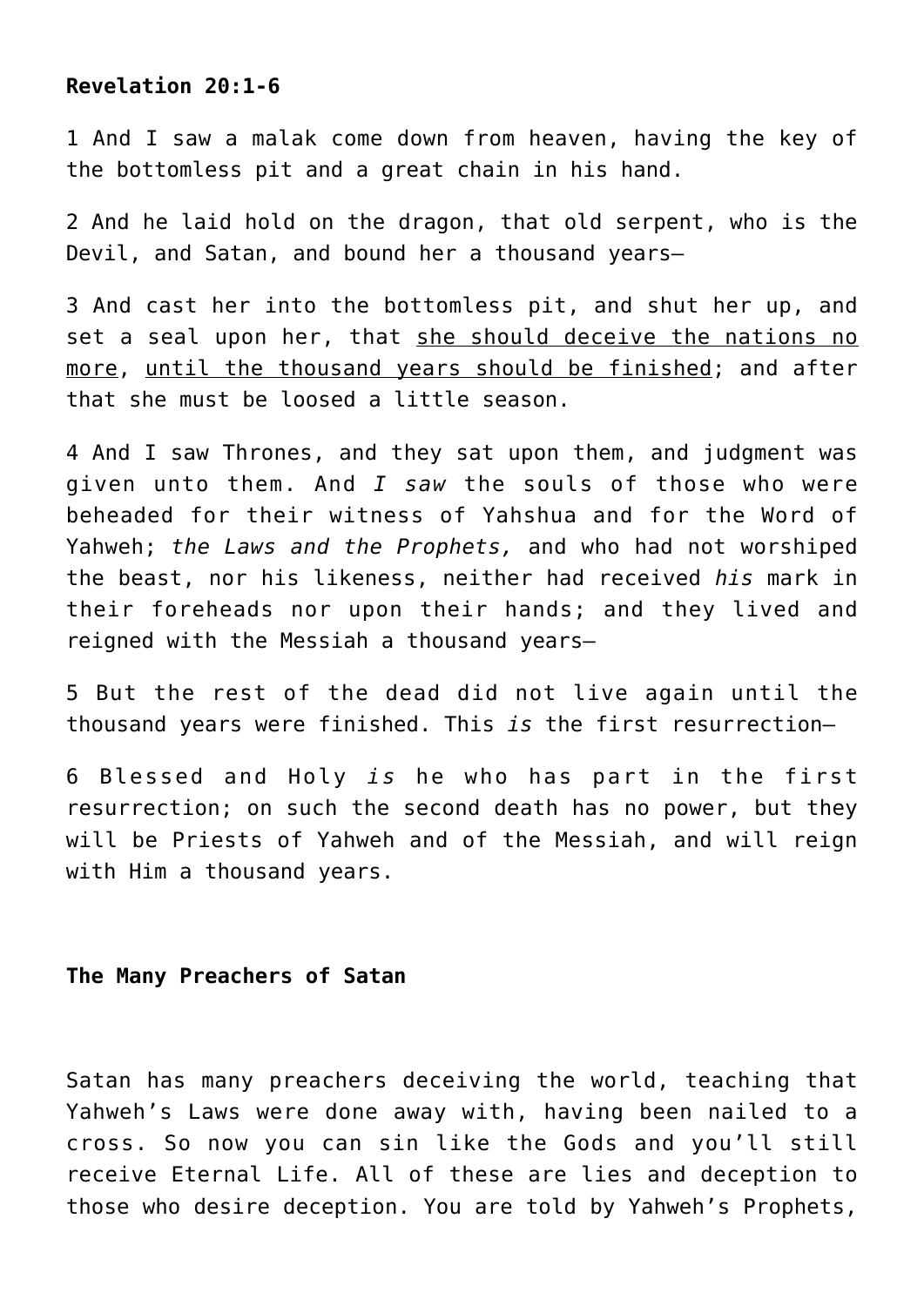**Revelation 20:1-6**

1 And I saw a malak come down from heaven, having the key of the bottomless pit and a great chain in his hand.

2 And he laid hold on the dragon, that old serpent, who is the Devil, and Satan, and bound her a thousand years—

3 And cast her into the bottomless pit, and shut her up, and set a seal upon her, that <u>she should deceive the nations no more</u>, <u>until the thousand years should be finished</u>; and after that she must be loosed a little season.

4 And I saw Thrones, and they sat upon them, and judgment was given unto them. And *I saw* the souls of those who were beheaded for their witness of Yahshua and for the Word of Yahweh; *the Laws and the Prophets,* and who had not worshiped the beast, nor his likeness, neither had received *his* mark in their foreheads nor upon their hands; and they lived and reigned with the Messiah a thousand years—

5 But the rest of the dead did not live again until the thousand years were finished. This *is* the first resurrection—

6 Blessed and Holy *is* he who has part in the first resurrection; on such the second death has no power, but they will be Priests of Yahweh and of the Messiah, and will reign with Him a thousand years.

**The Many Preachers of Satan**

Satan has many preachers deceiving the world, teaching that Yahweh's Laws were done away with, having been nailed to a cross. So now you can sin like the Gods and you'll still receive Eternal Life. All of these are lies and deception to those who desire deception. You are told by Yahweh's Prophets,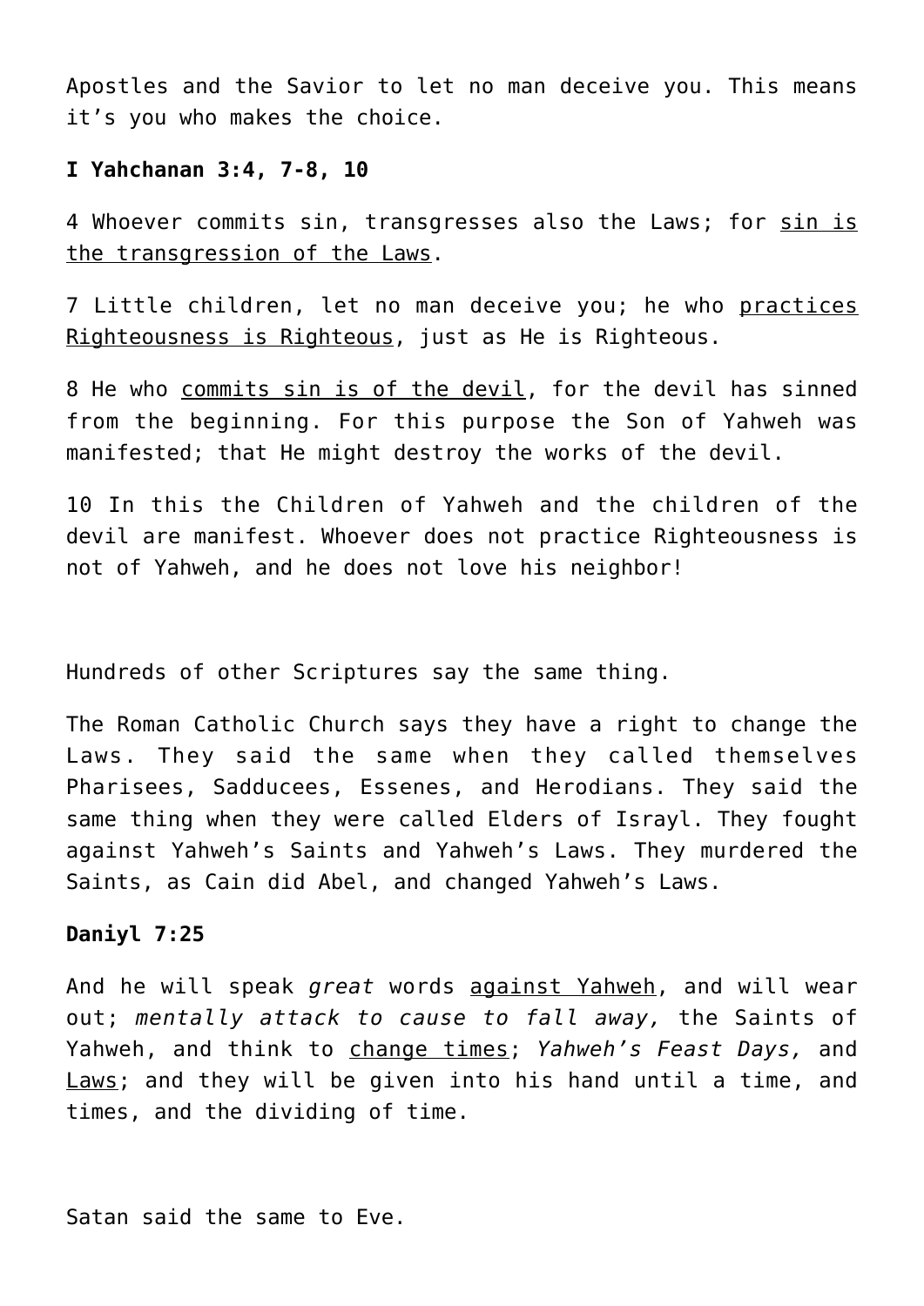Apostles and the Savior to let no man deceive you. This means it's you who makes the choice.

**I Yahchanan 3:4, 7-8, 10**

4 Whoever commits sin, transgresses also the Laws; for <u>sin is the transgression of the Laws</u>.

7 Little children, let no man deceive you; he who <u>practices Righteousness is Righteous</u>, just as He is Righteous.

8 He who <u>commits sin is of the devil</u>, for the devil has sinned from the beginning. For this purpose the Son of Yahweh was manifested; that He might destroy the works of the devil.

10 In this the Children of Yahweh and the children of the devil are manifest. Whoever does not practice Righteousness is not of Yahweh, and he does not love his neighbor!

Hundreds of other Scriptures say the same thing.

The Roman Catholic Church says they have a right to change the Laws. They said the same when they called themselves Pharisees, Sadducees, Essenes, and Herodians. They said the same thing when they were called Elders of Israyl. They fought against Yahweh's Saints and Yahweh's Laws. They murdered the Saints, as Cain did Abel, and changed Yahweh's Laws.

**Daniyl 7:25**

And he will speak *great* words <u>against Yahweh</u>, and will wear out; *mentally attack to cause to fall away,* the Saints of Yahweh, and think to <u>change times</u>; *Yahweh's Feast Days,* and <u>Laws</u>; and they will be given into his hand until a time, and times, and the dividing of time.

Satan said the same to Eve.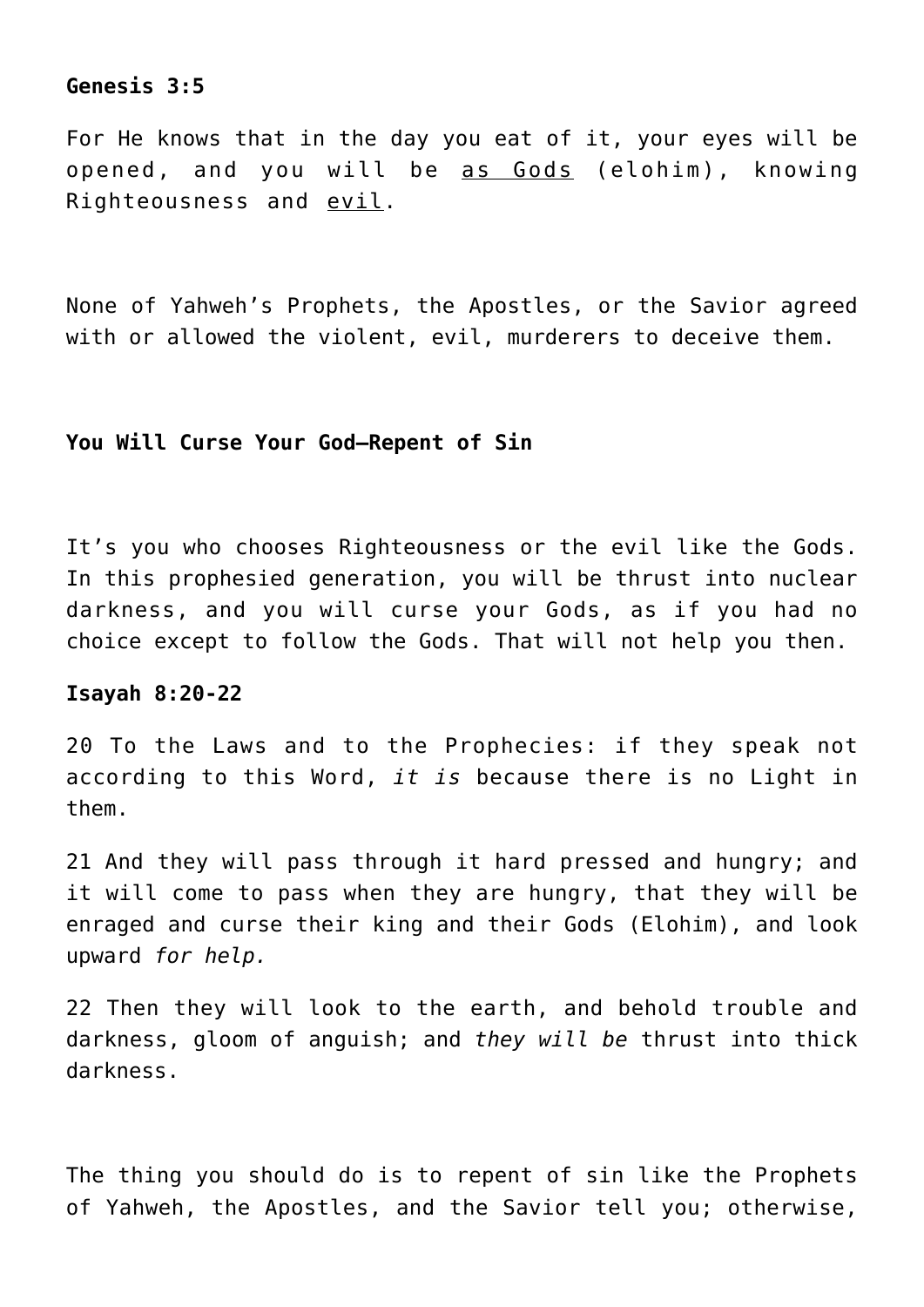**Genesis 3:5**

For He knows that in the day you eat of it, your eyes will be opened, and you will be <u>as Gods</u> (elohim), knowing Righteousness and <u>evil</u>.

None of Yahweh's Prophets, the Apostles, or the Savior agreed with or allowed the violent, evil, murderers to deceive them.

**You Will Curse Your God—Repent of Sin**

It's you who chooses Righteousness or the evil like the Gods. In this prophesied generation, you will be thrust into nuclear darkness, and you will curse your Gods, as if you had no choice except to follow the Gods. That will not help you then.

**Isayah 8:20-22**

20 To the Laws and to the Prophecies: if they speak not according to this Word, *it is* because there is no Light in them.

21 And they will pass through it hard pressed and hungry; and it will come to pass when they are hungry, that they will be enraged and curse their king and their Gods (Elohim), and look upward *for help.*

22 Then they will look to the earth, and behold trouble and darkness, gloom of anguish; and *they will be* thrust into thick darkness.

The thing you should do is to repent of sin like the Prophets of Yahweh, the Apostles, and the Savior tell you; otherwise,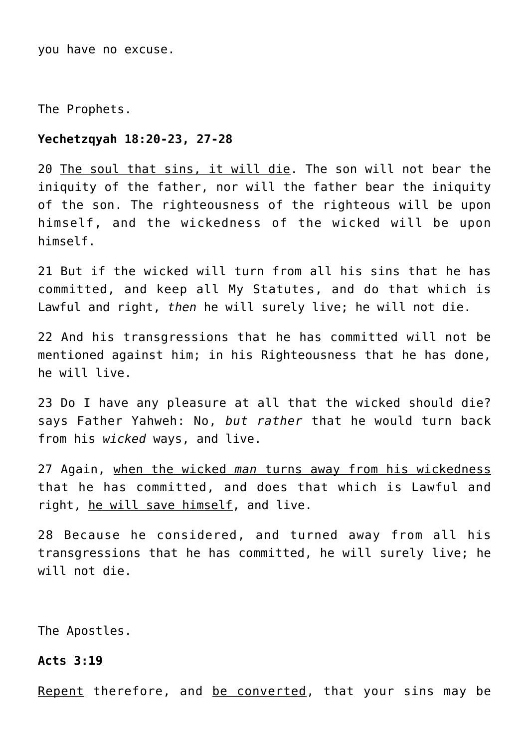you have no excuse.

The Prophets.

**Yechetzqyah 18:20-23, 27-28**

20 <u>The soul that sins, it will die</u>. The son will not bear the iniquity of the father, nor will the father bear the iniquity of the son. The righteousness of the righteous will be upon himself, and the wickedness of the wicked will be upon himself.

21 But if the wicked will turn from all his sins that he has committed, and keep all My Statutes, and do that which is Lawful and right, *then* he will surely live; he will not die.

22 And his transgressions that he has committed will not be mentioned against him; in his Righteousness that he has done, he will live.

23 Do I have any pleasure at all that the wicked should die? says Father Yahweh: No, *but rather* that he would turn back from his *wicked* ways, and live.

27 Again, <u>when the wicked *man* turns away from his wickedness</u> that he has committed, and does that which is Lawful and right, <u>he will save himself</u>, and live.

28 Because he considered, and turned away from all his transgressions that he has committed, he will surely live; he will not die.

The Apostles.

**Acts 3:19**

<u>Repent</u> therefore, and <u>be converted</u>, that your sins may be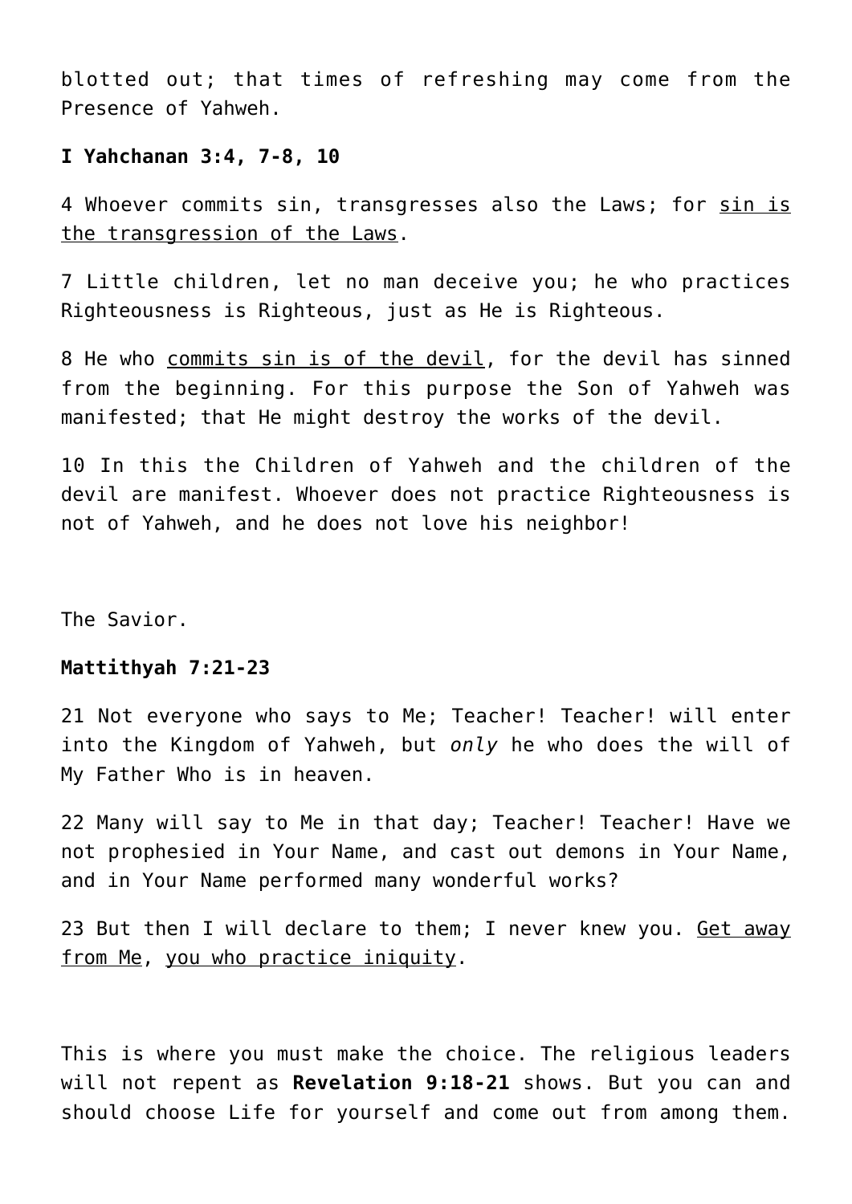blotted out; that times of refreshing may come from the Presence of Yahweh.

**I Yahchanan 3:4, 7-8, 10**

4 Whoever commits sin, transgresses also the Laws; for <u>sin is the transgression of the Laws</u>.

7 Little children, let no man deceive you; he who practices Righteousness is Righteous, just as He is Righteous.

8 He who <u>commits sin is of the devil</u>, for the devil has sinned from the beginning. For this purpose the Son of Yahweh was manifested; that He might destroy the works of the devil.

10 In this the Children of Yahweh and the children of the devil are manifest. Whoever does not practice Righteousness is not of Yahweh, and he does not love his neighbor!

The Savior.

**Mattithyah 7:21-23**

21 Not everyone who says to Me; Teacher! Teacher! will enter into the Kingdom of Yahweh, but *only* he who does the will of My Father Who is in heaven.

22 Many will say to Me in that day; Teacher! Teacher! Have we not prophesied in Your Name, and cast out demons in Your Name, and in Your Name performed many wonderful works?

23 But then I will declare to them; I never knew you. <u>Get away from Me</u>, <u>you who practice iniquity</u>.

This is where you must make the choice. The religious leaders will not repent as **Revelation 9:18-21** shows. But you can and should choose Life for yourself and come out from among them.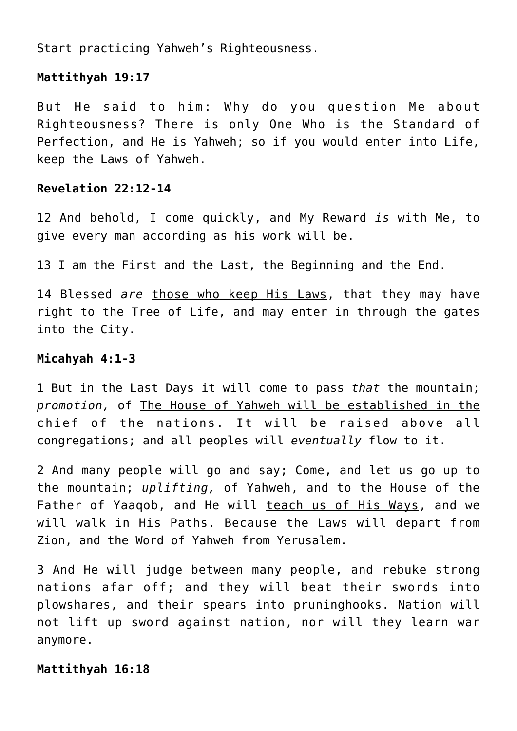Start practicing Yahweh's Righteousness.

**Mattithyah 19:17**

But He said to him: Why do you question Me about Righteousness? There is only One Who is the Standard of Perfection, and He is Yahweh; so if you would enter into Life, keep the Laws of Yahweh.

**Revelation 22:12-14**

12 And behold, I come quickly, and My Reward *is* with Me, to give every man according as his work will be.

13 I am the First and the Last, the Beginning and the End.

14 Blessed *are* <u>those who keep His Laws</u>, that they may have <u>right to the Tree of Life</u>, and may enter in through the gates into the City.

**Micahyah 4:1-3**

1 But <u>in the Last Days</u> it will come to pass *that* the mountain; *promotion,* of <u>The House of Yahweh will be established in the chief of the nations</u>. It will be raised above all congregations; and all peoples will *eventually* flow to it.

2 And many people will go and say; Come, and let us go up to the mountain; *uplifting,* of Yahweh, and to the House of the Father of Yaaqob, and He will <u>teach us of His Ways</u>, and we will walk in His Paths. Because the Laws will depart from Zion, and the Word of Yahweh from Yerusalem.

3 And He will judge between many people, and rebuke strong nations afar off; and they will beat their swords into plowshares, and their spears into pruninghooks. Nation will not lift up sword against nation, nor will they learn war anymore.

**Mattithyah 16:18**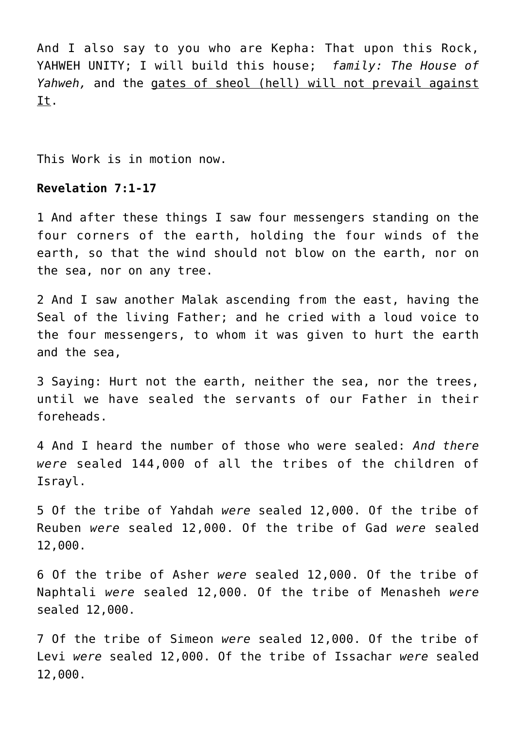And I also say to you who are Kepha: That upon this Rock, YAHWEH UNITY; I will build this house; *family: The House of Yahweh,* and the gates of sheol (hell) will not prevail against It.

This Work is in motion now.

**Revelation 7:1-17**

1 And after these things I saw four messengers standing on the four corners of the earth, holding the four winds of the earth, so that the wind should not blow on the earth, nor on the sea, nor on any tree.

2 And I saw another Malak ascending from the east, having the Seal of the living Father; and he cried with a loud voice to the four messengers, to whom it was given to hurt the earth and the sea,

3 Saying: Hurt not the earth, neither the sea, nor the trees, until we have sealed the servants of our Father in their foreheads.

4 And I heard the number of those who were sealed: *And there were* sealed 144,000 of all the tribes of the children of Israyl.

5 Of the tribe of Yahdah *were* sealed 12,000. Of the tribe of Reuben *were* sealed 12,000. Of the tribe of Gad *were* sealed 12,000.

6 Of the tribe of Asher *were* sealed 12,000. Of the tribe of Naphtali *were* sealed 12,000. Of the tribe of Menasheh *were* sealed 12,000.

7 Of the tribe of Simeon *were* sealed 12,000. Of the tribe of Levi *were* sealed 12,000. Of the tribe of Issachar *were* sealed 12,000.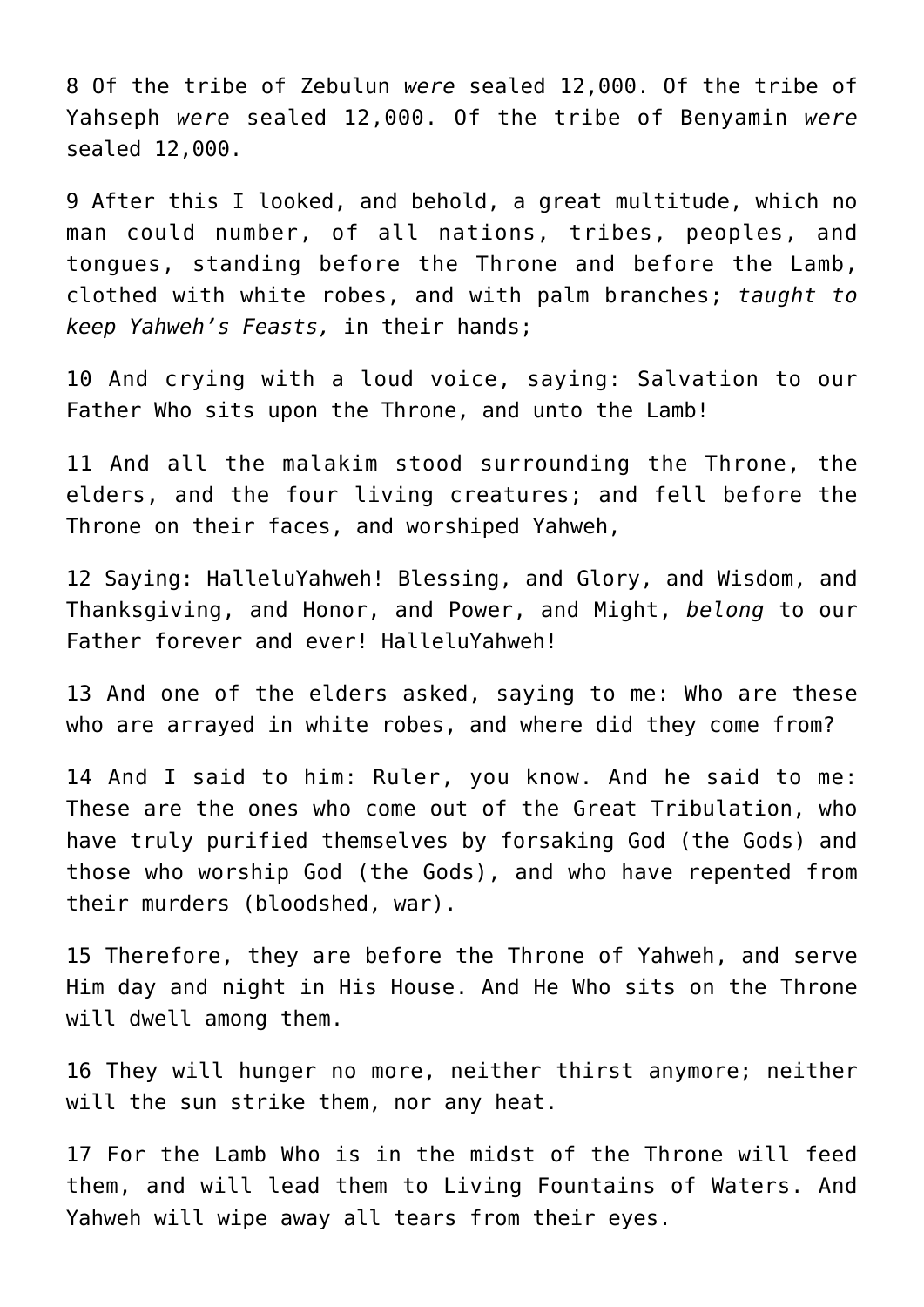8 Of the tribe of Zebulun *were* sealed 12,000. Of the tribe of Yahseph *were* sealed 12,000. Of the tribe of Benyamin *were* sealed 12,000.

9 After this I looked, and behold, a great multitude, which no man could number, of all nations, tribes, peoples, and tongues, standing before the Throne and before the Lamb, clothed with white robes, and with palm branches; *taught to keep Yahweh's Feasts,* in their hands;

10 And crying with a loud voice, saying: Salvation to our Father Who sits upon the Throne, and unto the Lamb!

11 And all the malakim stood surrounding the Throne, the elders, and the four living creatures; and fell before the Throne on their faces, and worshiped Yahweh,

12 Saying: HalleluYahweh! Blessing, and Glory, and Wisdom, and Thanksgiving, and Honor, and Power, and Might, *belong* to our Father forever and ever! HalleluYahweh!

13 And one of the elders asked, saying to me: Who are these who are arrayed in white robes, and where did they come from?

14 And I said to him: Ruler, you know. And he said to me: These are the ones who come out of the Great Tribulation, who have truly purified themselves by forsaking God (the Gods) and those who worship God (the Gods), and who have repented from their murders (bloodshed, war).

15 Therefore, they are before the Throne of Yahweh, and serve Him day and night in His House. And He Who sits on the Throne will dwell among them.

16 They will hunger no more, neither thirst anymore; neither will the sun strike them, nor any heat.

17 For the Lamb Who is in the midst of the Throne will feed them, and will lead them to Living Fountains of Waters. And Yahweh will wipe away all tears from their eyes.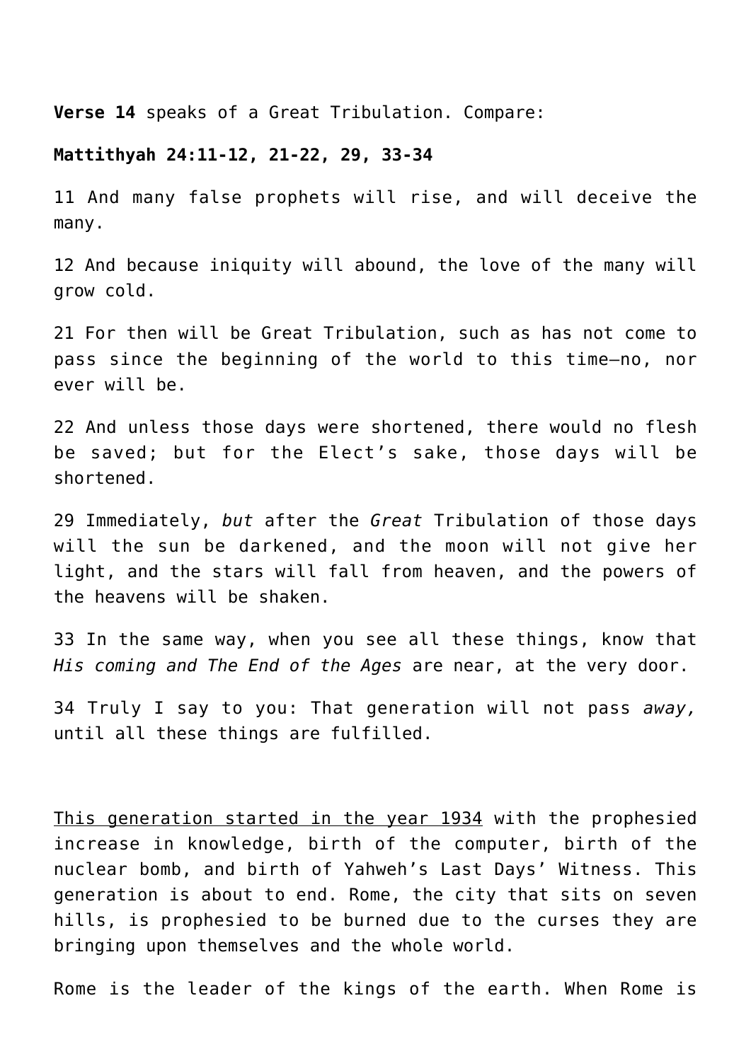**Verse 14** speaks of a Great Tribulation. Compare:

**Mattithyah 24:11-12, 21-22, 29, 33-34**

11 And many false prophets will rise, and will deceive the many.

12 And because iniquity will abound, the love of the many will grow cold.

21 For then will be Great Tribulation, such as has not come to pass since the beginning of the world to this time—no, nor ever will be.

22 And unless those days were shortened, there would no flesh be saved; but for the Elect's sake, those days will be shortened.

29 Immediately, *but* after the *Great* Tribulation of those days will the sun be darkened, and the moon will not give her light, and the stars will fall from heaven, and the powers of the heavens will be shaken.

33 In the same way, when you see all these things, know that *His coming and The End of the Ages* are near, at the very door.

34 Truly I say to you: That generation will not pass *away,* until all these things are fulfilled.

<u>This generation started in the year 1934</u> with the prophesied increase in knowledge, birth of the computer, birth of the nuclear bomb, and birth of Yahweh's Last Days' Witness. This generation is about to end. Rome, the city that sits on seven hills, is prophesied to be burned due to the curses they are bringing upon themselves and the whole world.

Rome is the leader of the kings of the earth. When Rome is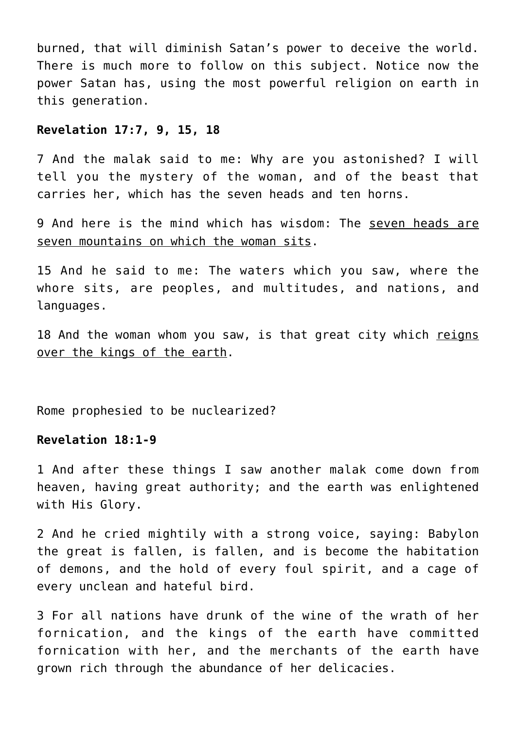burned, that will diminish Satan's power to deceive the world. There is much more to follow on this subject. Notice now the power Satan has, using the most powerful religion on earth in this generation.

**Revelation 17:7, 9, 15, 18**

7 And the malak said to me: Why are you astonished? I will tell you the mystery of the woman, and of the beast that carries her, which has the seven heads and ten horns.

9 And here is the mind which has wisdom: The <u>seven heads are seven mountains on which the woman sits</u>.

15 And he said to me: The waters which you saw, where the whore sits, are peoples, and multitudes, and nations, and languages.

18 And the woman whom you saw, is that great city which <u>reigns over the kings of the earth</u>.

Rome prophesied to be nuclearized?

**Revelation 18:1-9**

1 And after these things I saw another malak come down from heaven, having great authority; and the earth was enlightened with His Glory.

2 And he cried mightily with a strong voice, saying: Babylon the great is fallen, is fallen, and is become the habitation of demons, and the hold of every foul spirit, and a cage of every unclean and hateful bird.

3 For all nations have drunk of the wine of the wrath of her fornication, and the kings of the earth have committed fornication with her, and the merchants of the earth have grown rich through the abundance of her delicacies.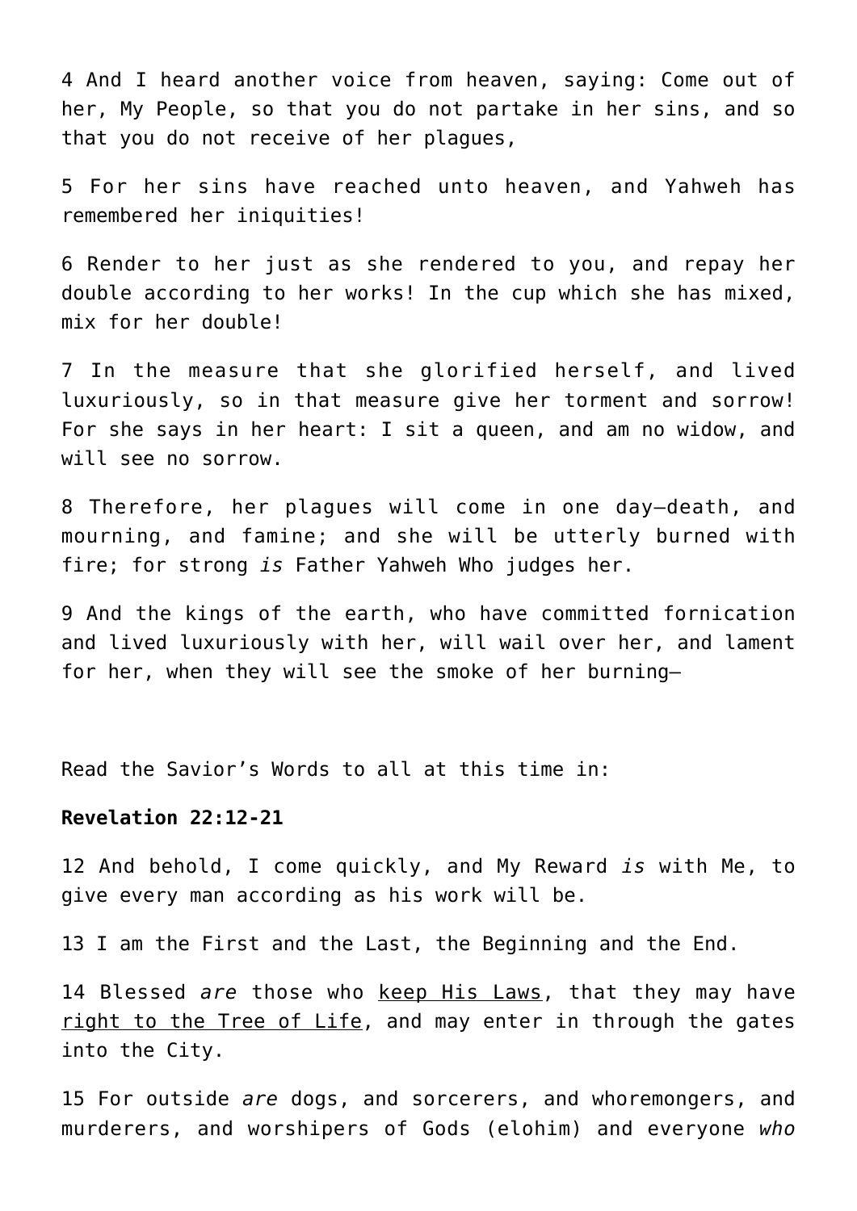4 And I heard another voice from heaven, saying: Come out of her, My People, so that you do not partake in her sins, and so that you do not receive of her plagues,

5 For her sins have reached unto heaven, and Yahweh has remembered her iniquities!

6 Render to her just as she rendered to you, and repay her double according to her works! In the cup which she has mixed, mix for her double!

7 In the measure that she glorified herself, and lived luxuriously, so in that measure give her torment and sorrow! For she says in her heart: I sit a queen, and am no widow, and will see no sorrow.

8 Therefore, her plagues will come in one day—death, and mourning, and famine; and she will be utterly burned with fire; for strong *is* Father Yahweh Who judges her.

9 And the kings of the earth, who have committed fornication and lived luxuriously with her, will wail over her, and lament for her, when they will see the smoke of her burning—

Read the Savior's Words to all at this time in:

**Revelation 22:12-21**

12 And behold, I come quickly, and My Reward *is* with Me, to give every man according as his work will be.

13 I am the First and the Last, the Beginning and the End.

14 Blessed *are* those who <u>keep His Laws</u>, that they may have <u>right to the Tree of Life</u>, and may enter in through the gates into the City.

15 For outside *are* dogs, and sorcerers, and whoremongers, and murderers, and worshipers of Gods (elohim) and everyone *who*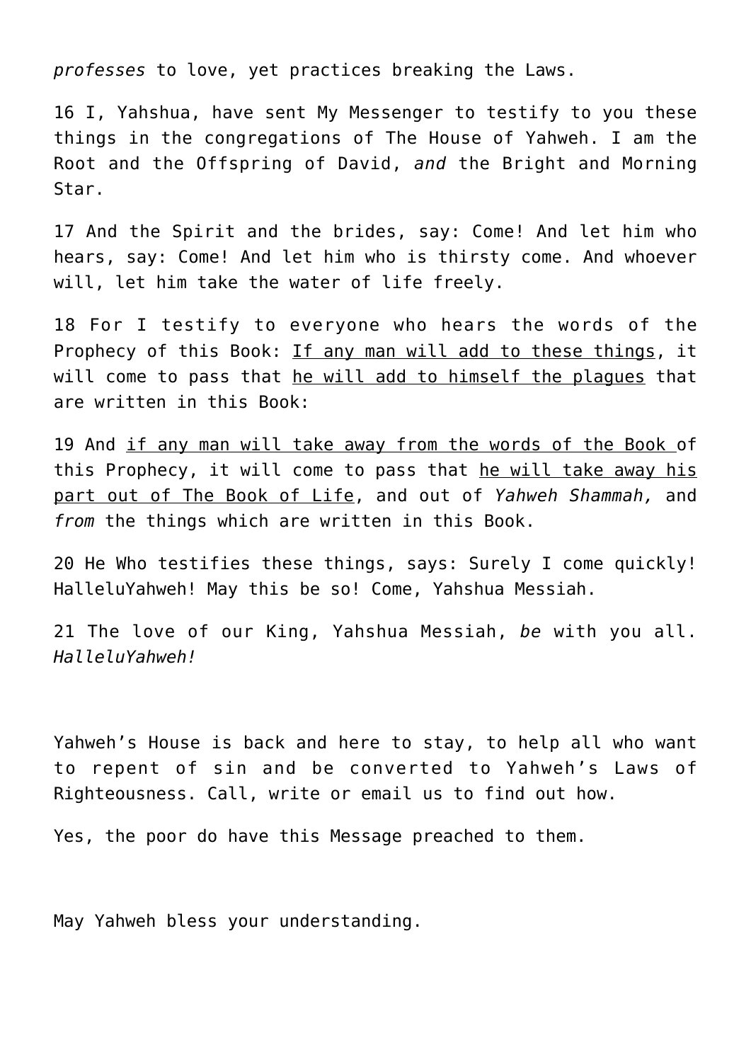*professes* to love, yet practices breaking the Laws.

16 I, Yahshua, have sent My Messenger to testify to you these things in the congregations of The House of Yahweh. I am the Root and the Offspring of David, *and* the Bright and Morning Star.

17 And the Spirit and the brides, say: Come! And let him who hears, say: Come! And let him who is thirsty come. And whoever will, let him take the water of life freely.

18 For I testify to everyone who hears the words of the Prophecy of this Book: <u>If any man will add to these things</u>, it will come to pass that <u>he will add to himself the plagues</u> that are written in this Book:

19 And <u>if any man will take away from the words of the Book </u>of this Prophecy, it will come to pass that <u>he will take away his part out of The Book of Life</u>, and out of *Yahweh Shammah,* and *from* the things which are written in this Book.

20 He Who testifies these things, says: Surely I come quickly! HalleluYahweh! May this be so! Come, Yahshua Messiah.

21 The love of our King, Yahshua Messiah, *be* with you all. *HalleluYahweh!*

Yahweh's House is back and here to stay, to help all who want to repent of sin and be converted to Yahweh's Laws of Righteousness. Call, write or email us to find out how.

Yes, the poor do have this Message preached to them.

May Yahweh bless your understanding.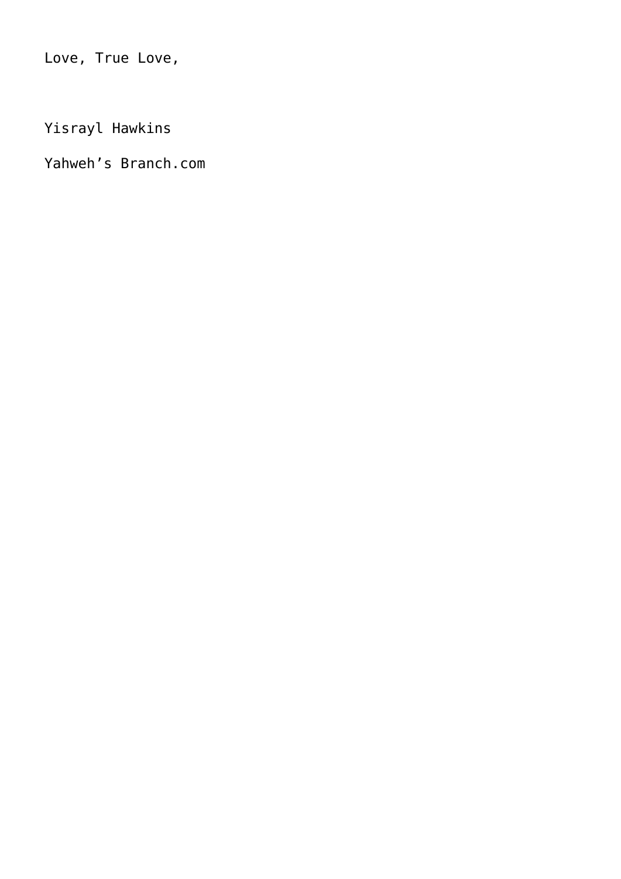Love, True Love,

Yisrayl Hawkins

Yahweh's Branch.com